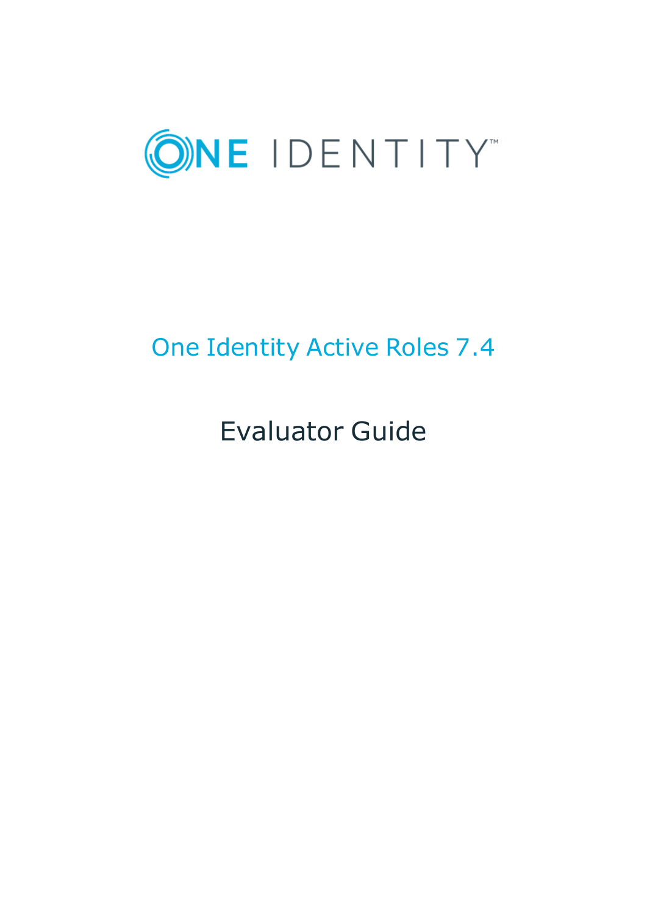ONE IDENTITY™

# One Identity Active Roles 7.4

## Evaluator Guide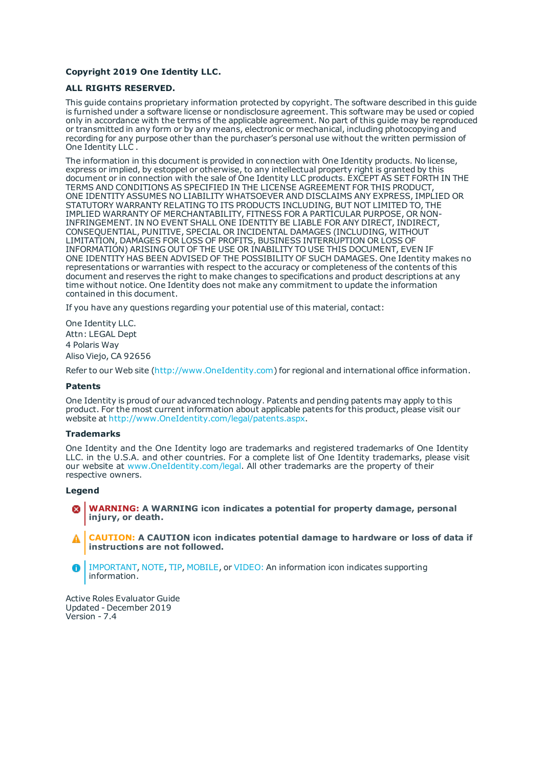**Copyright 2019 One Identity LLC.**

**ALL RIGHTS RESERVED.**

This guide contains proprietary information protected by copyright. The software described in this guide is furnished under a software license or nondisclosure agreement. This software may be used or copied only in accordance with the terms of the applicable agreement. No part of this guide may be reproduced or transmitted in any form or by any means, electronic or mechanical, including photocopying and recording for any purpose other than the purchaser's personal use without the written permission of One Identity LLC .

The information in this document is provided in connection with One Identity products. No license, express or implied, by estoppel or otherwise, to any intellectual property right is granted by this document or in connection with the sale of One Identity LLC products. EXCEPT AS SET FORTH IN THE TERMS AND CONDITIONS AS SPECIFIED IN THE LICENSE AGREEMENT FOR THIS PRODUCT, ONE IDENTITY ASSUMES NO LIABILITY WHATSOEVER AND DISCLAIMS ANY EXPRESS, IMPLIED OR STATUTORY WARRANTY RELATING TO ITS PRODUCTS INCLUDING, BUT NOT LIMITED TO, THE IMPLIED WARRANTY OF MERCHANTABILITY, FITNESS FOR A PARTICULAR PURPOSE, OR NON-INFRINGEMENT. IN NO EVENT SHALL ONE IDENTITY BE LIABLE FOR ANY DIRECT, INDIRECT, CONSEQUENTIAL, PUNITIVE, SPECIAL OR INCIDENTAL DAMAGES (INCLUDING, WITHOUT LIMITATION, DAMAGES FOR LOSS OF PROFITS, BUSINESS INTERRUPTION OR LOSS OF INFORMATION) ARISING OUT OF THE USE OR INABILITY TO USE THIS DOCUMENT, EVEN IF ONE IDENTITY HAS BEEN ADVISED OF THE POSSIBILITY OF SUCH DAMAGES. One Identity makes no representations or warranties with respect to the accuracy or completeness of the contents of this document and reserves the right to make changes to specifications and product descriptions at any time without notice. One Identity does not make any commitment to update the information contained in this document.

If you have any questions regarding your potential use of this material, contact:

One Identity LLC.
Attn: LEGAL Dept
4 Polaris Way
Aliso Viejo, CA 92656

Refer to our Web site (http://www.OneIdentity.com) for regional and international office information.

**Patents**

One Identity is proud of our advanced technology. Patents and pending patents may apply to this product. For the most current information about applicable patents for this product, please visit our website at http://www.OneIdentity.com/legal/patents.aspx.

**Trademarks**

One Identity and the One Identity logo are trademarks and registered trademarks of One Identity LLC. in the U.S.A. and other countries. For a complete list of One Identity trademarks, please visit our website at www.OneIdentity.com/legal. All other trademarks are the property of their respective owners.

**Legend**

**WARNING: A WARNING icon indicates a potential for property damage, personal injury, or death.**

**CAUTION: A CAUTION icon indicates potential damage to hardware or loss of data if instructions are not followed.**

IMPORTANT, NOTE, TIP, MOBILE, or VIDEO: An information icon indicates supporting information.

Active Roles Evaluator Guide
Updated - December 2019
Version - 7.4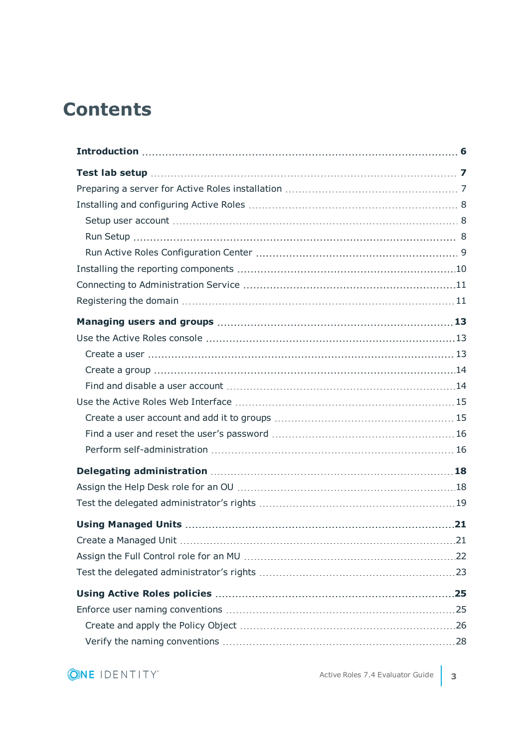# Contents

**Introduction** 6

**Test lab setup** 7

Preparing a server for Active Roles installation 7

Installing and configuring Active Roles 8

- Setup user account 8
- Run Setup 8
- Run Active Roles Configuration Center 9

Installing the reporting components 10

Connecting to Administration Service 11

Registering the domain 11

**Managing users and groups** 13

Use the Active Roles console 13

- Create a user 13
- Create a group 14
- Find and disable a user account 14

Use the Active Roles Web Interface 15

- Create a user account and add it to groups 15
- Find a user and reset the user's password 16
- Perform self-administration 16

**Delegating administration** 18

Assign the Help Desk role for an OU 18

Test the delegated administrator's rights 19

**Using Managed Units** 21

Create a Managed Unit 21

Assign the Full Control role for an MU 22

Test the delegated administrator's rights 23

**Using Active Roles policies** 25

Enforce user naming conventions 25

- Create and apply the Policy Object 26
- Verify the naming conventions 28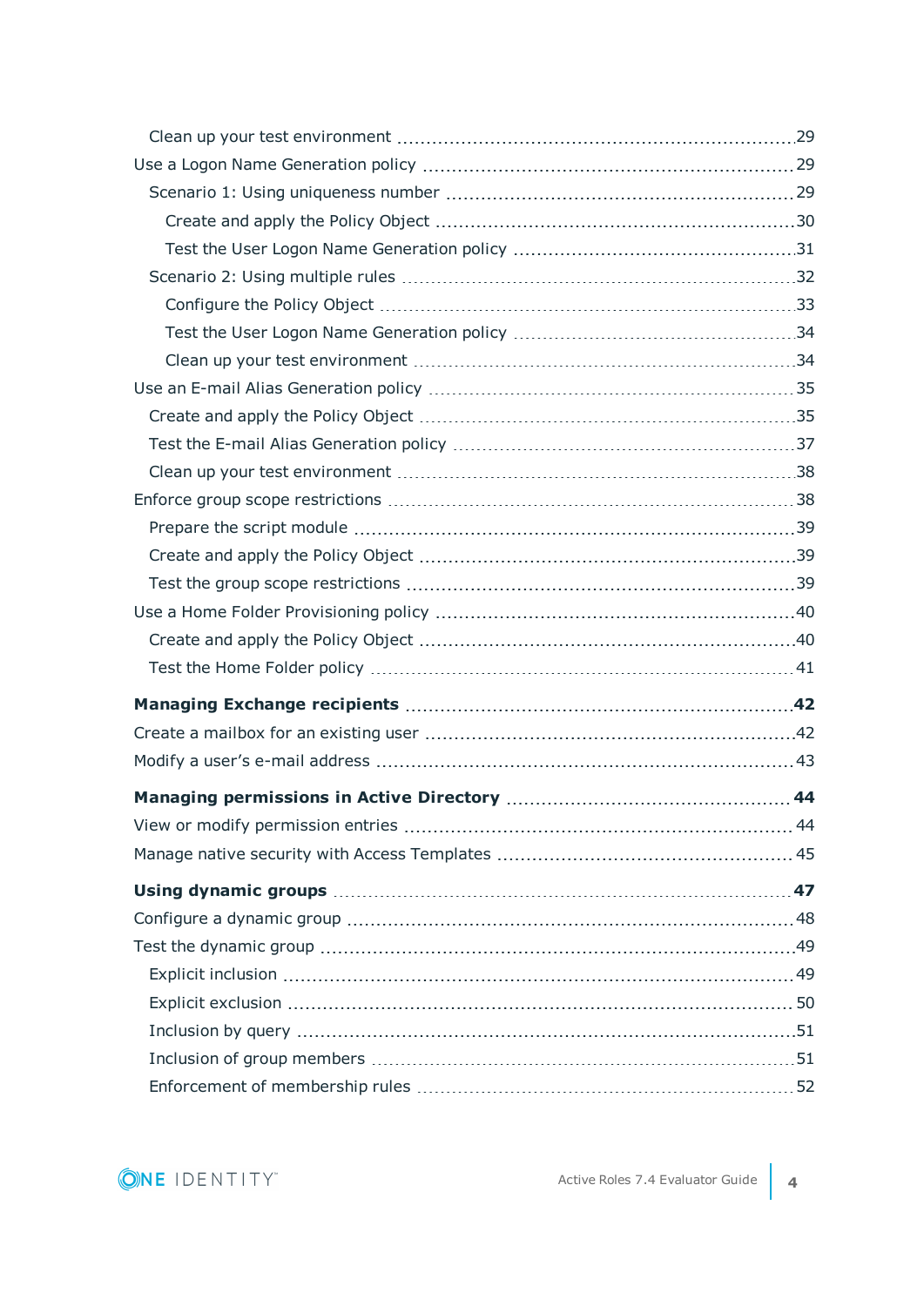- Clean up your test environment ... 29
- Use a Logon Name Generation policy ... 29
  - Scenario 1: Using uniqueness number ... 29
    - Create and apply the Policy Object ... 30
    - Test the User Logon Name Generation policy ... 31
  - Scenario 2: Using multiple rules ... 32
    - Configure the Policy Object ... 33
    - Test the User Logon Name Generation policy ... 34
    - Clean up your test environment ... 34
- Use an E-mail Alias Generation policy ... 35
  - Create and apply the Policy Object ... 35
  - Test the E-mail Alias Generation policy ... 37
  - Clean up your test environment ... 38
- Enforce group scope restrictions ... 38
  - Prepare the script module ... 39
  - Create and apply the Policy Object ... 39
  - Test the group scope restrictions ... 39
- Use a Home Folder Provisioning policy ... 40
  - Create and apply the Policy Object ... 40
  - Test the Home Folder policy ... 41

**Managing Exchange recipients ... 42**

- Create a mailbox for an existing user ... 42
- Modify a user's e-mail address ... 43

**Managing permissions in Active Directory ... 44**

- View or modify permission entries ... 44
- Manage native security with Access Templates ... 45

**Using dynamic groups ... 47**

- Configure a dynamic group ... 48
- Test the dynamic group ... 49
  - Explicit inclusion ... 49
  - Explicit exclusion ... 50
  - Inclusion by query ... 51
  - Inclusion of group members ... 51
  - Enforcement of membership rules ... 52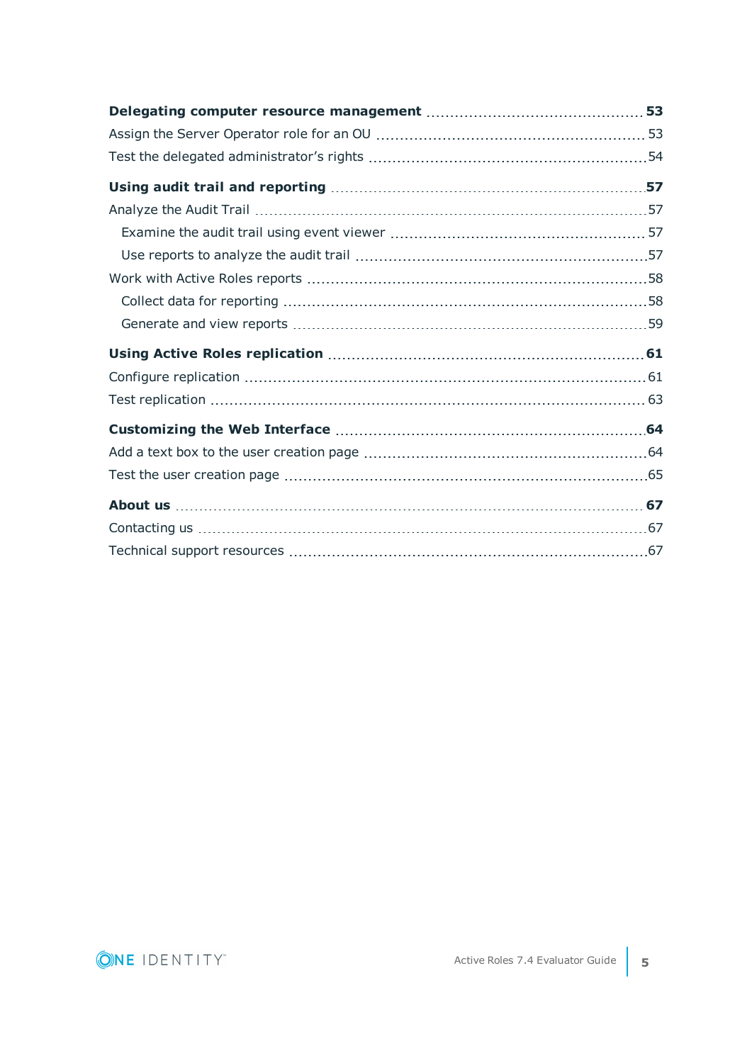**Delegating computer resource management** .... **53**

Assign the Server Operator role for an OU .... 53

Test the delegated administrator's rights .... 54

**Using audit trail and reporting** .... **57**

Analyze the Audit Trail .... 57

- Examine the audit trail using event viewer .... 57
- Use reports to analyze the audit trail .... 57

Work with Active Roles reports .... 58

- Collect data for reporting .... 58
- Generate and view reports .... 59

**Using Active Roles replication** .... **61**

Configure replication .... 61

Test replication .... 63

**Customizing the Web Interface** .... **64**

Add a text box to the user creation page .... 64

Test the user creation page .... 65

**About us** .... **67**

Contacting us .... 67

Technical support resources .... 67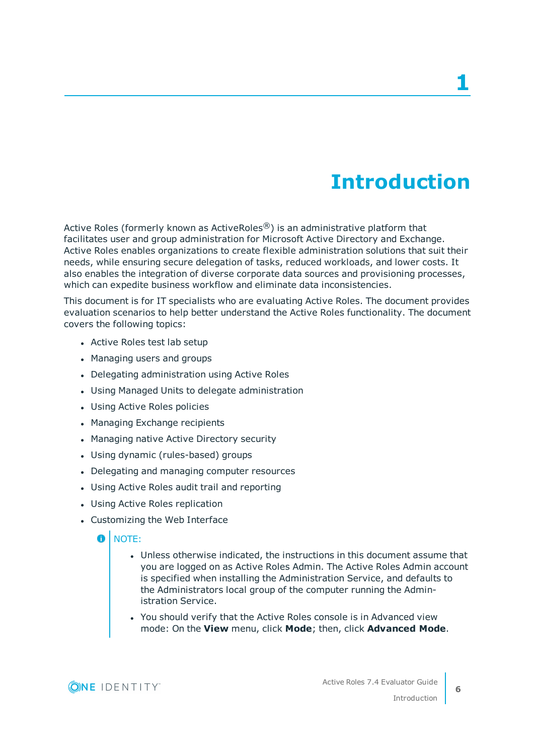# 1 Introduction

Active Roles (formerly known as ActiveRoles®) is an administrative platform that facilitates user and group administration for Microsoft Active Directory and Exchange. Active Roles enables organizations to create flexible administration solutions that suit their needs, while ensuring secure delegation of tasks, reduced workloads, and lower costs. It also enables the integration of diverse corporate data sources and provisioning processes, which can expedite business workflow and eliminate data inconsistencies.

This document is for IT specialists who are evaluating Active Roles. The document provides evaluation scenarios to help better understand the Active Roles functionality. The document covers the following topics:

- Active Roles test lab setup
- Managing users and groups
- Delegating administration using Active Roles
- Using Managed Units to delegate administration
- Using Active Roles policies
- Managing Exchange recipients
- Managing native Active Directory security
- Using dynamic (rules-based) groups
- Delegating and managing computer resources
- Using Active Roles audit trail and reporting
- Using Active Roles replication
- Customizing the Web Interface

> NOTE:
>
> - Unless otherwise indicated, the instructions in this document assume that you are logged on as Active Roles Admin. The Active Roles Admin account is specified when installing the Administration Service, and defaults to the Administrators local group of the computer running the Administration Service.
> - You should verify that the Active Roles console is in Advanced view mode: On the **View** menu, click **Mode**; then, click **Advanced Mode**.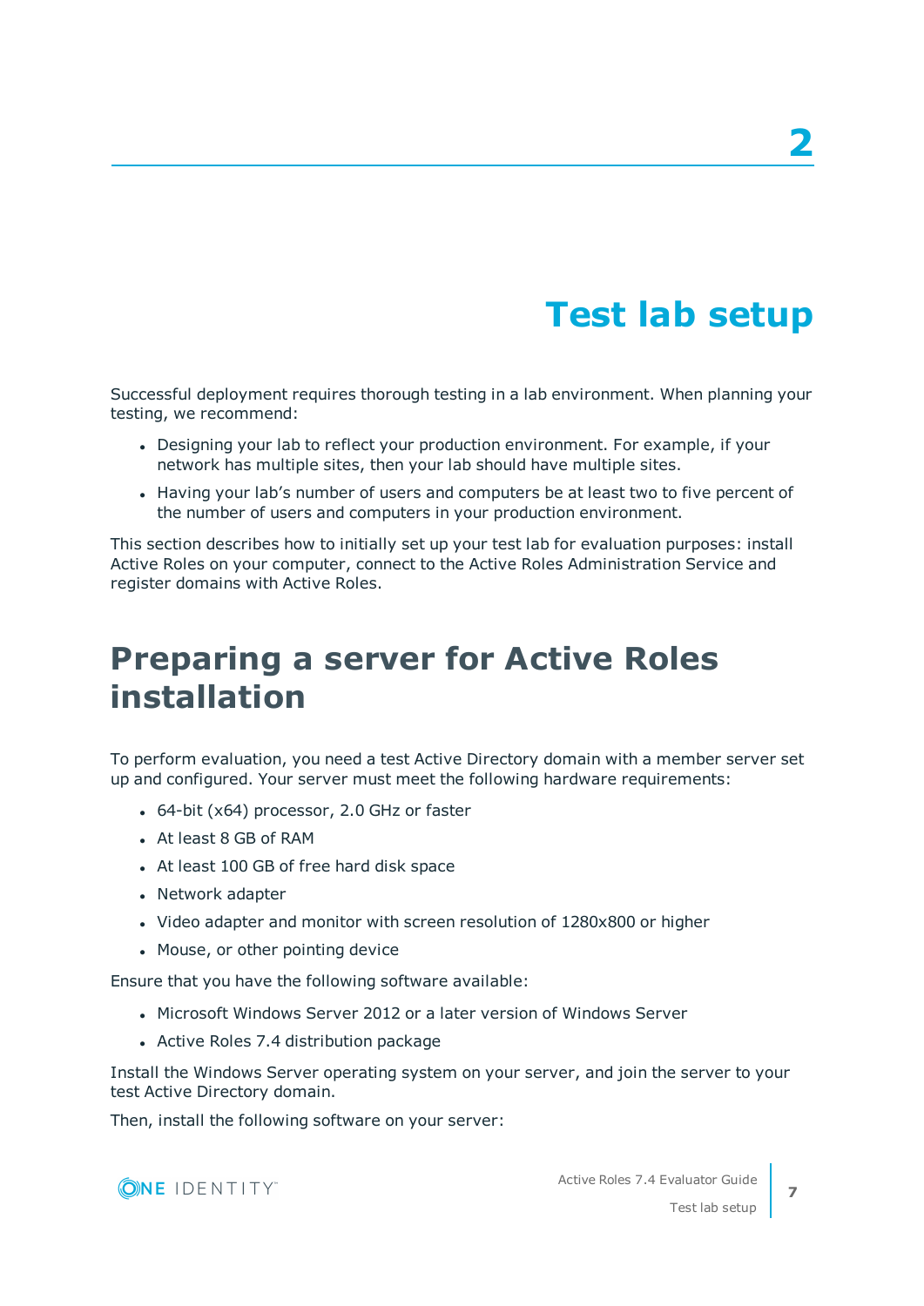# 2 Test lab setup

Successful deployment requires thorough testing in a lab environment. When planning your testing, we recommend:

- Designing your lab to reflect your production environment. For example, if your network has multiple sites, then your lab should have multiple sites.
- Having your lab's number of users and computers be at least two to five percent of the number of users and computers in your production environment.

This section describes how to initially set up your test lab for evaluation purposes: install Active Roles on your computer, connect to the Active Roles Administration Service and register domains with Active Roles.

## Preparing a server for Active Roles installation

To perform evaluation, you need a test Active Directory domain with a member server set up and configured. Your server must meet the following hardware requirements:

- 64-bit (x64) processor, 2.0 GHz or faster
- At least 8 GB of RAM
- At least 100 GB of free hard disk space
- Network adapter
- Video adapter and monitor with screen resolution of 1280x800 or higher
- Mouse, or other pointing device

Ensure that you have the following software available:

- Microsoft Windows Server 2012 or a later version of Windows Server
- Active Roles 7.4 distribution package

Install the Windows Server operating system on your server, and join the server to your test Active Directory domain.

Then, install the following software on your server: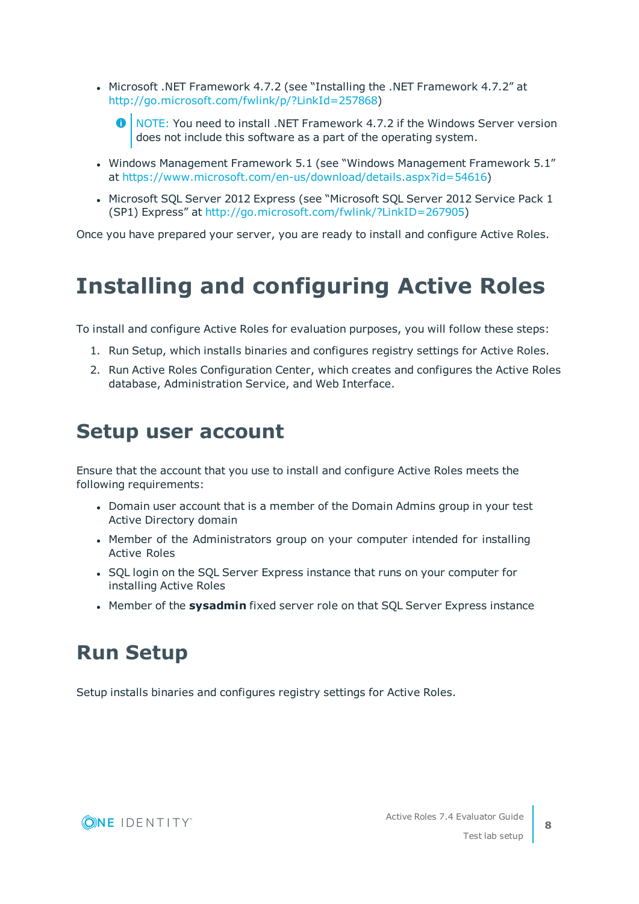- Microsoft .NET Framework 4.7.2 (see "Installing the .NET Framework 4.7.2" at http://go.microsoft.com/fwlink/p/?LinkId=257868)

  NOTE: You need to install .NET Framework 4.7.2 if the Windows Server version does not include this software as a part of the operating system.

- Windows Management Framework 5.1 (see "Windows Management Framework 5.1" at https://www.microsoft.com/en-us/download/details.aspx?id=54616)
- Microsoft SQL Server 2012 Express (see "Microsoft SQL Server 2012 Service Pack 1 (SP1) Express" at http://go.microsoft.com/fwlink/?LinkID=267905)

Once you have prepared your server, you are ready to install and configure Active Roles.

# Installing and configuring Active Roles

To install and configure Active Roles for evaluation purposes, you will follow these steps:

1. Run Setup, which installs binaries and configures registry settings for Active Roles.
2. Run Active Roles Configuration Center, which creates and configures the Active Roles database, Administration Service, and Web Interface.

## Setup user account

Ensure that the account that you use to install and configure Active Roles meets the following requirements:

- Domain user account that is a member of the Domain Admins group in your test Active Directory domain
- Member of the Administrators group on your computer intended for installing Active Roles
- SQL login on the SQL Server Express instance that runs on your computer for installing Active Roles
- Member of the **sysadmin** fixed server role on that SQL Server Express instance

## Run Setup

Setup installs binaries and configures registry settings for Active Roles.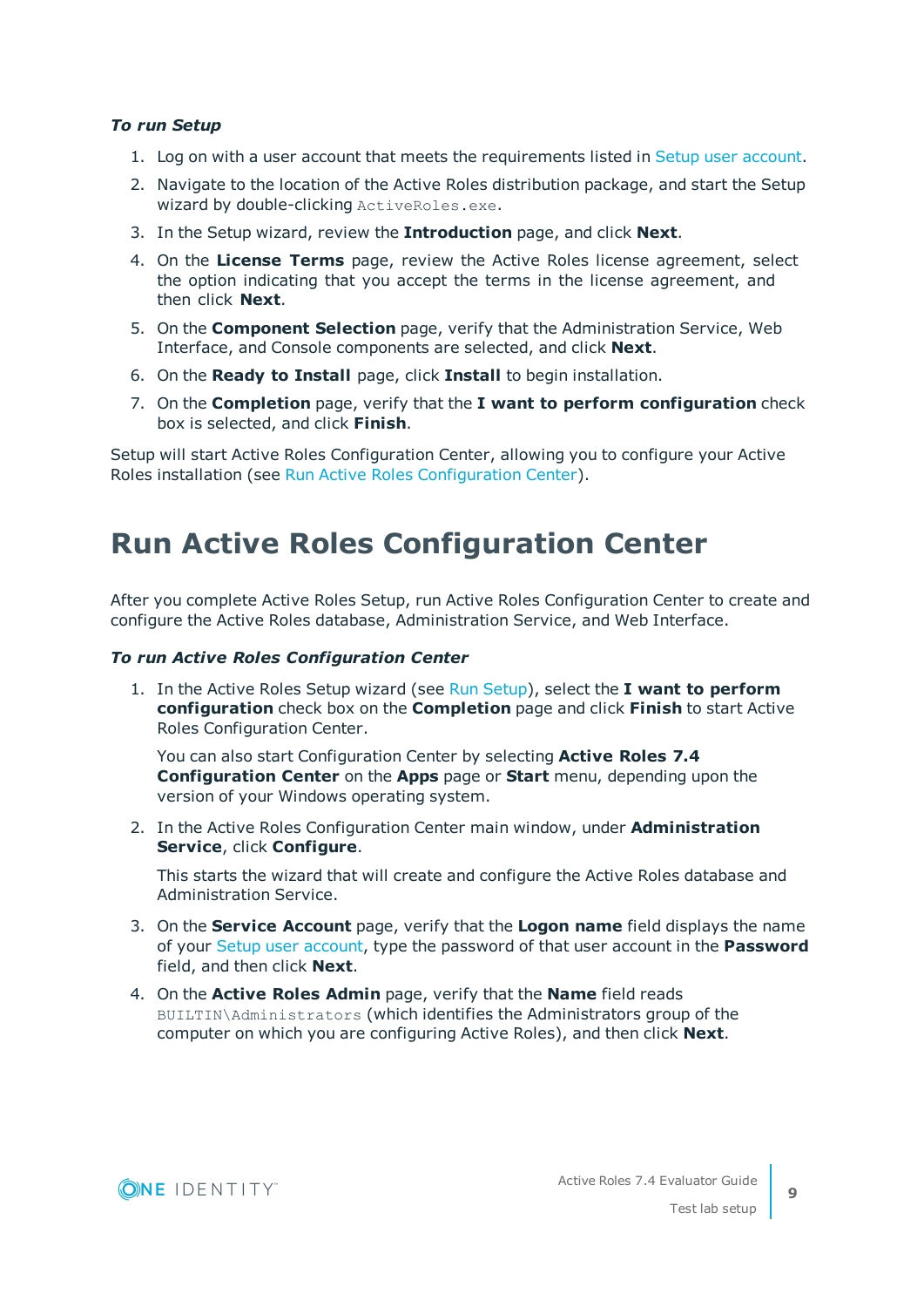***To run Setup***

1. Log on with a user account that meets the requirements listed in Setup user account.
2. Navigate to the location of the Active Roles distribution package, and start the Setup wizard by double-clicking `ActiveRoles.exe`.
3. In the Setup wizard, review the **Introduction** page, and click **Next**.
4. On the **License Terms** page, review the Active Roles license agreement, select the option indicating that you accept the terms in the license agreement, and then click **Next**.
5. On the **Component Selection** page, verify that the Administration Service, Web Interface, and Console components are selected, and click **Next**.
6. On the **Ready to Install** page, click **Install** to begin installation.
7. On the **Completion** page, verify that the **I want to perform configuration** check box is selected, and click **Finish**.

Setup will start Active Roles Configuration Center, allowing you to configure your Active Roles installation (see Run Active Roles Configuration Center).

# Run Active Roles Configuration Center

After you complete Active Roles Setup, run Active Roles Configuration Center to create and configure the Active Roles database, Administration Service, and Web Interface.

***To run Active Roles Configuration Center***

1. In the Active Roles Setup wizard (see Run Setup), select the **I want to perform configuration** check box on the **Completion** page and click **Finish** to start Active Roles Configuration Center.

   You can also start Configuration Center by selecting **Active Roles 7.4 Configuration Center** on the **Apps** page or **Start** menu, depending upon the version of your Windows operating system.

2. In the Active Roles Configuration Center main window, under **Administration Service**, click **Configure**.

   This starts the wizard that will create and configure the Active Roles database and Administration Service.

3. On the **Service Account** page, verify that the **Logon name** field displays the name of your Setup user account, type the password of that user account in the **Password** field, and then click **Next**.
4. On the **Active Roles Admin** page, verify that the **Name** field reads `BUILTIN\Administrators` (which identifies the Administrators group of the computer on which you are configuring Active Roles), and then click **Next**.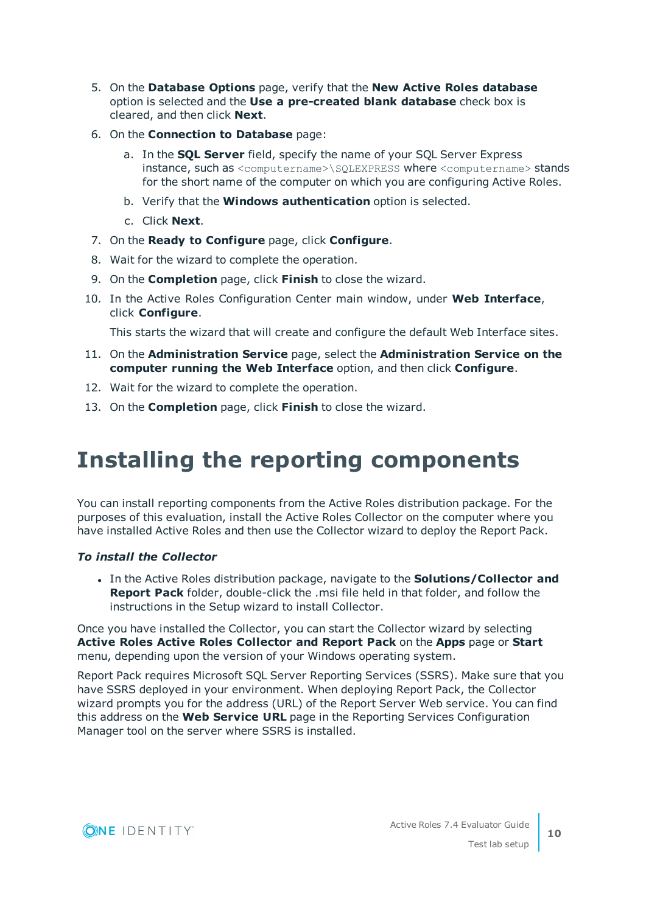5. On the **Database Options** page, verify that the **New Active Roles database** option is selected and the **Use a pre-created blank database** check box is cleared, and then click **Next**.
6. On the **Connection to Database** page:
   a. In the **SQL Server** field, specify the name of your SQL Server Express instance, such as `<computername>\SQLEXPRESS` where `<computername>` stands for the short name of the computer on which you are configuring Active Roles.
   b. Verify that the **Windows authentication** option is selected.
   c. Click **Next**.
7. On the **Ready to Configure** page, click **Configure**.
8. Wait for the wizard to complete the operation.
9. On the **Completion** page, click **Finish** to close the wizard.
10. In the Active Roles Configuration Center main window, under **Web Interface**, click **Configure**.

    This starts the wizard that will create and configure the default Web Interface sites.
11. On the **Administration Service** page, select the **Administration Service on the computer running the Web Interface** option, and then click **Configure**.
12. Wait for the wizard to complete the operation.
13. On the **Completion** page, click **Finish** to close the wizard.

# Installing the reporting components

You can install reporting components from the Active Roles distribution package. For the purposes of this evaluation, install the Active Roles Collector on the computer where you have installed Active Roles and then use the Collector wizard to deploy the Report Pack.

***To install the Collector***

- In the Active Roles distribution package, navigate to the **Solutions/Collector and Report Pack** folder, double-click the .msi file held in that folder, and follow the instructions in the Setup wizard to install Collector.

Once you have installed the Collector, you can start the Collector wizard by selecting **Active Roles Active Roles Collector and Report Pack** on the **Apps** page or **Start** menu, depending upon the version of your Windows operating system.

Report Pack requires Microsoft SQL Server Reporting Services (SSRS). Make sure that you have SSRS deployed in your environment. When deploying Report Pack, the Collector wizard prompts you for the address (URL) of the Report Server Web service. You can find this address on the **Web Service URL** page in the Reporting Services Configuration Manager tool on the server where SSRS is installed.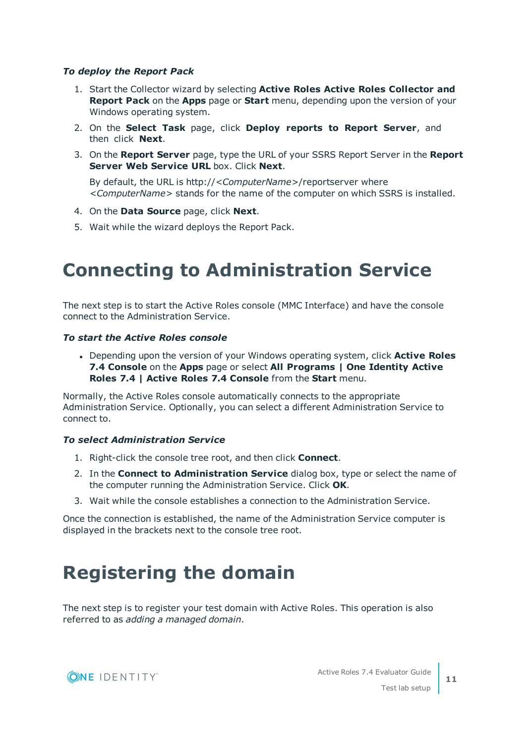***To deploy the Report Pack***

1. Start the Collector wizard by selecting **Active Roles Active Roles Collector and Report Pack** on the **Apps** page or **Start** menu, depending upon the version of your Windows operating system.
2. On the **Select Task** page, click **Deploy reports to Report Server**, and then click **Next**.
3. On the **Report Server** page, type the URL of your SSRS Report Server in the **Report Server Web Service URL** box. Click **Next**.

   By default, the URL is http://<*ComputerName*>/reportserver where <*ComputerName*> stands for the name of the computer on which SSRS is installed.
4. On the **Data Source** page, click **Next**.
5. Wait while the wizard deploys the Report Pack.

# Connecting to Administration Service

The next step is to start the Active Roles console (MMC Interface) and have the console connect to the Administration Service.

***To start the Active Roles console***

- Depending upon the version of your Windows operating system, click **Active Roles 7.4 Console** on the **Apps** page or select **All Programs | One Identity Active Roles 7.4 | Active Roles 7.4 Console** from the **Start** menu.

Normally, the Active Roles console automatically connects to the appropriate Administration Service. Optionally, you can select a different Administration Service to connect to.

***To select Administration Service***

1. Right-click the console tree root, and then click **Connect**.
2. In the **Connect to Administration Service** dialog box, type or select the name of the computer running the Administration Service. Click **OK**.
3. Wait while the console establishes a connection to the Administration Service.

Once the connection is established, the name of the Administration Service computer is displayed in the brackets next to the console tree root.

# Registering the domain

The next step is to register your test domain with Active Roles. This operation is also referred to as *adding a managed domain*.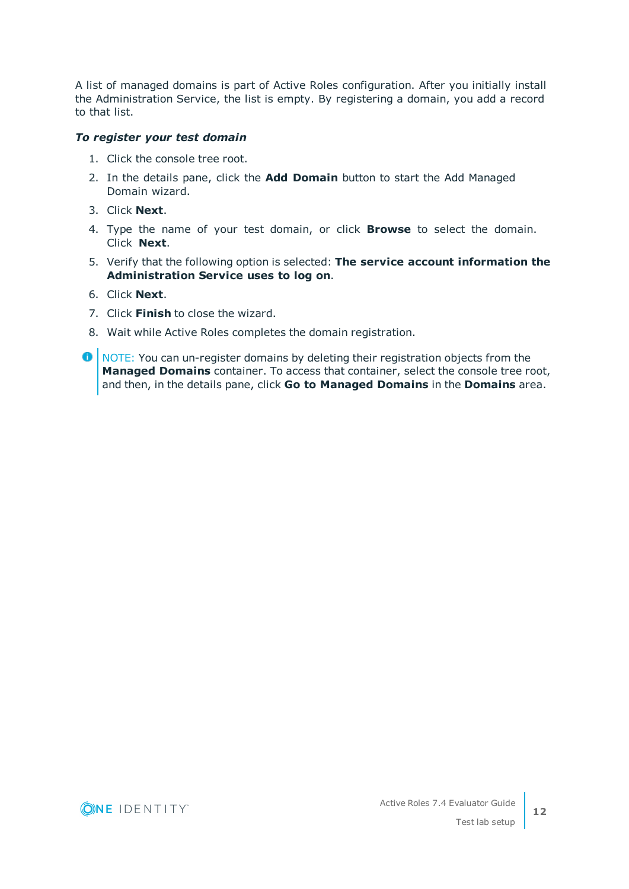A list of managed domains is part of Active Roles configuration. After you initially install the Administration Service, the list is empty. By registering a domain, you add a record to that list.

***To register your test domain***

1. Click the console tree root.
2. In the details pane, click the **Add Domain** button to start the Add Managed Domain wizard.
3. Click **Next**.
4. Type the name of your test domain, or click **Browse** to select the domain. Click **Next**.
5. Verify that the following option is selected: **The service account information the Administration Service uses to log on**.
6. Click **Next**.
7. Click **Finish** to close the wizard.
8. Wait while Active Roles completes the domain registration.

NOTE: You can un-register domains by deleting their registration objects from the **Managed Domains** container. To access that container, select the console tree root, and then, in the details pane, click **Go to Managed Domains** in the **Domains** area.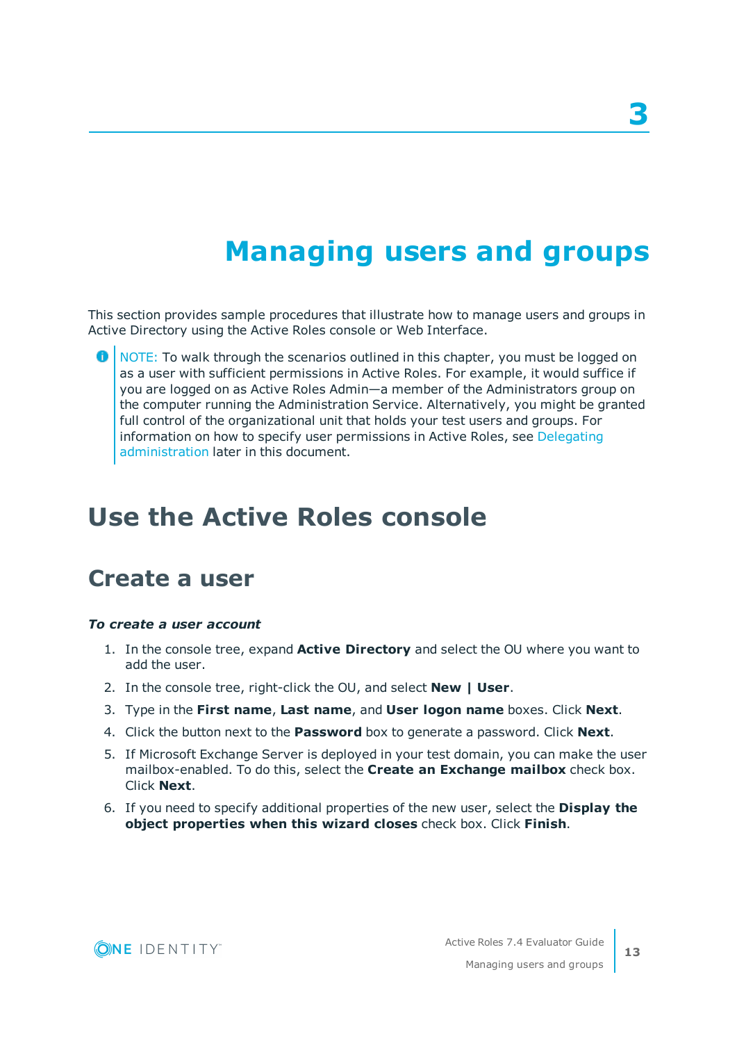# 3

# Managing users and groups

This section provides sample procedures that illustrate how to manage users and groups in Active Directory using the Active Roles console or Web Interface.

> NOTE: To walk through the scenarios outlined in this chapter, you must be logged on as a user with sufficient permissions in Active Roles. For example, it would suffice if you are logged on as Active Roles Admin—a member of the Administrators group on the computer running the Administration Service. Alternatively, you might be granted full control of the organizational unit that holds your test users and groups. For information on how to specify user permissions in Active Roles, see Delegating administration later in this document.

## Use the Active Roles console

### Create a user

***To create a user account***

1. In the console tree, expand **Active Directory** and select the OU where you want to add the user.
2. In the console tree, right-click the OU, and select **New | User**.
3. Type in the **First name**, **Last name**, and **User logon name** boxes. Click **Next**.
4. Click the button next to the **Password** box to generate a password. Click **Next**.
5. If Microsoft Exchange Server is deployed in your test domain, you can make the user mailbox-enabled. To do this, select the **Create an Exchange mailbox** check box. Click **Next**.
6. If you need to specify additional properties of the new user, select the **Display the object properties when this wizard closes** check box. Click **Finish**.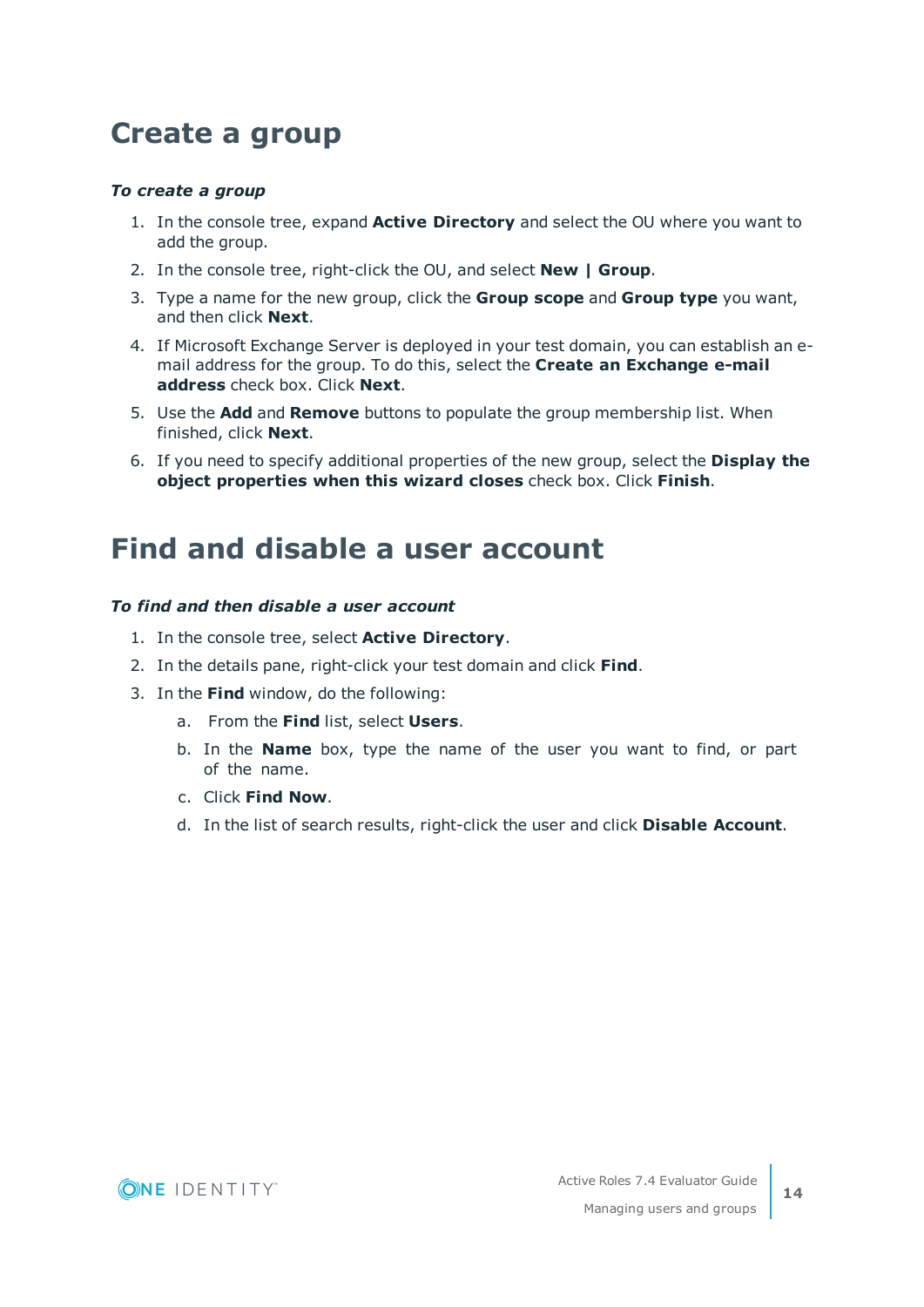# Create a group

***To create a group***

1. In the console tree, expand **Active Directory** and select the OU where you want to add the group.
2. In the console tree, right-click the OU, and select **New | Group**.
3. Type a name for the new group, click the **Group scope** and **Group type** you want, and then click **Next**.
4. If Microsoft Exchange Server is deployed in your test domain, you can establish an e-mail address for the group. To do this, select the **Create an Exchange e-mail address** check box. Click **Next**.
5. Use the **Add** and **Remove** buttons to populate the group membership list. When finished, click **Next**.
6. If you need to specify additional properties of the new group, select the **Display the object properties when this wizard closes** check box. Click **Finish**.

# Find and disable a user account

***To find and then disable a user account***

1. In the console tree, select **Active Directory**.
2. In the details pane, right-click your test domain and click **Find**.
3. In the **Find** window, do the following:
   a. From the **Find** list, select **Users**.
   b. In the **Name** box, type the name of the user you want to find, or part of the name.
   c. Click **Find Now**.
   d. In the list of search results, right-click the user and click **Disable Account**.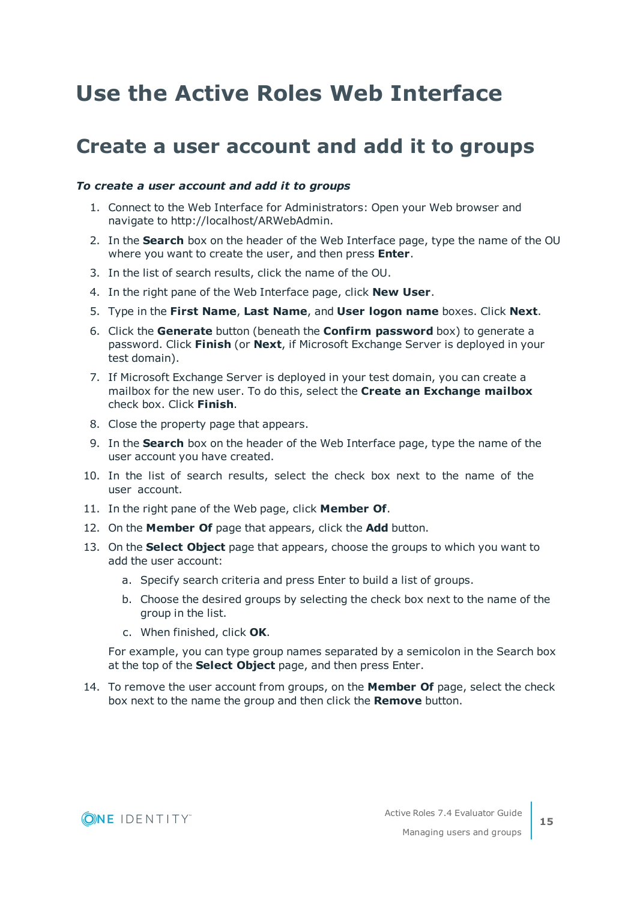# Use the Active Roles Web Interface

## Create a user account and add it to groups

***To create a user account and add it to groups***

1. Connect to the Web Interface for Administrators: Open your Web browser and navigate to http://localhost/ARWebAdmin.
2. In the **Search** box on the header of the Web Interface page, type the name of the OU where you want to create the user, and then press **Enter**.
3. In the list of search results, click the name of the OU.
4. In the right pane of the Web Interface page, click **New User**.
5. Type in the **First Name**, **Last Name**, and **User logon name** boxes. Click **Next**.
6. Click the **Generate** button (beneath the **Confirm password** box) to generate a password. Click **Finish** (or **Next**, if Microsoft Exchange Server is deployed in your test domain).
7. If Microsoft Exchange Server is deployed in your test domain, you can create a mailbox for the new user. To do this, select the **Create an Exchange mailbox** check box. Click **Finish**.
8. Close the property page that appears.
9. In the **Search** box on the header of the Web Interface page, type the name of the user account you have created.
10. In the list of search results, select the check box next to the name of the user account.
11. In the right pane of the Web page, click **Member Of**.
12. On the **Member Of** page that appears, click the **Add** button.
13. On the **Select Object** page that appears, choose the groups to which you want to add the user account:
    a. Specify search criteria and press Enter to build a list of groups.
    b. Choose the desired groups by selecting the check box next to the name of the group in the list.
    c. When finished, click **OK**.

    For example, you can type group names separated by a semicolon in the Search box at the top of the **Select Object** page, and then press Enter.
14. To remove the user account from groups, on the **Member Of** page, select the check box next to the name the group and then click the **Remove** button.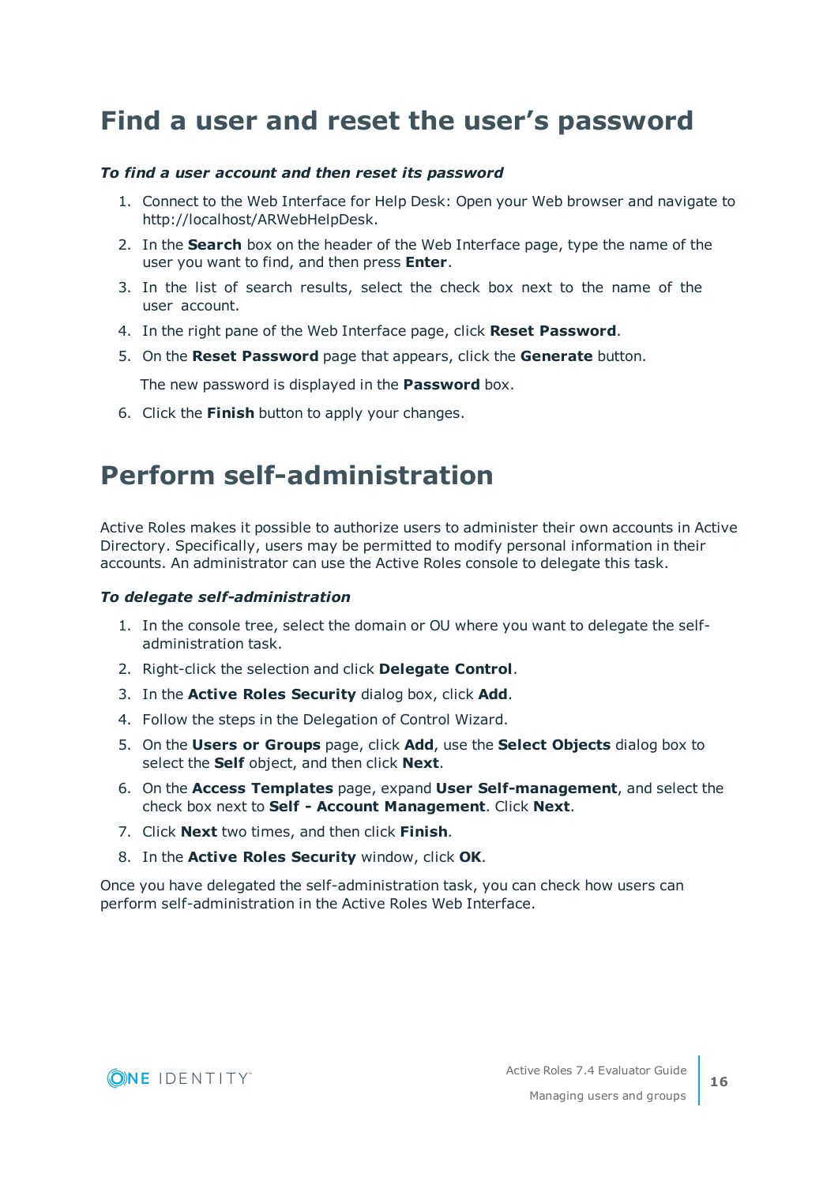# Find a user and reset the user's password

***To find a user account and then reset its password***

1. Connect to the Web Interface for Help Desk: Open your Web browser and navigate to http://localhost/ARWebHelpDesk.
2. In the **Search** box on the header of the Web Interface page, type the name of the user you want to find, and then press **Enter**.
3. In the list of search results, select the check box next to the name of the user account.
4. In the right pane of the Web Interface page, click **Reset Password**.
5. On the **Reset Password** page that appears, click the **Generate** button.

   The new password is displayed in the **Password** box.
6. Click the **Finish** button to apply your changes.

# Perform self-administration

Active Roles makes it possible to authorize users to administer their own accounts in Active Directory. Specifically, users may be permitted to modify personal information in their accounts. An administrator can use the Active Roles console to delegate this task.

***To delegate self-administration***

1. In the console tree, select the domain or OU where you want to delegate the self-administration task.
2. Right-click the selection and click **Delegate Control**.
3. In the **Active Roles Security** dialog box, click **Add**.
4. Follow the steps in the Delegation of Control Wizard.
5. On the **Users or Groups** page, click **Add**, use the **Select Objects** dialog box to select the **Self** object, and then click **Next**.
6. On the **Access Templates** page, expand **User Self-management**, and select the check box next to **Self - Account Management**. Click **Next**.
7. Click **Next** two times, and then click **Finish**.
8. In the **Active Roles Security** window, click **OK**.

Once you have delegated the self-administration task, you can check how users can perform self-administration in the Active Roles Web Interface.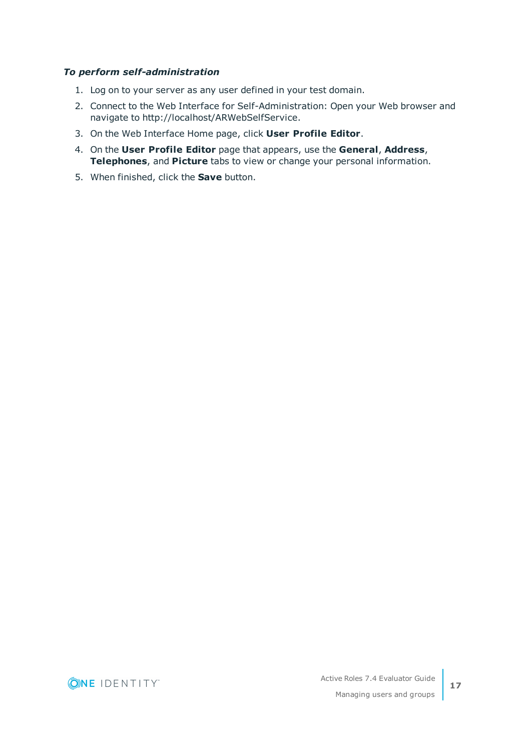*To perform self-administration*

1. Log on to your server as any user defined in your test domain.
2. Connect to the Web Interface for Self-Administration: Open your Web browser and navigate to http://localhost/ARWebSelfService.
3. On the Web Interface Home page, click **User Profile Editor**.
4. On the **User Profile Editor** page that appears, use the **General**, **Address**, **Telephones**, and **Picture** tabs to view or change your personal information.
5. When finished, click the **Save** button.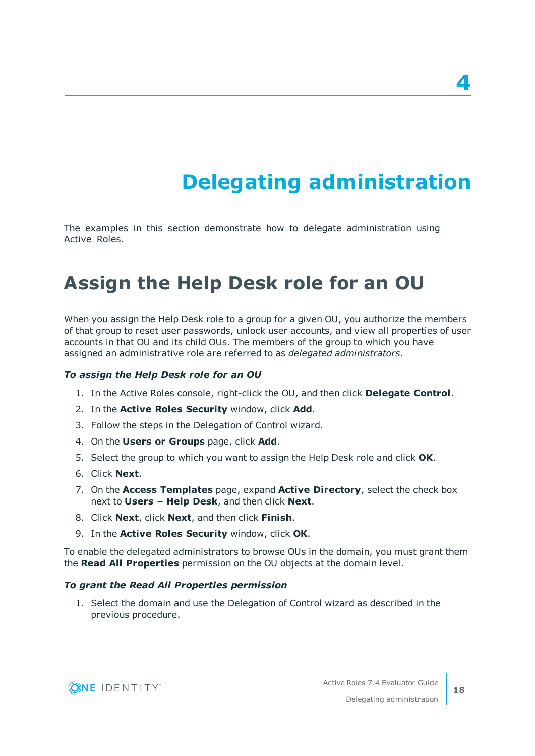# 4

# Delegating administration

The examples in this section demonstrate how to delegate administration using Active Roles.

## Assign the Help Desk role for an OU

When you assign the Help Desk role to a group for a given OU, you authorize the members of that group to reset user passwords, unlock user accounts, and view all properties of user accounts in that OU and its child OUs. The members of the group to which you have assigned an administrative role are referred to as *delegated administrators*.

***To assign the Help Desk role for an OU***

1. In the Active Roles console, right-click the OU, and then click **Delegate Control**.
2. In the **Active Roles Security** window, click **Add**.
3. Follow the steps in the Delegation of Control wizard.
4. On the **Users or Groups** page, click **Add**.
5. Select the group to which you want to assign the Help Desk role and click **OK**.
6. Click **Next**.
7. On the **Access Templates** page, expand **Active Directory**, select the check box next to **Users – Help Desk**, and then click **Next**.
8. Click **Next**, click **Next**, and then click **Finish**.
9. In the **Active Roles Security** window, click **OK**.

To enable the delegated administrators to browse OUs in the domain, you must grant them the **Read All Properties** permission on the OU objects at the domain level.

***To grant the Read All Properties permission***

1. Select the domain and use the Delegation of Control wizard as described in the previous procedure.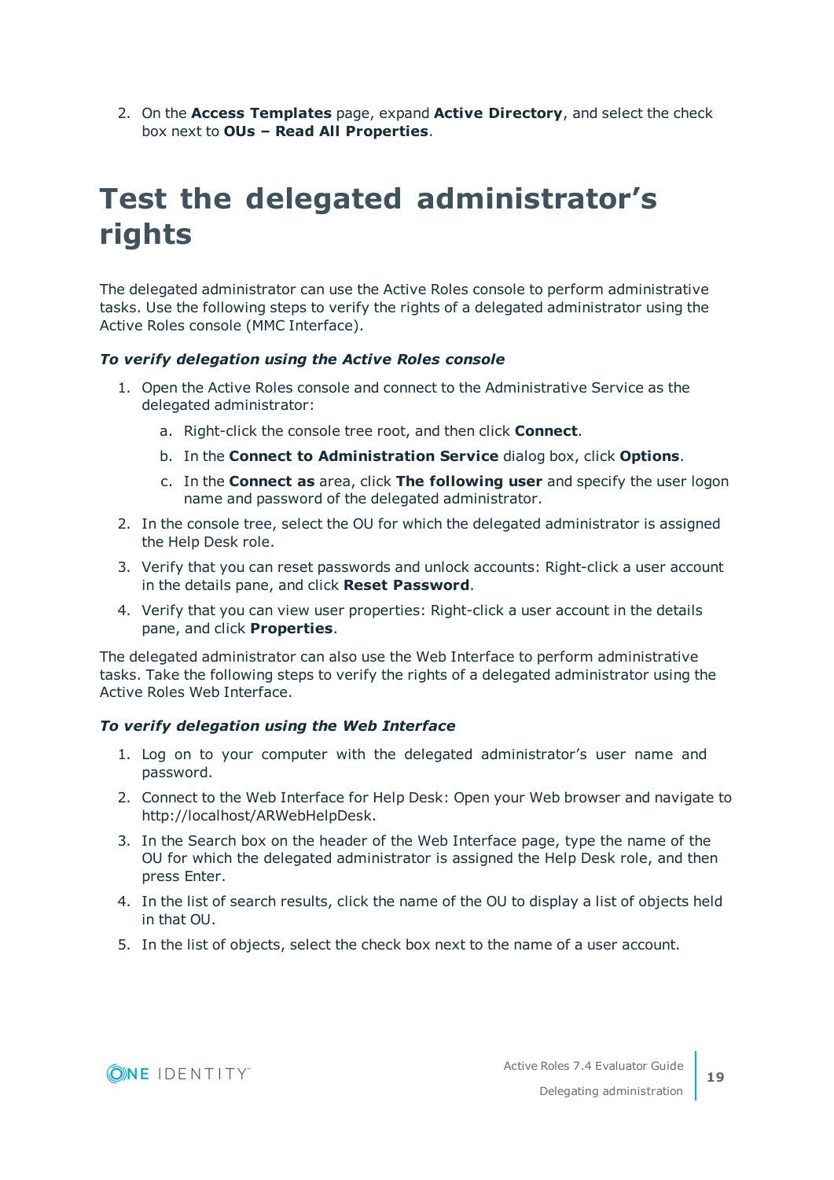2. On the **Access Templates** page, expand **Active Directory**, and select the check box next to **OUs – Read All Properties**.

# Test the delegated administrator's rights

The delegated administrator can use the Active Roles console to perform administrative tasks. Use the following steps to verify the rights of a delegated administrator using the Active Roles console (MMC Interface).

***To verify delegation using the Active Roles console***

1. Open the Active Roles console and connect to the Administrative Service as the delegated administrator:
    a. Right-click the console tree root, and then click **Connect**.
    b. In the **Connect to Administration Service** dialog box, click **Options**.
    c. In the **Connect as** area, click **The following user** and specify the user logon name and password of the delegated administrator.
2. In the console tree, select the OU for which the delegated administrator is assigned the Help Desk role.
3. Verify that you can reset passwords and unlock accounts: Right-click a user account in the details pane, and click **Reset Password**.
4. Verify that you can view user properties: Right-click a user account in the details pane, and click **Properties**.

The delegated administrator can also use the Web Interface to perform administrative tasks. Take the following steps to verify the rights of a delegated administrator using the Active Roles Web Interface.

***To verify delegation using the Web Interface***

1. Log on to your computer with the delegated administrator's user name and password.
2. Connect to the Web Interface for Help Desk: Open your Web browser and navigate to http://localhost/ARWebHelpDesk.
3. In the Search box on the header of the Web Interface page, type the name of the OU for which the delegated administrator is assigned the Help Desk role, and then press Enter.
4. In the list of search results, click the name of the OU to display a list of objects held in that OU.
5. In the list of objects, select the check box next to the name of a user account.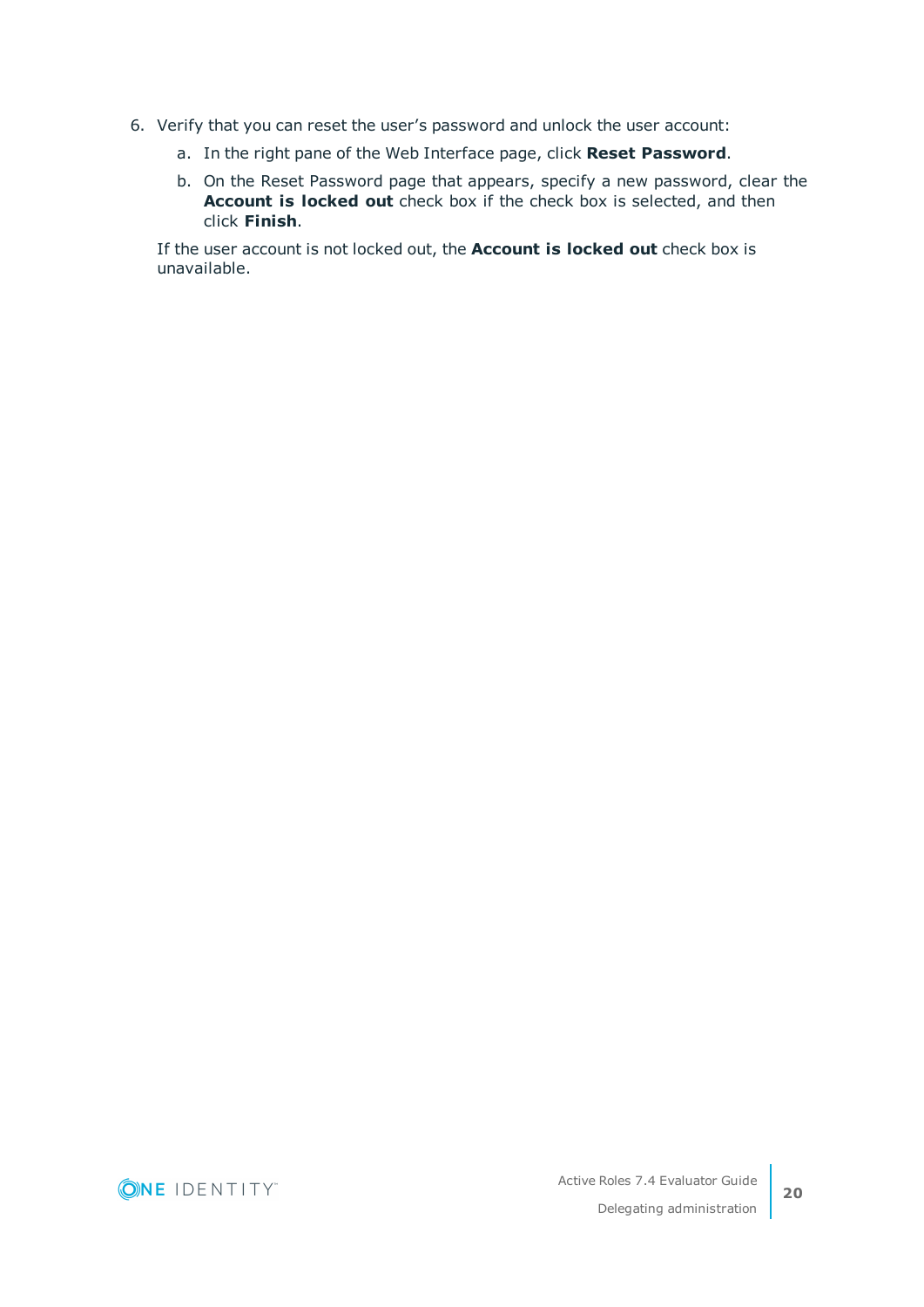6. Verify that you can reset the user's password and unlock the user account:
   a. In the right pane of the Web Interface page, click **Reset Password**.
   b. On the Reset Password page that appears, specify a new password, clear the **Account is locked out** check box if the check box is selected, and then click **Finish**.

   If the user account is not locked out, the **Account is locked out** check box is unavailable.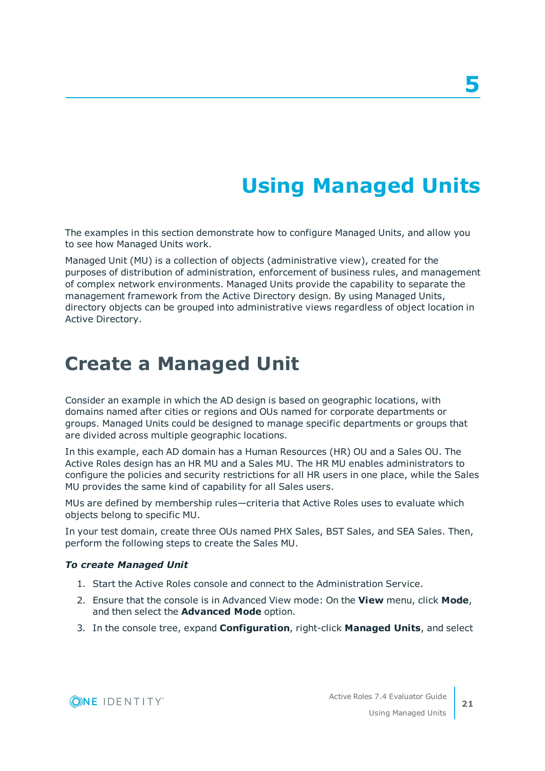# 5

# Using Managed Units

The examples in this section demonstrate how to configure Managed Units, and allow you to see how Managed Units work.

Managed Unit (MU) is a collection of objects (administrative view), created for the purposes of distribution of administration, enforcement of business rules, and management of complex network environments. Managed Units provide the capability to separate the management framework from the Active Directory design. By using Managed Units, directory objects can be grouped into administrative views regardless of object location in Active Directory.

## Create a Managed Unit

Consider an example in which the AD design is based on geographic locations, with domains named after cities or regions and OUs named for corporate departments or groups. Managed Units could be designed to manage specific departments or groups that are divided across multiple geographic locations.

In this example, each AD domain has a Human Resources (HR) OU and a Sales OU. The Active Roles design has an HR MU and a Sales MU. The HR MU enables administrators to configure the policies and security restrictions for all HR users in one place, while the Sales MU provides the same kind of capability for all Sales users.

MUs are defined by membership rules—criteria that Active Roles uses to evaluate which objects belong to specific MU.

In your test domain, create three OUs named PHX Sales, BST Sales, and SEA Sales. Then, perform the following steps to create the Sales MU.

***To create Managed Unit***

1. Start the Active Roles console and connect to the Administration Service.
2. Ensure that the console is in Advanced View mode: On the **View** menu, click **Mode**, and then select the **Advanced Mode** option.
3. In the console tree, expand **Configuration**, right-click **Managed Units**, and select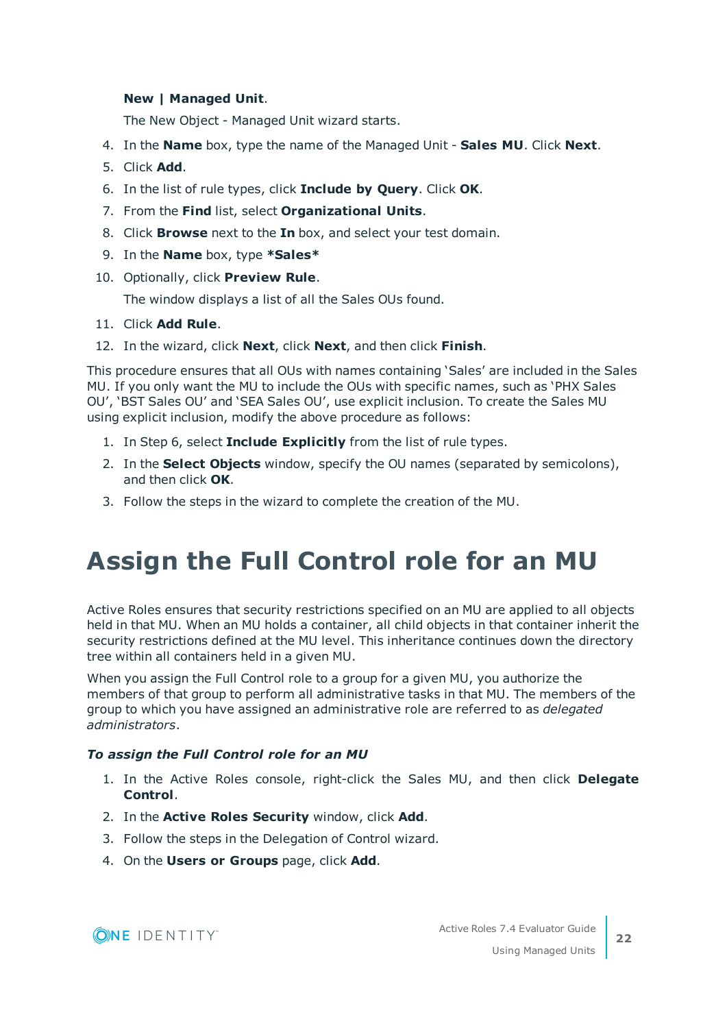**New | Managed Unit**.

The New Object - Managed Unit wizard starts.

4. In the **Name** box, type the name of the Managed Unit - **Sales MU**. Click **Next**.
5. Click **Add**.
6. In the list of rule types, click **Include by Query**. Click **OK**.
7. From the **Find** list, select **Organizational Units**.
8. Click **Browse** next to the **In** box, and select your test domain.
9. In the **Name** box, type ***Sales***
10. Optionally, click **Preview Rule**.

    The window displays a list of all the Sales OUs found.
11. Click **Add Rule**.
12. In the wizard, click **Next**, click **Next**, and then click **Finish**.

This procedure ensures that all OUs with names containing 'Sales' are included in the Sales MU. If you only want the MU to include the OUs with specific names, such as 'PHX Sales OU', 'BST Sales OU' and 'SEA Sales OU', use explicit inclusion. To create the Sales MU using explicit inclusion, modify the above procedure as follows:

1. In Step 6, select **Include Explicitly** from the list of rule types.
2. In the **Select Objects** window, specify the OU names (separated by semicolons), and then click **OK**.
3. Follow the steps in the wizard to complete the creation of the MU.

# Assign the Full Control role for an MU

Active Roles ensures that security restrictions specified on an MU are applied to all objects held in that MU. When an MU holds a container, all child objects in that container inherit the security restrictions defined at the MU level. This inheritance continues down the directory tree within all containers held in a given MU.

When you assign the Full Control role to a group for a given MU, you authorize the members of that group to perform all administrative tasks in that MU. The members of the group to which you have assigned an administrative role are referred to as *delegated administrators*.

***To assign the Full Control role for an MU***

1. In the Active Roles console, right-click the Sales MU, and then click **Delegate Control**.
2. In the **Active Roles Security** window, click **Add**.
3. Follow the steps in the Delegation of Control wizard.
4. On the **Users or Groups** page, click **Add**.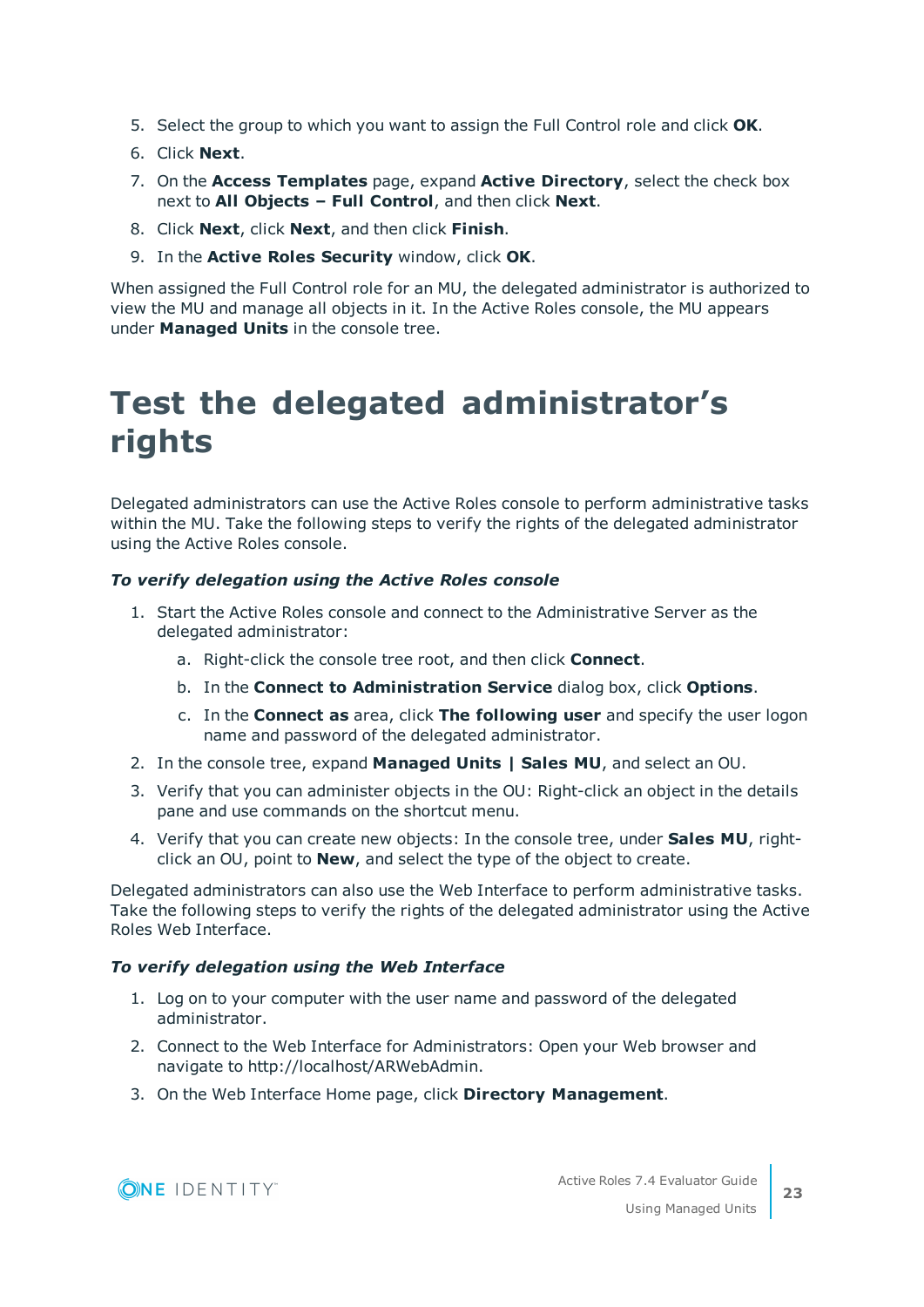5. Select the group to which you want to assign the Full Control role and click **OK**.
6. Click **Next**.
7. On the **Access Templates** page, expand **Active Directory**, select the check box next to **All Objects – Full Control**, and then click **Next**.
8. Click **Next**, click **Next**, and then click **Finish**.
9. In the **Active Roles Security** window, click **OK**.

When assigned the Full Control role for an MU, the delegated administrator is authorized to view the MU and manage all objects in it. In the Active Roles console, the MU appears under **Managed Units** in the console tree.

# Test the delegated administrator's rights

Delegated administrators can use the Active Roles console to perform administrative tasks within the MU. Take the following steps to verify the rights of the delegated administrator using the Active Roles console.

***To verify delegation using the Active Roles console***

1. Start the Active Roles console and connect to the Administrative Server as the delegated administrator:
   a. Right-click the console tree root, and then click **Connect**.
   b. In the **Connect to Administration Service** dialog box, click **Options**.
   c. In the **Connect as** area, click **The following user** and specify the user logon name and password of the delegated administrator.
2. In the console tree, expand **Managed Units | Sales MU**, and select an OU.
3. Verify that you can administer objects in the OU: Right-click an object in the details pane and use commands on the shortcut menu.
4. Verify that you can create new objects: In the console tree, under **Sales MU**, right-click an OU, point to **New**, and select the type of the object to create.

Delegated administrators can also use the Web Interface to perform administrative tasks. Take the following steps to verify the rights of the delegated administrator using the Active Roles Web Interface.

***To verify delegation using the Web Interface***

1. Log on to your computer with the user name and password of the delegated administrator.
2. Connect to the Web Interface for Administrators: Open your Web browser and navigate to http://localhost/ARWebAdmin.
3. On the Web Interface Home page, click **Directory Management**.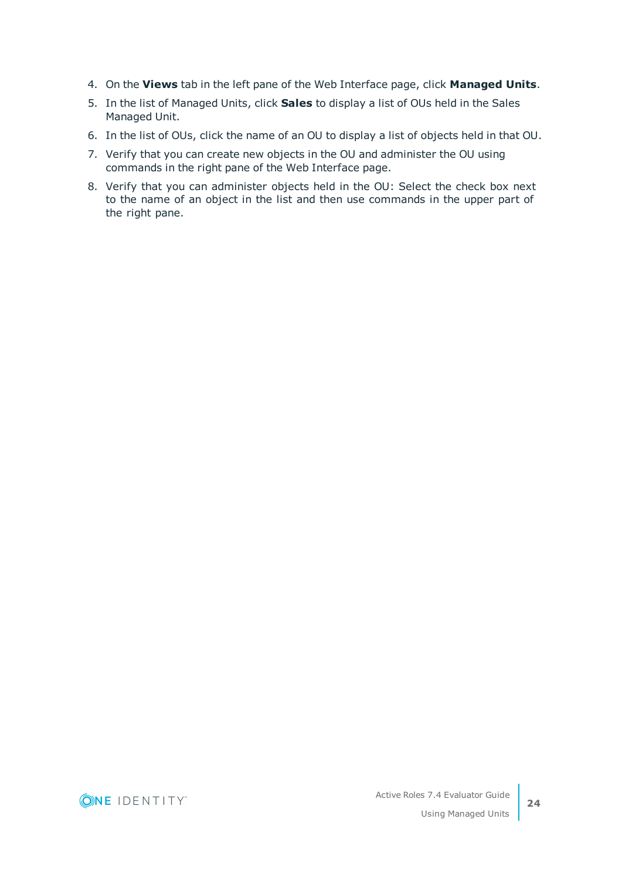4. On the **Views** tab in the left pane of the Web Interface page, click **Managed Units**.
5. In the list of Managed Units, click **Sales** to display a list of OUs held in the Sales Managed Unit.
6. In the list of OUs, click the name of an OU to display a list of objects held in that OU.
7. Verify that you can create new objects in the OU and administer the OU using commands in the right pane of the Web Interface page.
8. Verify that you can administer objects held in the OU: Select the check box next to the name of an object in the list and then use commands in the upper part of the right pane.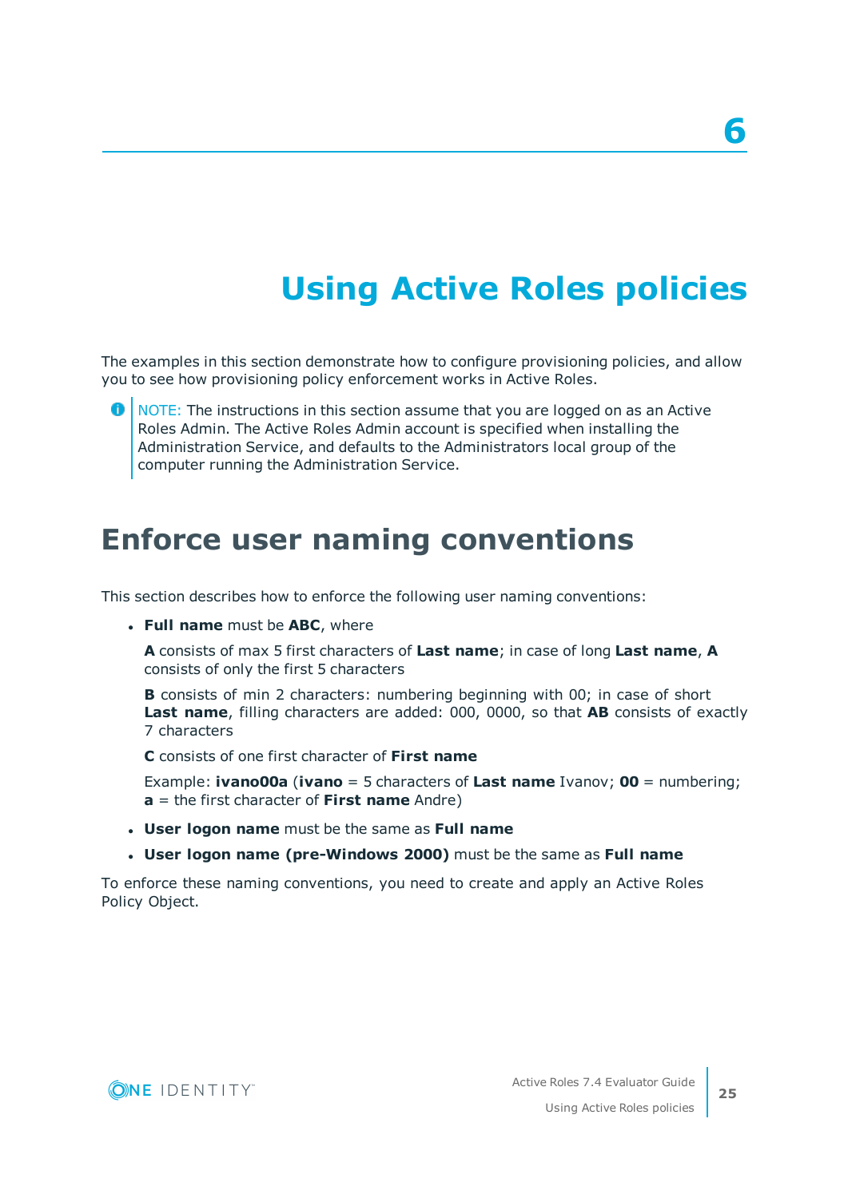# 6

# Using Active Roles policies

The examples in this section demonstrate how to configure provisioning policies, and allow you to see how provisioning policy enforcement works in Active Roles.

> NOTE: The instructions in this section assume that you are logged on as an Active Roles Admin. The Active Roles Admin account is specified when installing the Administration Service, and defaults to the Administrators local group of the computer running the Administration Service.

## Enforce user naming conventions

This section describes how to enforce the following user naming conventions:

- **Full name** must be **ABC**, where

  **A** consists of max 5 first characters of **Last name**; in case of long **Last name**, **A** consists of only the first 5 characters

  **B** consists of min 2 characters: numbering beginning with 00; in case of short **Last name**, filling characters are added: 000, 0000, so that **AB** consists of exactly 7 characters

  **C** consists of one first character of **First name**

  Example: **ivano00a** (**ivano** = 5 characters of **Last name** Ivanov; **00** = numbering; **a** = the first character of **First name** Andre)

- **User logon name** must be the same as **Full name**
- **User logon name (pre-Windows 2000)** must be the same as **Full name**

To enforce these naming conventions, you need to create and apply an Active Roles Policy Object.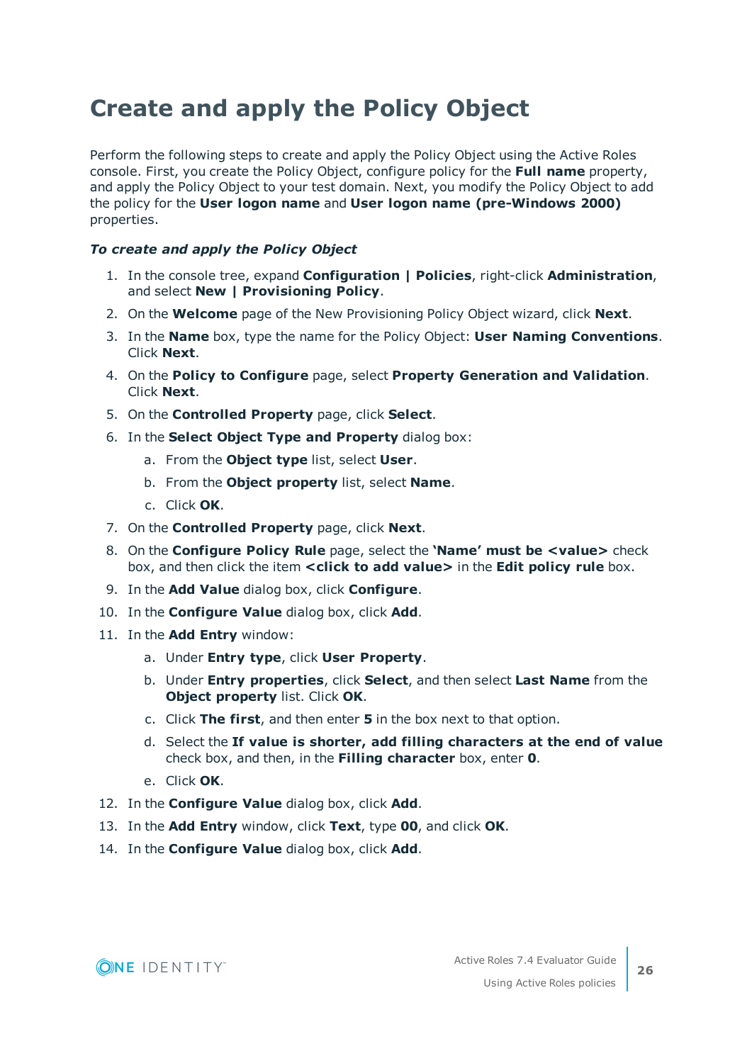# Create and apply the Policy Object

Perform the following steps to create and apply the Policy Object using the Active Roles console. First, you create the Policy Object, configure policy for the **Full name** property, and apply the Policy Object to your test domain. Next, you modify the Policy Object to add the policy for the **User logon name** and **User logon name (pre-Windows 2000)** properties.

***To create and apply the Policy Object***

1. In the console tree, expand **Configuration | Policies**, right-click **Administration**, and select **New | Provisioning Policy**.
2. On the **Welcome** page of the New Provisioning Policy Object wizard, click **Next**.
3. In the **Name** box, type the name for the Policy Object: **User Naming Conventions**. Click **Next**.
4. On the **Policy to Configure** page, select **Property Generation and Validation**. Click **Next**.
5. On the **Controlled Property** page, click **Select**.
6. In the **Select Object Type and Property** dialog box:
    a. From the **Object type** list, select **User**.
    b. From the **Object property** list, select **Name**.
    c. Click **OK**.
7. On the **Controlled Property** page, click **Next**.
8. On the **Configure Policy Rule** page, select the **'Name' must be <value>** check box, and then click the item **<click to add value>** in the **Edit policy rule** box.
9. In the **Add Value** dialog box, click **Configure**.
10. In the **Configure Value** dialog box, click **Add**.
11. In the **Add Entry** window:
    a. Under **Entry type**, click **User Property**.
    b. Under **Entry properties**, click **Select**, and then select **Last Name** from the **Object property** list. Click **OK**.
    c. Click **The first**, and then enter **5** in the box next to that option.
    d. Select the **If value is shorter, add filling characters at the end of value** check box, and then, in the **Filling character** box, enter **0**.
    e. Click **OK**.
12. In the **Configure Value** dialog box, click **Add**.
13. In the **Add Entry** window, click **Text**, type **00**, and click **OK**.
14. In the **Configure Value** dialog box, click **Add**.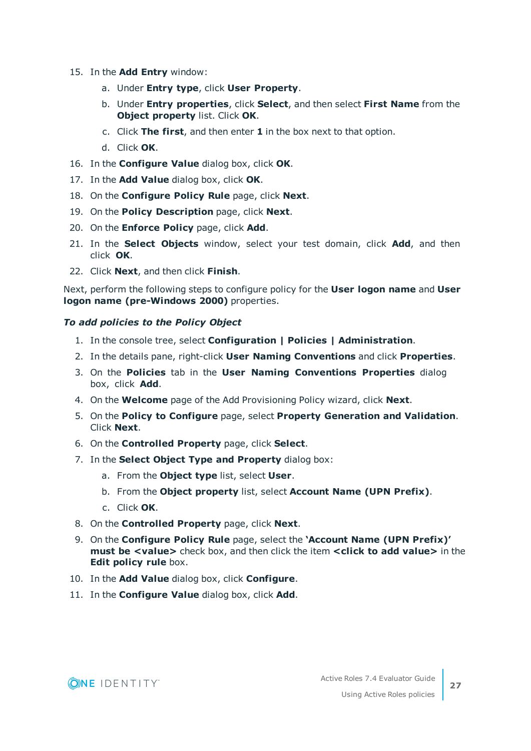15. In the **Add Entry** window:
    a. Under **Entry type**, click **User Property**.
    b. Under **Entry properties**, click **Select**, and then select **First Name** from the **Object property** list. Click **OK**.
    c. Click **The first**, and then enter **1** in the box next to that option.
    d. Click **OK**.
16. In the **Configure Value** dialog box, click **OK**.
17. In the **Add Value** dialog box, click **OK**.
18. On the **Configure Policy Rule** page, click **Next**.
19. On the **Policy Description** page, click **Next**.
20. On the **Enforce Policy** page, click **Add**.
21. In the **Select Objects** window, select your test domain, click **Add**, and then click **OK**.
22. Click **Next**, and then click **Finish**.

Next, perform the following steps to configure policy for the **User logon name** and **User logon name (pre-Windows 2000)** properties.

***To add policies to the Policy Object***

1. In the console tree, select **Configuration | Policies | Administration**.
2. In the details pane, right-click **User Naming Conventions** and click **Properties**.
3. On the **Policies** tab in the **User Naming Conventions Properties** dialog box, click **Add**.
4. On the **Welcome** page of the Add Provisioning Policy wizard, click **Next**.
5. On the **Policy to Configure** page, select **Property Generation and Validation**. Click **Next**.
6. On the **Controlled Property** page, click **Select**.
7. In the **Select Object Type and Property** dialog box:
    a. From the **Object type** list, select **User**.
    b. From the **Object property** list, select **Account Name (UPN Prefix)**.
    c. Click **OK**.
8. On the **Controlled Property** page, click **Next**.
9. On the **Configure Policy Rule** page, select the **'Account Name (UPN Prefix)' must be <value>** check box, and then click the item **<click to add value>** in the **Edit policy rule** box.
10. In the **Add Value** dialog box, click **Configure**.
11. In the **Configure Value** dialog box, click **Add**.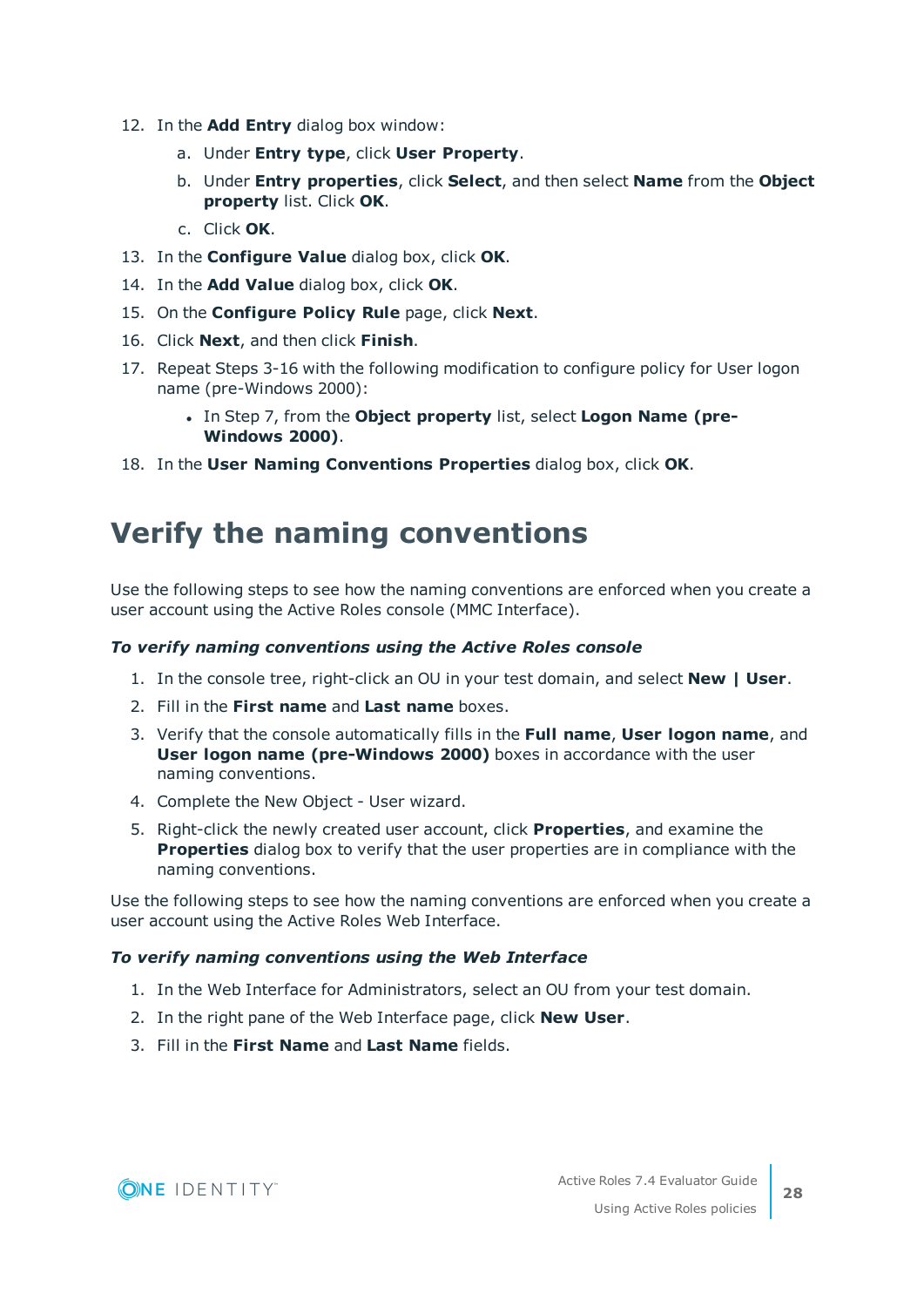12. In the **Add Entry** dialog box window:
    a. Under **Entry type**, click **User Property**.
    b. Under **Entry properties**, click **Select**, and then select **Name** from the **Object property** list. Click **OK**.
    c. Click **OK**.
13. In the **Configure Value** dialog box, click **OK**.
14. In the **Add Value** dialog box, click **OK**.
15. On the **Configure Policy Rule** page, click **Next**.
16. Click **Next**, and then click **Finish**.
17. Repeat Steps 3-16 with the following modification to configure policy for User logon name (pre-Windows 2000):
    - In Step 7, from the **Object property** list, select **Logon Name (pre-Windows 2000)**.
18. In the **User Naming Conventions Properties** dialog box, click **OK**.

# Verify the naming conventions

Use the following steps to see how the naming conventions are enforced when you create a user account using the Active Roles console (MMC Interface).

***To verify naming conventions using the Active Roles console***

1. In the console tree, right-click an OU in your test domain, and select **New | User**.
2. Fill in the **First name** and **Last name** boxes.
3. Verify that the console automatically fills in the **Full name**, **User logon name**, and **User logon name (pre-Windows 2000)** boxes in accordance with the user naming conventions.
4. Complete the New Object - User wizard.
5. Right-click the newly created user account, click **Properties**, and examine the **Properties** dialog box to verify that the user properties are in compliance with the naming conventions.

Use the following steps to see how the naming conventions are enforced when you create a user account using the Active Roles Web Interface.

***To verify naming conventions using the Web Interface***

1. In the Web Interface for Administrators, select an OU from your test domain.
2. In the right pane of the Web Interface page, click **New User**.
3. Fill in the **First Name** and **Last Name** fields.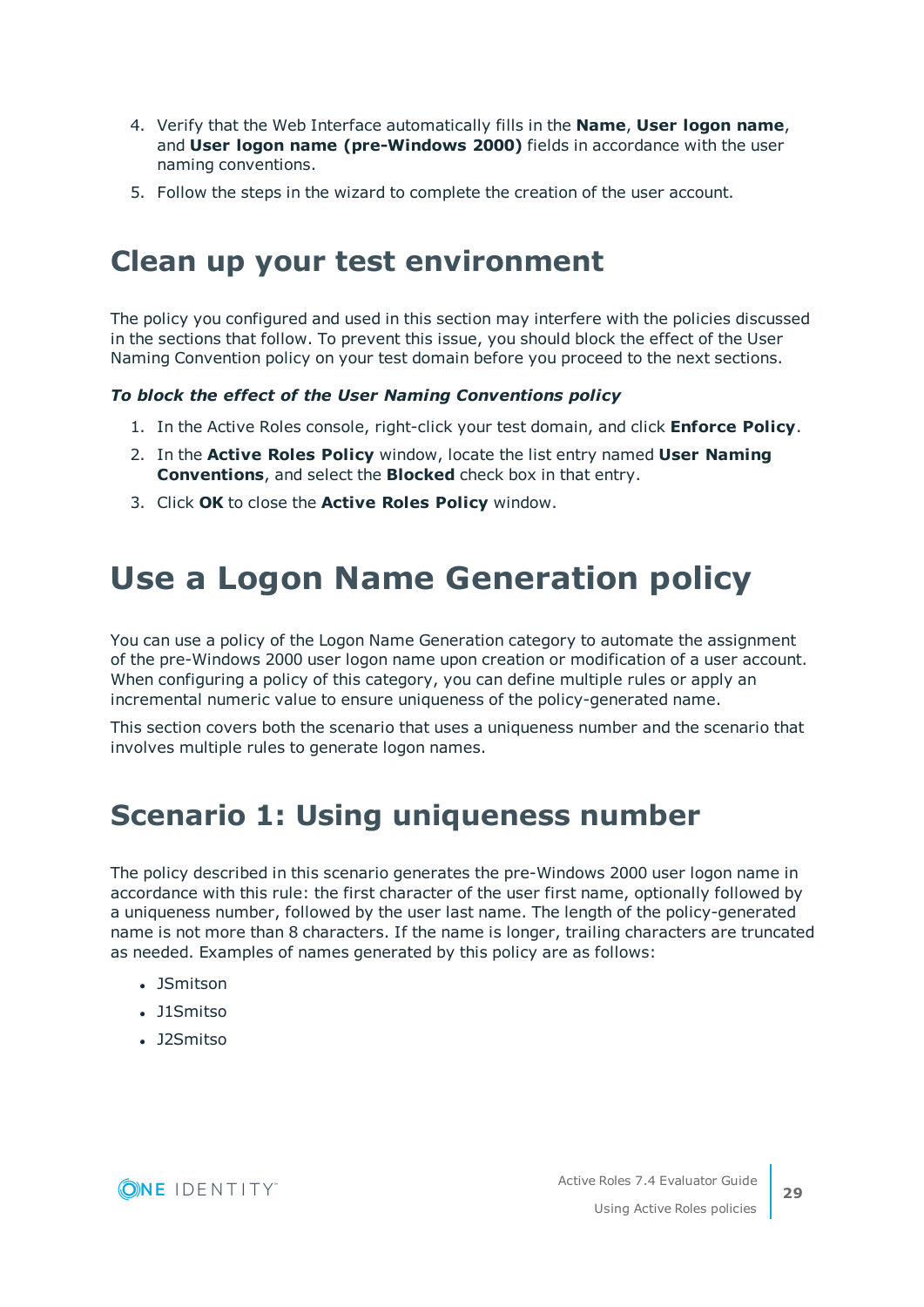4. Verify that the Web Interface automatically fills in the **Name**, **User logon name**, and **User logon name (pre-Windows 2000)** fields in accordance with the user naming conventions.
5. Follow the steps in the wizard to complete the creation of the user account.

# Clean up your test environment

The policy you configured and used in this section may interfere with the policies discussed in the sections that follow. To prevent this issue, you should block the effect of the User Naming Convention policy on your test domain before you proceed to the next sections.

***To block the effect of the User Naming Conventions policy***

1. In the Active Roles console, right-click your test domain, and click **Enforce Policy**.
2. In the **Active Roles Policy** window, locate the list entry named **User Naming Conventions**, and select the **Blocked** check box in that entry.
3. Click **OK** to close the **Active Roles Policy** window.

# Use a Logon Name Generation policy

You can use a policy of the Logon Name Generation category to automate the assignment of the pre-Windows 2000 user logon name upon creation or modification of a user account. When configuring a policy of this category, you can define multiple rules or apply an incremental numeric value to ensure uniqueness of the policy-generated name.

This section covers both the scenario that uses a uniqueness number and the scenario that involves multiple rules to generate logon names.

# Scenario 1: Using uniqueness number

The policy described in this scenario generates the pre-Windows 2000 user logon name in accordance with this rule: the first character of the user first name, optionally followed by a uniqueness number, followed by the user last name. The length of the policy-generated name is not more than 8 characters. If the name is longer, trailing characters are truncated as needed. Examples of names generated by this policy are as follows:

- JSmitson
- J1Smitso
- J2Smitso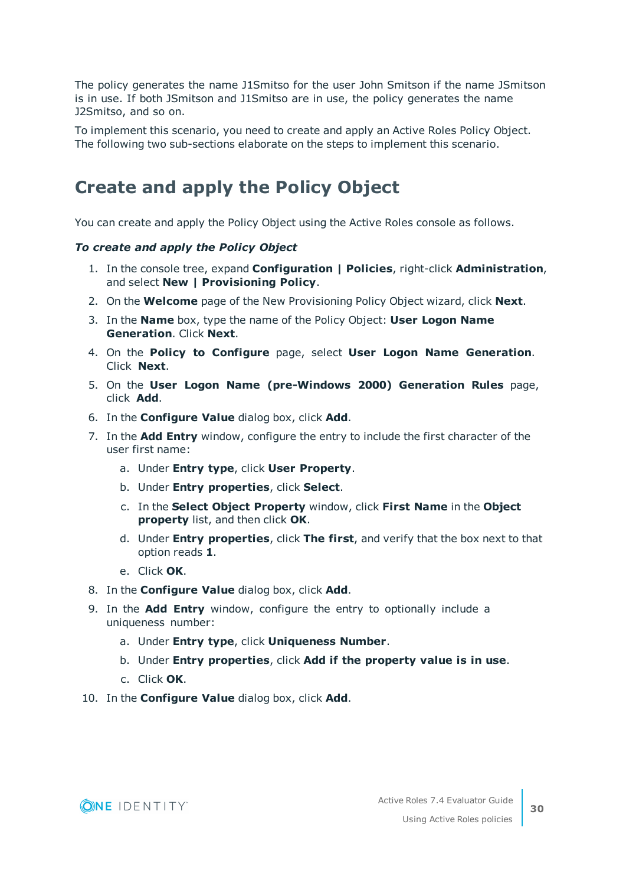The policy generates the name J1Smitso for the user John Smitson if the name JSmitson is in use. If both JSmitson and J1Smitso are in use, the policy generates the name J2Smitso, and so on.

To implement this scenario, you need to create and apply an Active Roles Policy Object. The following two sub-sections elaborate on the steps to implement this scenario.

# Create and apply the Policy Object

You can create and apply the Policy Object using the Active Roles console as follows.

***To create and apply the Policy Object***

1. In the console tree, expand **Configuration | Policies**, right-click **Administration**, and select **New | Provisioning Policy**.
2. On the **Welcome** page of the New Provisioning Policy Object wizard, click **Next**.
3. In the **Name** box, type the name of the Policy Object: **User Logon Name Generation**. Click **Next**.
4. On the **Policy to Configure** page, select **User Logon Name Generation**. Click **Next**.
5. On the **User Logon Name (pre-Windows 2000) Generation Rules** page, click **Add**.
6. In the **Configure Value** dialog box, click **Add**.
7. In the **Add Entry** window, configure the entry to include the first character of the user first name:
   a. Under **Entry type**, click **User Property**.
   b. Under **Entry properties**, click **Select**.
   c. In the **Select Object Property** window, click **First Name** in the **Object property** list, and then click **OK**.
   d. Under **Entry properties**, click **The first**, and verify that the box next to that option reads **1**.
   e. Click **OK**.
8. In the **Configure Value** dialog box, click **Add**.
9. In the **Add Entry** window, configure the entry to optionally include a uniqueness number:
   a. Under **Entry type**, click **Uniqueness Number**.
   b. Under **Entry properties**, click **Add if the property value is in use**.
   c. Click **OK**.
10. In the **Configure Value** dialog box, click **Add**.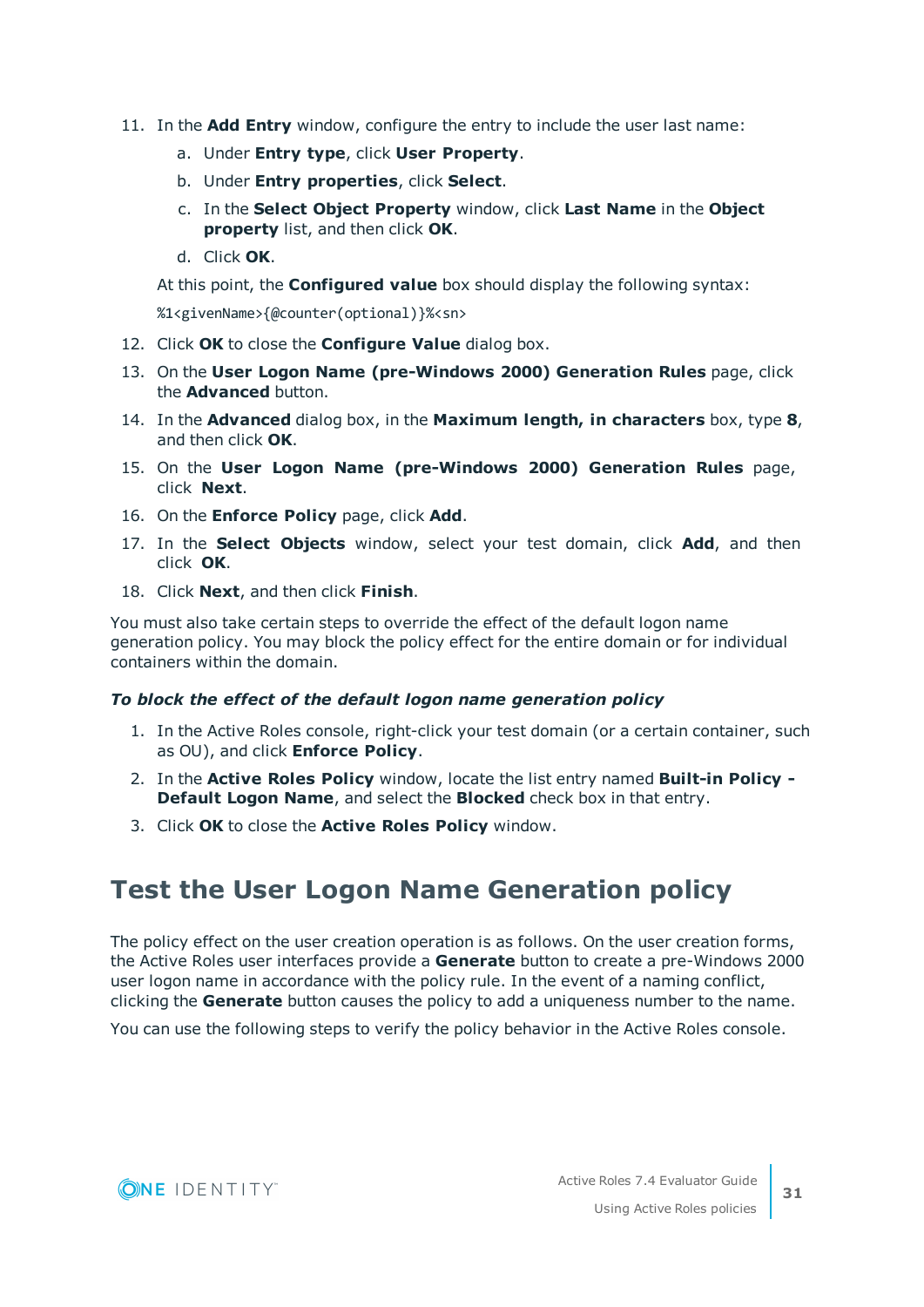11. In the **Add Entry** window, configure the entry to include the user last name:
    a. Under **Entry type**, click **User Property**.
    b. Under **Entry properties**, click **Select**.
    c. In the **Select Object Property** window, click **Last Name** in the **Object property** list, and then click **OK**.
    d. Click **OK**.

    At this point, the **Configured value** box should display the following syntax:

    `%1<givenName>{@counter(optional)}%<sn>`
12. Click **OK** to close the **Configure Value** dialog box.
13. On the **User Logon Name (pre-Windows 2000) Generation Rules** page, click the **Advanced** button.
14. In the **Advanced** dialog box, in the **Maximum length, in characters** box, type **8**, and then click **OK**.
15. On the **User Logon Name (pre-Windows 2000) Generation Rules** page, click **Next**.
16. On the **Enforce Policy** page, click **Add**.
17. In the **Select Objects** window, select your test domain, click **Add**, and then click **OK**.
18. Click **Next**, and then click **Finish**.

You must also take certain steps to override the effect of the default logon name generation policy. You may block the policy effect for the entire domain or for individual containers within the domain.

***To block the effect of the default logon name generation policy***

1. In the Active Roles console, right-click your test domain (or a certain container, such as OU), and click **Enforce Policy**.
2. In the **Active Roles Policy** window, locate the list entry named **Built-in Policy - Default Logon Name**, and select the **Blocked** check box in that entry.
3. Click **OK** to close the **Active Roles Policy** window.

## Test the User Logon Name Generation policy

The policy effect on the user creation operation is as follows. On the user creation forms, the Active Roles user interfaces provide a **Generate** button to create a pre-Windows 2000 user logon name in accordance with the policy rule. In the event of a naming conflict, clicking the **Generate** button causes the policy to add a uniqueness number to the name.

You can use the following steps to verify the policy behavior in the Active Roles console.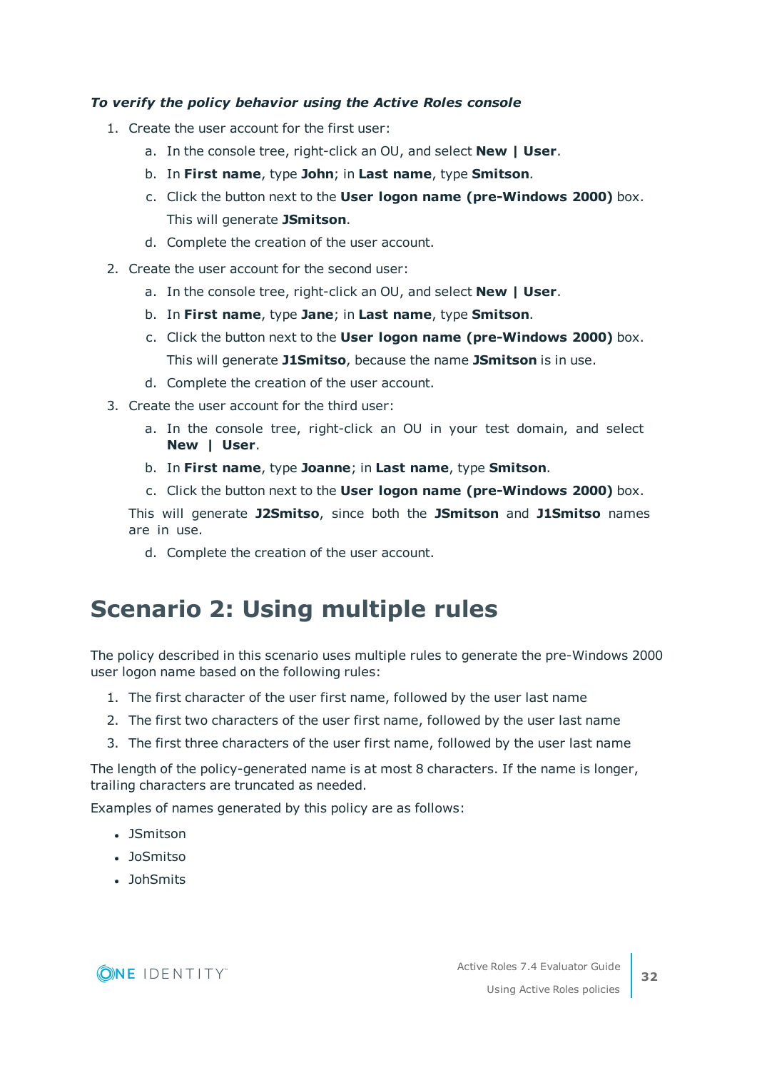***To verify the policy behavior using the Active Roles console***

1. Create the user account for the first user:
    a. In the console tree, right-click an OU, and select **New | User**.
    b. In **First name**, type **John**; in **Last name**, type **Smitson**.
    c. Click the button next to the **User logon name (pre-Windows 2000)** box.
       This will generate **JSmitson**.
    d. Complete the creation of the user account.
2. Create the user account for the second user:
    a. In the console tree, right-click an OU, and select **New | User**.
    b. In **First name**, type **Jane**; in **Last name**, type **Smitson**.
    c. Click the button next to the **User logon name (pre-Windows 2000)** box.
       This will generate **J1Smitso**, because the name **JSmitson** is in use.
    d. Complete the creation of the user account.
3. Create the user account for the third user:
    a. In the console tree, right-click an OU in your test domain, and select **New | User**.
    b. In **First name**, type **Joanne**; in **Last name**, type **Smitson**.
    c. Click the button next to the **User logon name (pre-Windows 2000)** box.

   This will generate **J2Smitso**, since both the **JSmitson** and **J1Smitso** names are in use.

    d. Complete the creation of the user account.

# Scenario 2: Using multiple rules

The policy described in this scenario uses multiple rules to generate the pre-Windows 2000 user logon name based on the following rules:

1. The first character of the user first name, followed by the user last name
2. The first two characters of the user first name, followed by the user last name
3. The first three characters of the user first name, followed by the user last name

The length of the policy-generated name is at most 8 characters. If the name is longer, trailing characters are truncated as needed.

Examples of names generated by this policy are as follows:

- JSmitson
- JoSmitso
- JohSmits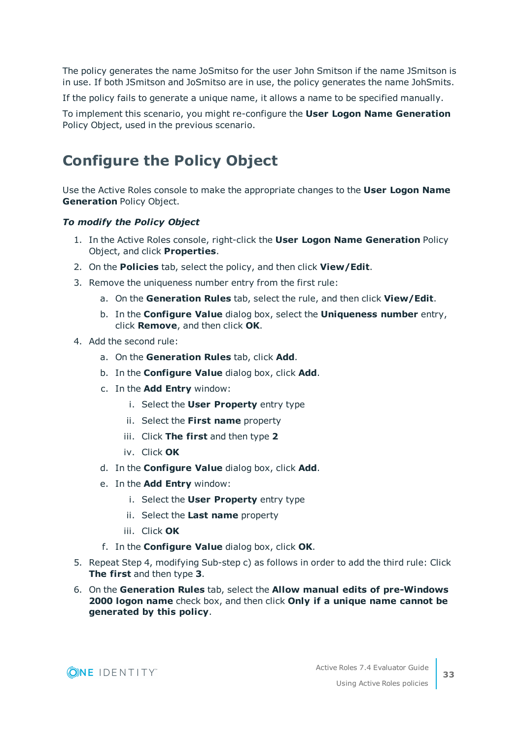The policy generates the name JoSmitso for the user John Smitson if the name JSmitson is in use. If both JSmitson and JoSmitso are in use, the policy generates the name JohSmits.

If the policy fails to generate a unique name, it allows a name to be specified manually.

To implement this scenario, you might re-configure the **User Logon Name Generation** Policy Object, used in the previous scenario.

## Configure the Policy Object

Use the Active Roles console to make the appropriate changes to the **User Logon Name Generation** Policy Object.

***To modify the Policy Object***

1. In the Active Roles console, right-click the **User Logon Name Generation** Policy Object, and click **Properties**.
2. On the **Policies** tab, select the policy, and then click **View/Edit**.
3. Remove the uniqueness number entry from the first rule:
   a. On the **Generation Rules** tab, select the rule, and then click **View/Edit**.
   b. In the **Configure Value** dialog box, select the **Uniqueness number** entry, click **Remove**, and then click **OK**.
4. Add the second rule:
   a. On the **Generation Rules** tab, click **Add**.
   b. In the **Configure Value** dialog box, click **Add**.
   c. In the **Add Entry** window:
      i. Select the **User Property** entry type
      ii. Select the **First name** property
      iii. Click **The first** and then type **2**
      iv. Click **OK**
   d. In the **Configure Value** dialog box, click **Add**.
   e. In the **Add Entry** window:
      i. Select the **User Property** entry type
      ii. Select the **Last name** property
      iii. Click **OK**
   f. In the **Configure Value** dialog box, click **OK**.
5. Repeat Step 4, modifying Sub-step c) as follows in order to add the third rule: Click **The first** and then type **3**.
6. On the **Generation Rules** tab, select the **Allow manual edits of pre-Windows 2000 logon name** check box, and then click **Only if a unique name cannot be generated by this policy**.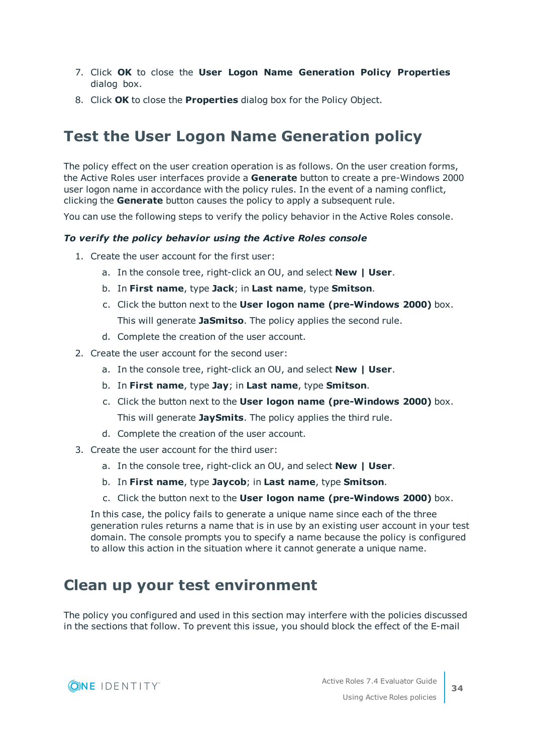7. Click **OK** to close the **User Logon Name Generation Policy Properties** dialog box.
8. Click **OK** to close the **Properties** dialog box for the Policy Object.

## Test the User Logon Name Generation policy

The policy effect on the user creation operation is as follows. On the user creation forms, the Active Roles user interfaces provide a **Generate** button to create a pre-Windows 2000 user logon name in accordance with the policy rules. In the event of a naming conflict, clicking the **Generate** button causes the policy to apply a subsequent rule.

You can use the following steps to verify the policy behavior in the Active Roles console.

***To verify the policy behavior using the Active Roles console***

1. Create the user account for the first user:
   a. In the console tree, right-click an OU, and select **New | User**.
   b. In **First name**, type **Jack**; in **Last name**, type **Smitson**.
   c. Click the button next to the **User logon name (pre-Windows 2000)** box.

      This will generate **JaSmitso**. The policy applies the second rule.
   d. Complete the creation of the user account.
2. Create the user account for the second user:
   a. In the console tree, right-click an OU, and select **New | User**.
   b. In **First name**, type **Jay**; in **Last name**, type **Smitson**.
   c. Click the button next to the **User logon name (pre-Windows 2000)** box.

      This will generate **JaySmits**. The policy applies the third rule.
   d. Complete the creation of the user account.
3. Create the user account for the third user:
   a. In the console tree, right-click an OU, and select **New | User**.
   b. In **First name**, type **Jaycob**; in **Last name**, type **Smitson**.
   c. Click the button next to the **User logon name (pre-Windows 2000)** box.

   In this case, the policy fails to generate a unique name since each of the three generation rules returns a name that is in use by an existing user account in your test domain. The console prompts you to specify a name because the policy is configured to allow this action in the situation where it cannot generate a unique name.

## Clean up your test environment

The policy you configured and used in this section may interfere with the policies discussed in the sections that follow. To prevent this issue, you should block the effect of the E-mail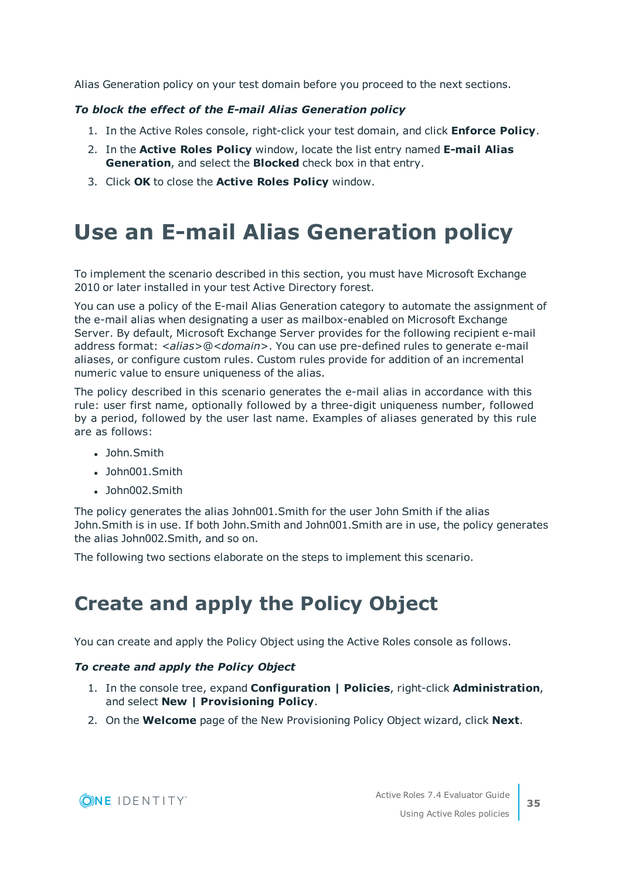Alias Generation policy on your test domain before you proceed to the next sections.

***To block the effect of the E-mail Alias Generation policy***

1. In the Active Roles console, right-click your test domain, and click **Enforce Policy**.
2. In the **Active Roles Policy** window, locate the list entry named **E-mail Alias Generation**, and select the **Blocked** check box in that entry.
3. Click **OK** to close the **Active Roles Policy** window.

# Use an E-mail Alias Generation policy

To implement the scenario described in this section, you must have Microsoft Exchange 2010 or later installed in your test Active Directory forest.

You can use a policy of the E-mail Alias Generation category to automate the assignment of the e-mail alias when designating a user as mailbox-enabled on Microsoft Exchange Server. By default, Microsoft Exchange Server provides for the following recipient e-mail address format: *<alias>*@*<domain>*. You can use pre-defined rules to generate e-mail aliases, or configure custom rules. Custom rules provide for addition of an incremental numeric value to ensure uniqueness of the alias.

The policy described in this scenario generates the e-mail alias in accordance with this rule: user first name, optionally followed by a three-digit uniqueness number, followed by a period, followed by the user last name. Examples of aliases generated by this rule are as follows:

- John.Smith
- John001.Smith
- John002.Smith

The policy generates the alias John001.Smith for the user John Smith if the alias John.Smith is in use. If both John.Smith and John001.Smith are in use, the policy generates the alias John002.Smith, and so on.

The following two sections elaborate on the steps to implement this scenario.

# Create and apply the Policy Object

You can create and apply the Policy Object using the Active Roles console as follows.

***To create and apply the Policy Object***

1. In the console tree, expand **Configuration | Policies**, right-click **Administration**, and select **New | Provisioning Policy**.
2. On the **Welcome** page of the New Provisioning Policy Object wizard, click **Next**.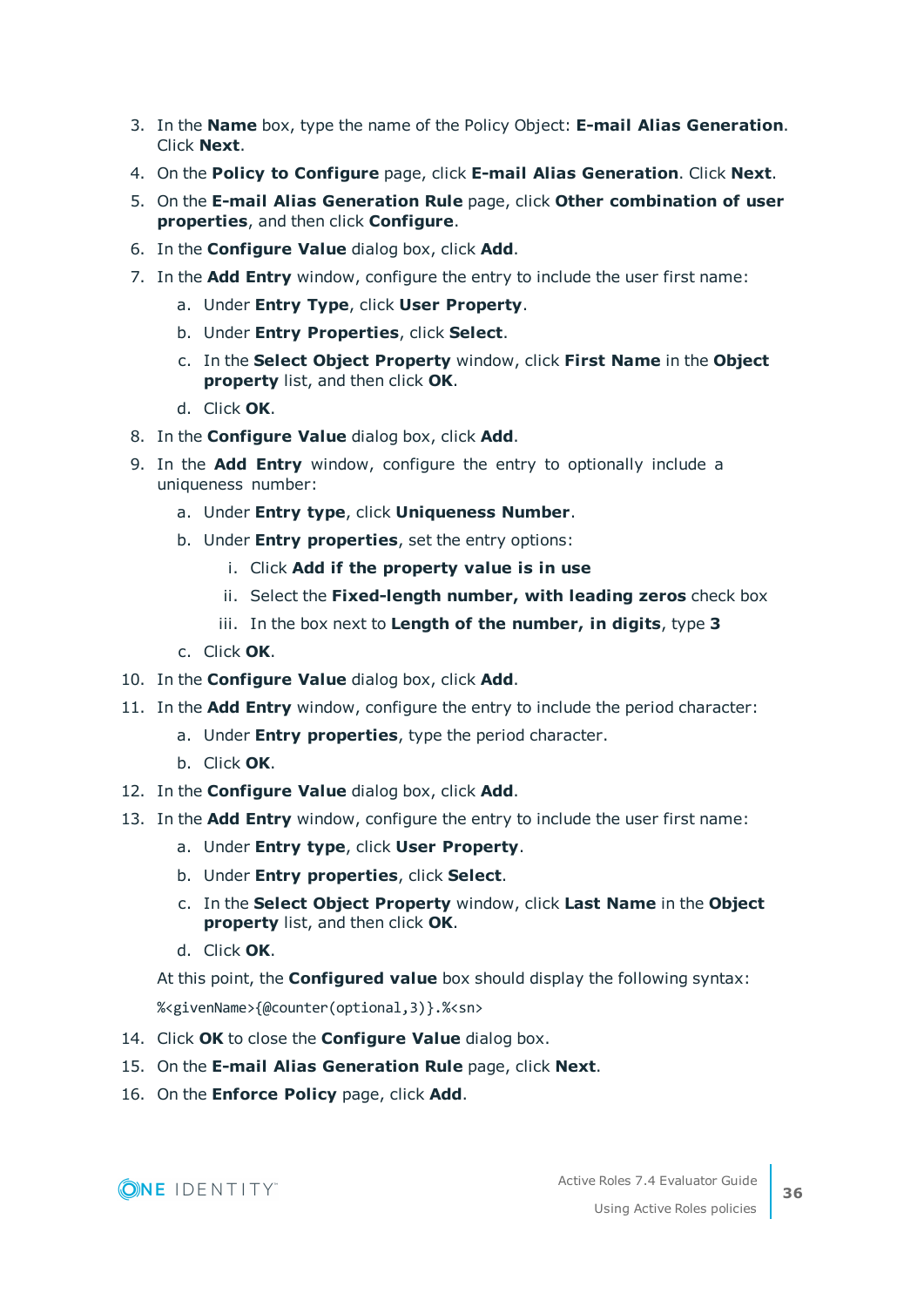3. In the **Name** box, type the name of the Policy Object: **E-mail Alias Generation**. Click **Next**.
4. On the **Policy to Configure** page, click **E-mail Alias Generation**. Click **Next**.
5. On the **E-mail Alias Generation Rule** page, click **Other combination of user properties**, and then click **Configure**.
6. In the **Configure Value** dialog box, click **Add**.
7. In the **Add Entry** window, configure the entry to include the user first name:
   a. Under **Entry Type**, click **User Property**.
   b. Under **Entry Properties**, click **Select**.
   c. In the **Select Object Property** window, click **First Name** in the **Object property** list, and then click **OK**.
   d. Click **OK**.
8. In the **Configure Value** dialog box, click **Add**.
9. In the **Add Entry** window, configure the entry to optionally include a uniqueness number:
   a. Under **Entry type**, click **Uniqueness Number**.
   b. Under **Entry properties**, set the entry options:
      i. Click **Add if the property value is in use**
      ii. Select the **Fixed-length number, with leading zeros** check box
      iii. In the box next to **Length of the number, in digits**, type **3**
   c. Click **OK**.
10. In the **Configure Value** dialog box, click **Add**.
11. In the **Add Entry** window, configure the entry to include the period character:
    a. Under **Entry properties**, type the period character.
    b. Click **OK**.
12. In the **Configure Value** dialog box, click **Add**.
13. In the **Add Entry** window, configure the entry to include the user first name:
    a. Under **Entry type**, click **User Property**.
    b. Under **Entry properties**, click **Select**.
    c. In the **Select Object Property** window, click **Last Name** in the **Object property** list, and then click **OK**.
    d. Click **OK**.

    At this point, the **Configured value** box should display the following syntax:

    ```
    %<givenName>{@counter(optional,3)}.%<sn>
    ```

14. Click **OK** to close the **Configure Value** dialog box.
15. On the **E-mail Alias Generation Rule** page, click **Next**.
16. On the **Enforce Policy** page, click **Add**.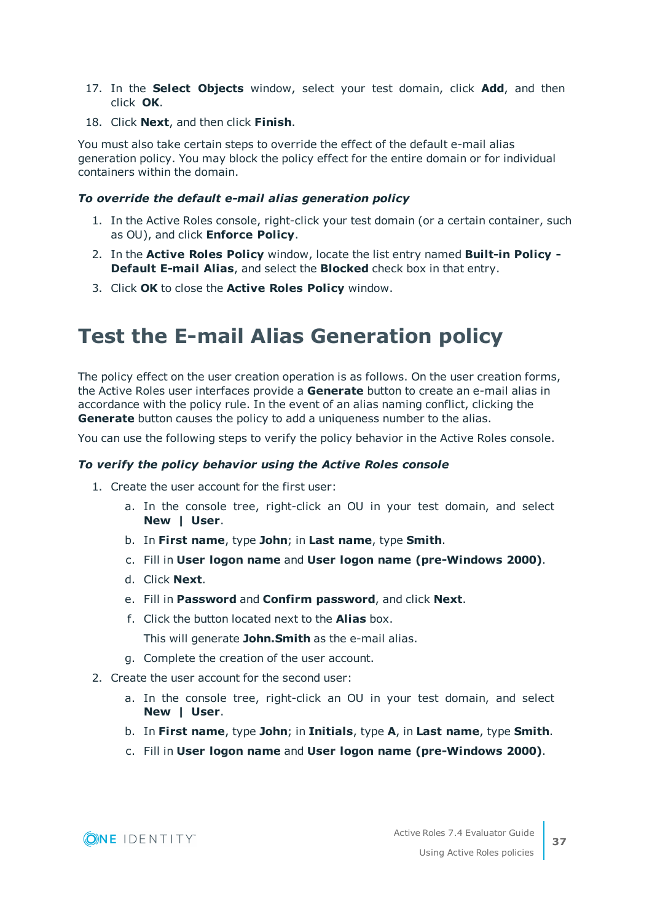17. In the **Select Objects** window, select your test domain, click **Add**, and then click **OK**.
18. Click **Next**, and then click **Finish**.

You must also take certain steps to override the effect of the default e-mail alias generation policy. You may block the policy effect for the entire domain or for individual containers within the domain.

***To override the default e-mail alias generation policy***

1. In the Active Roles console, right-click your test domain (or a certain container, such as OU), and click **Enforce Policy**.
2. In the **Active Roles Policy** window, locate the list entry named **Built-in Policy - Default E-mail Alias**, and select the **Blocked** check box in that entry.
3. Click **OK** to close the **Active Roles Policy** window.

# Test the E-mail Alias Generation policy

The policy effect on the user creation operation is as follows. On the user creation forms, the Active Roles user interfaces provide a **Generate** button to create an e-mail alias in accordance with the policy rule. In the event of an alias naming conflict, clicking the **Generate** button causes the policy to add a uniqueness number to the alias.

You can use the following steps to verify the policy behavior in the Active Roles console.

***To verify the policy behavior using the Active Roles console***

1. Create the user account for the first user:
   a. In the console tree, right-click an OU in your test domain, and select **New | User**.
   b. In **First name**, type **John**; in **Last name**, type **Smith**.
   c. Fill in **User logon name** and **User logon name (pre-Windows 2000)**.
   d. Click **Next**.
   e. Fill in **Password** and **Confirm password**, and click **Next**.
   f. Click the button located next to the **Alias** box.

      This will generate **John.Smith** as the e-mail alias.
   g. Complete the creation of the user account.
2. Create the user account for the second user:
   a. In the console tree, right-click an OU in your test domain, and select **New | User**.
   b. In **First name**, type **John**; in **Initials**, type **A**, in **Last name**, type **Smith**.
   c. Fill in **User logon name** and **User logon name (pre-Windows 2000)**.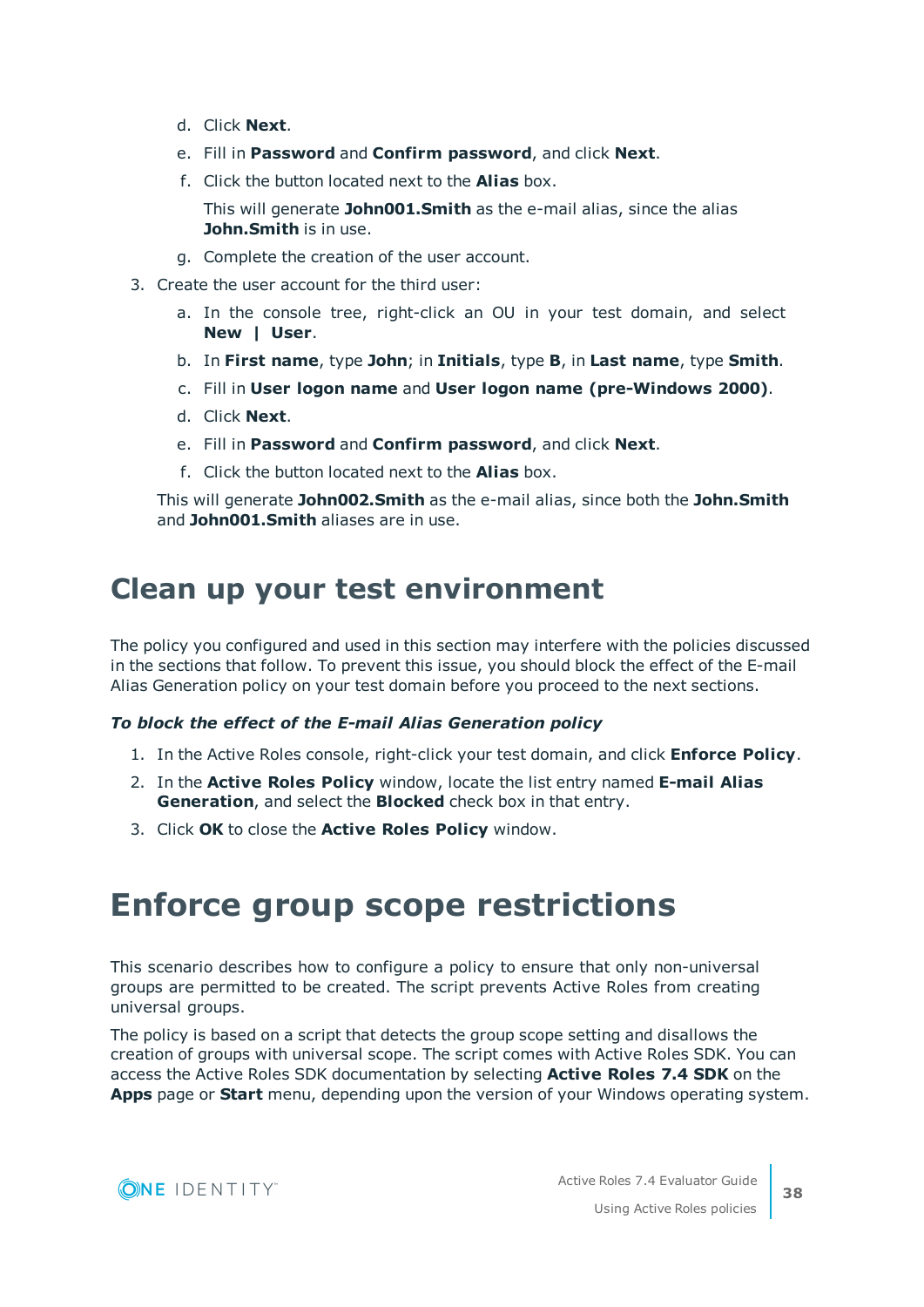d. Click **Next**.
   e. Fill in **Password** and **Confirm password**, and click **Next**.
   f. Click the button located next to the **Alias** box.

      This will generate **John001.Smith** as the e-mail alias, since the alias **John.Smith** is in use.
   g. Complete the creation of the user account.

3. Create the user account for the third user:
   a. In the console tree, right-click an OU in your test domain, and select **New | User**.
   b. In **First name**, type **John**; in **Initials**, type **B**, in **Last name**, type **Smith**.
   c. Fill in **User logon name** and **User logon name (pre-Windows 2000)**.
   d. Click **Next**.
   e. Fill in **Password** and **Confirm password**, and click **Next**.
   f. Click the button located next to the **Alias** box.

   This will generate **John002.Smith** as the e-mail alias, since both the **John.Smith** and **John001.Smith** aliases are in use.

## Clean up your test environment

The policy you configured and used in this section may interfere with the policies discussed in the sections that follow. To prevent this issue, you should block the effect of the E-mail Alias Generation policy on your test domain before you proceed to the next sections.

***To block the effect of the E-mail Alias Generation policy***

1. In the Active Roles console, right-click your test domain, and click **Enforce Policy**.
2. In the **Active Roles Policy** window, locate the list entry named **E-mail Alias Generation**, and select the **Blocked** check box in that entry.
3. Click **OK** to close the **Active Roles Policy** window.

# Enforce group scope restrictions

This scenario describes how to configure a policy to ensure that only non-universal groups are permitted to be created. The script prevents Active Roles from creating universal groups.

The policy is based on a script that detects the group scope setting and disallows the creation of groups with universal scope. The script comes with Active Roles SDK. You can access the Active Roles SDK documentation by selecting **Active Roles 7.4 SDK** on the **Apps** page or **Start** menu, depending upon the version of your Windows operating system.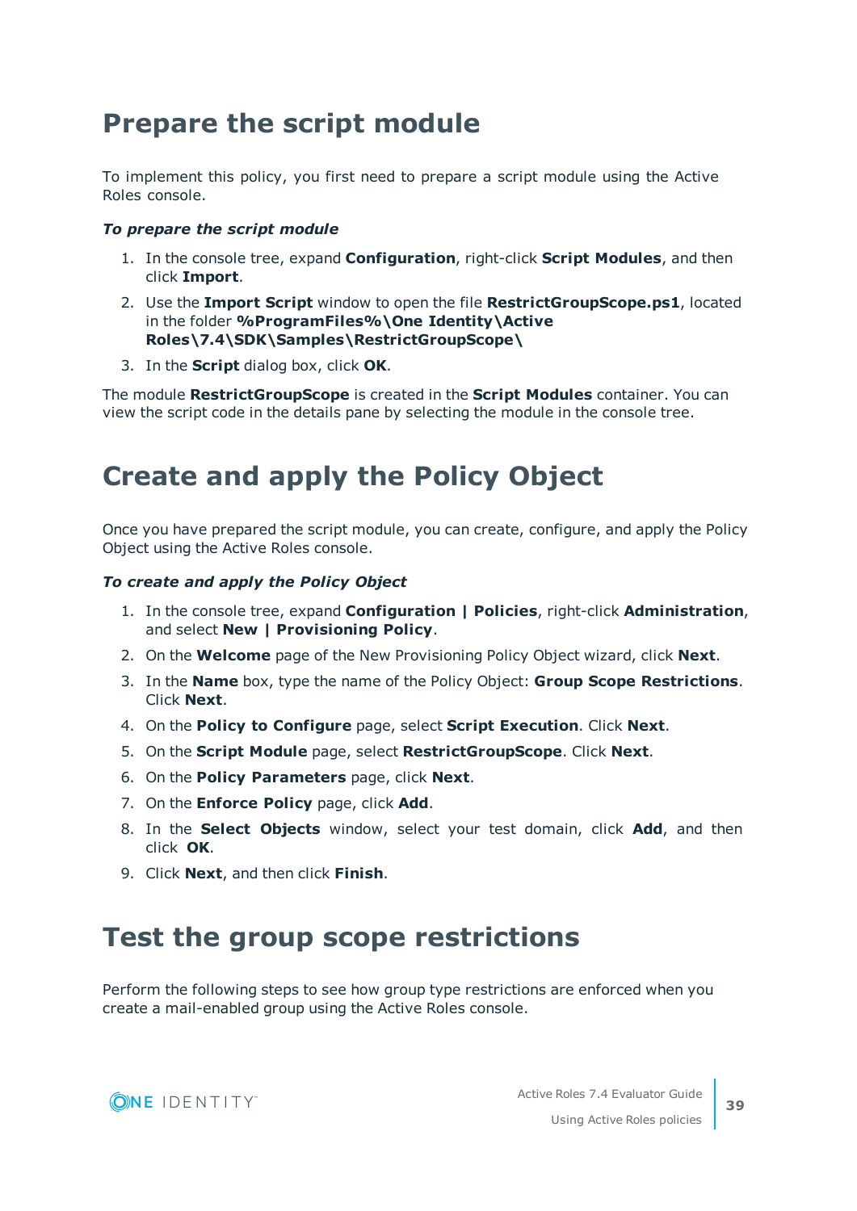# Prepare the script module

To implement this policy, you first need to prepare a script module using the Active Roles console.

***To prepare the script module***

1. In the console tree, expand **Configuration**, right-click **Script Modules**, and then click **Import**.
2. Use the **Import Script** window to open the file **RestrictGroupScope.ps1**, located in the folder **%ProgramFiles%\One Identity\Active Roles\7.4\SDK\Samples\RestrictGroupScope\**
3. In the **Script** dialog box, click **OK**.

The module **RestrictGroupScope** is created in the **Script Modules** container. You can view the script code in the details pane by selecting the module in the console tree.

# Create and apply the Policy Object

Once you have prepared the script module, you can create, configure, and apply the Policy Object using the Active Roles console.

***To create and apply the Policy Object***

1. In the console tree, expand **Configuration | Policies**, right-click **Administration**, and select **New | Provisioning Policy**.
2. On the **Welcome** page of the New Provisioning Policy Object wizard, click **Next**.
3. In the **Name** box, type the name of the Policy Object: **Group Scope Restrictions**. Click **Next**.
4. On the **Policy to Configure** page, select **Script Execution**. Click **Next**.
5. On the **Script Module** page, select **RestrictGroupScope**. Click **Next**.
6. On the **Policy Parameters** page, click **Next**.
7. On the **Enforce Policy** page, click **Add**.
8. In the **Select Objects** window, select your test domain, click **Add**, and then click **OK**.
9. Click **Next**, and then click **Finish**.

# Test the group scope restrictions

Perform the following steps to see how group type restrictions are enforced when you create a mail-enabled group using the Active Roles console.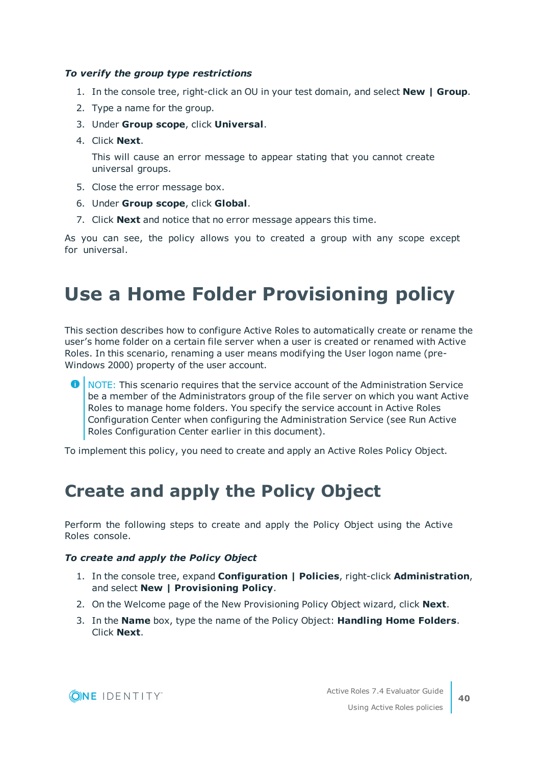***To verify the group type restrictions***

1. In the console tree, right-click an OU in your test domain, and select **New | Group**.
2. Type a name for the group.
3. Under **Group scope**, click **Universal**.
4. Click **Next**.

   This will cause an error message to appear stating that you cannot create universal groups.
5. Close the error message box.
6. Under **Group scope**, click **Global**.
7. Click **Next** and notice that no error message appears this time.

As you can see, the policy allows you to created a group with any scope except for universal.

# Use a Home Folder Provisioning policy

This section describes how to configure Active Roles to automatically create or rename the user's home folder on a certain file server when a user is created or renamed with Active Roles. In this scenario, renaming a user means modifying the User logon name (pre-Windows 2000) property of the user account.

> NOTE: This scenario requires that the service account of the Administration Service be a member of the Administrators group of the file server on which you want Active Roles to manage home folders. You specify the service account in Active Roles Configuration Center when configuring the Administration Service (see Run Active Roles Configuration Center earlier in this document).

To implement this policy, you need to create and apply an Active Roles Policy Object.

# Create and apply the Policy Object

Perform the following steps to create and apply the Policy Object using the Active Roles console.

***To create and apply the Policy Object***

1. In the console tree, expand **Configuration | Policies**, right-click **Administration**, and select **New | Provisioning Policy**.
2. On the Welcome page of the New Provisioning Policy Object wizard, click **Next**.
3. In the **Name** box, type the name of the Policy Object: **Handling Home Folders**. Click **Next**.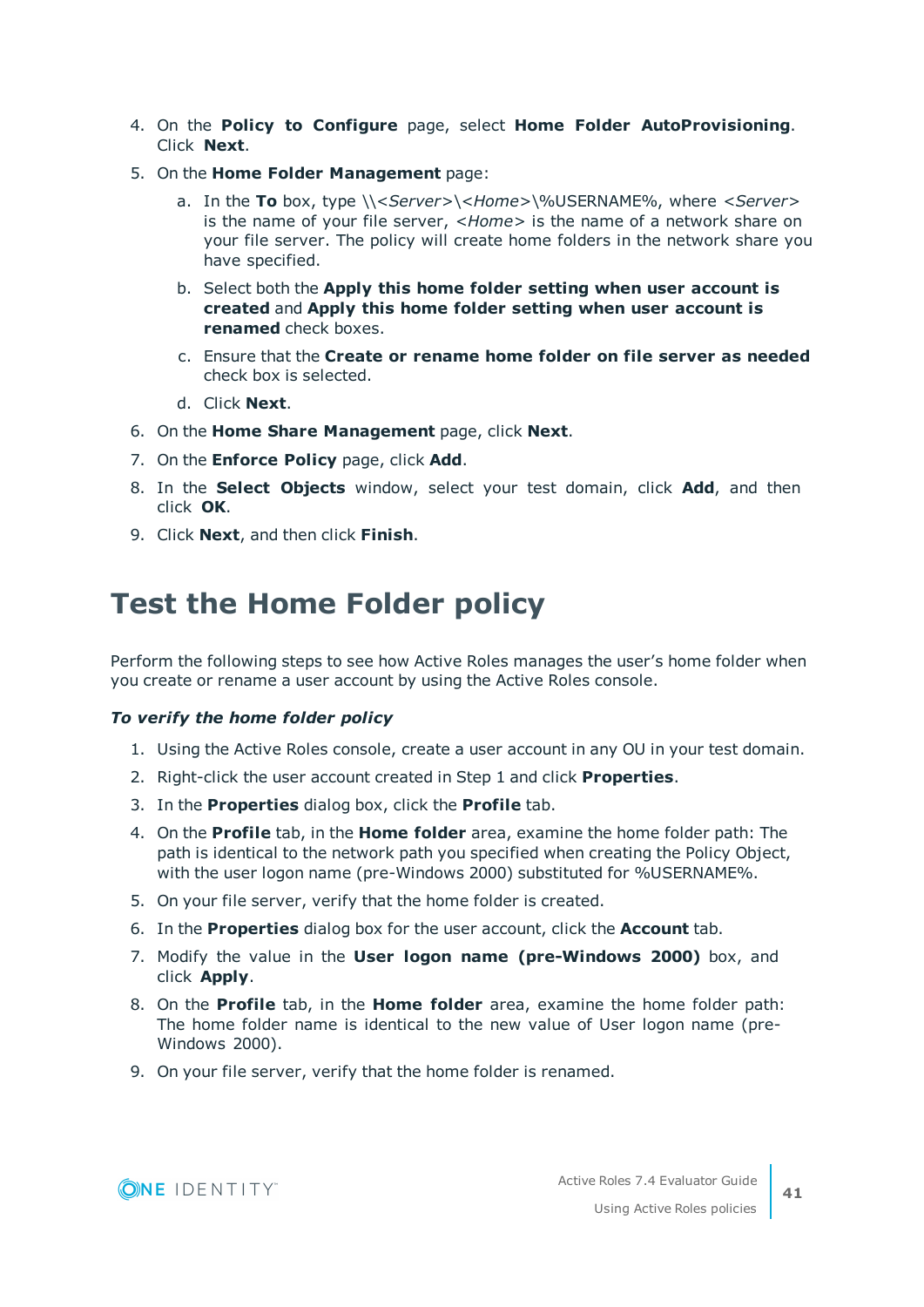4. On the **Policy to Configure** page, select **Home Folder AutoProvisioning**. Click **Next**.
5. On the **Home Folder Management** page:
   a. In the **To** box, type \\<*Server*>\<*Home*>\%USERNAME%, where <*Server*> is the name of your file server, <*Home*> is the name of a network share on your file server. The policy will create home folders in the network share you have specified.
   b. Select both the **Apply this home folder setting when user account is created** and **Apply this home folder setting when user account is renamed** check boxes.
   c. Ensure that the **Create or rename home folder on file server as needed** check box is selected.
   d. Click **Next**.
6. On the **Home Share Management** page, click **Next**.
7. On the **Enforce Policy** page, click **Add**.
8. In the **Select Objects** window, select your test domain, click **Add**, and then click **OK**.
9. Click **Next**, and then click **Finish**.

# Test the Home Folder policy

Perform the following steps to see how Active Roles manages the user's home folder when you create or rename a user account by using the Active Roles console.

***To verify the home folder policy***

1. Using the Active Roles console, create a user account in any OU in your test domain.
2. Right-click the user account created in Step 1 and click **Properties**.
3. In the **Properties** dialog box, click the **Profile** tab.
4. On the **Profile** tab, in the **Home folder** area, examine the home folder path: The path is identical to the network path you specified when creating the Policy Object, with the user logon name (pre-Windows 2000) substituted for %USERNAME%.
5. On your file server, verify that the home folder is created.
6. In the **Properties** dialog box for the user account, click the **Account** tab.
7. Modify the value in the **User logon name (pre-Windows 2000)** box, and click **Apply**.
8. On the **Profile** tab, in the **Home folder** area, examine the home folder path: The home folder name is identical to the new value of User logon name (pre-Windows 2000).
9. On your file server, verify that the home folder is renamed.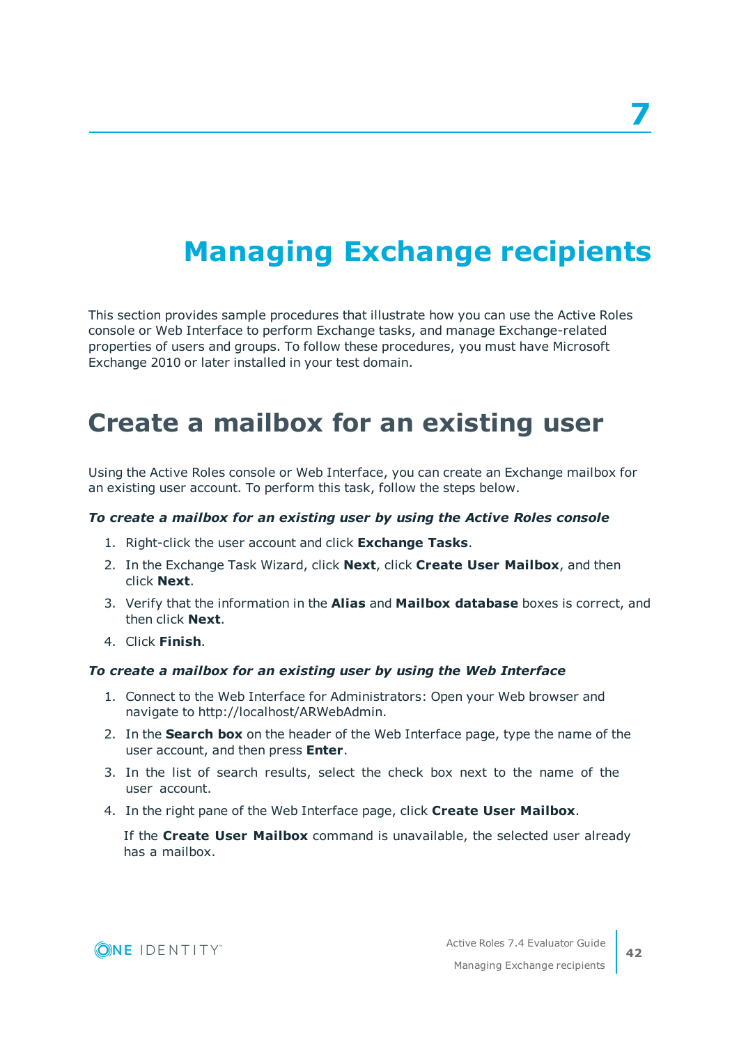# 7

# Managing Exchange recipients

This section provides sample procedures that illustrate how you can use the Active Roles console or Web Interface to perform Exchange tasks, and manage Exchange-related properties of users and groups. To follow these procedures, you must have Microsoft Exchange 2010 or later installed in your test domain.

## Create a mailbox for an existing user

Using the Active Roles console or Web Interface, you can create an Exchange mailbox for an existing user account. To perform this task, follow the steps below.

***To create a mailbox for an existing user by using the Active Roles console***

1. Right-click the user account and click **Exchange Tasks**.
2. In the Exchange Task Wizard, click **Next**, click **Create User Mailbox**, and then click **Next**.
3. Verify that the information in the **Alias** and **Mailbox database** boxes is correct, and then click **Next**.
4. Click **Finish**.

***To create a mailbox for an existing user by using the Web Interface***

1. Connect to the Web Interface for Administrators: Open your Web browser and navigate to http://localhost/ARWebAdmin.
2. In the **Search box** on the header of the Web Interface page, type the name of the user account, and then press **Enter**.
3. In the list of search results, select the check box next to the name of the user account.
4. In the right pane of the Web Interface page, click **Create User Mailbox**.

   If the **Create User Mailbox** command is unavailable, the selected user already has a mailbox.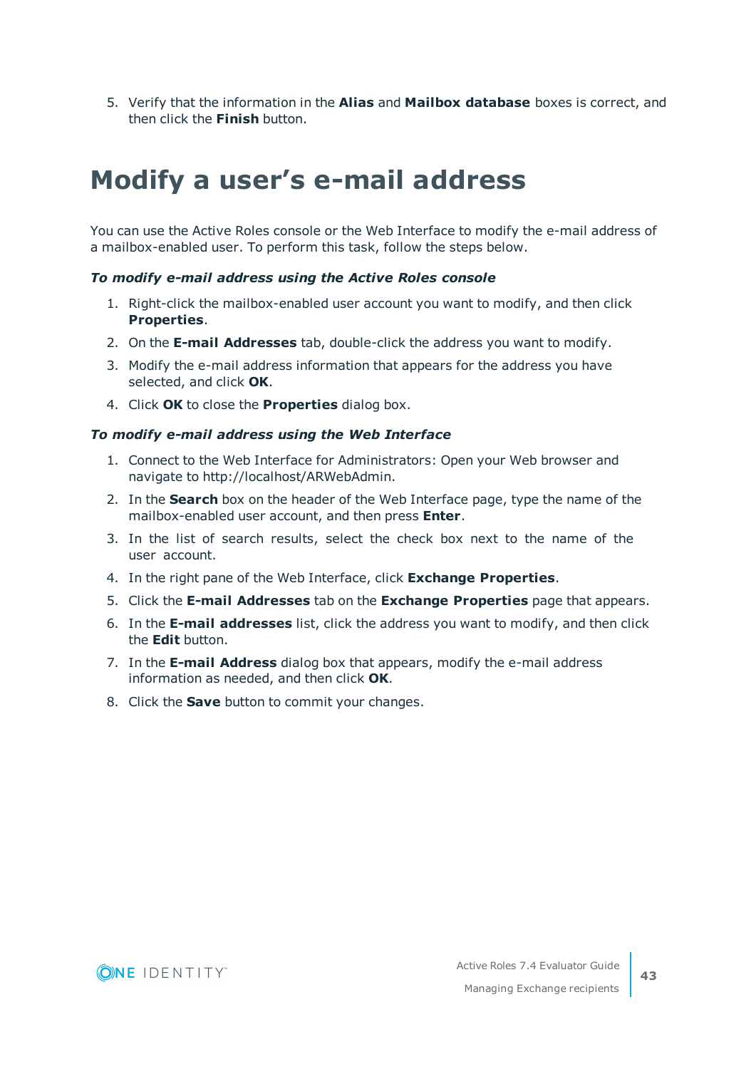5. Verify that the information in the **Alias** and **Mailbox database** boxes is correct, and then click the **Finish** button.

# Modify a user's e-mail address

You can use the Active Roles console or the Web Interface to modify the e-mail address of a mailbox-enabled user. To perform this task, follow the steps below.

***To modify e-mail address using the Active Roles console***

1. Right-click the mailbox-enabled user account you want to modify, and then click **Properties**.
2. On the **E-mail Addresses** tab, double-click the address you want to modify.
3. Modify the e-mail address information that appears for the address you have selected, and click **OK**.
4. Click **OK** to close the **Properties** dialog box.

***To modify e-mail address using the Web Interface***

1. Connect to the Web Interface for Administrators: Open your Web browser and navigate to http://localhost/ARWebAdmin.
2. In the **Search** box on the header of the Web Interface page, type the name of the mailbox-enabled user account, and then press **Enter**.
3. In the list of search results, select the check box next to the name of the user account.
4. In the right pane of the Web Interface, click **Exchange Properties**.
5. Click the **E-mail Addresses** tab on the **Exchange Properties** page that appears.
6. In the **E-mail addresses** list, click the address you want to modify, and then click the **Edit** button.
7. In the **E-mail Address** dialog box that appears, modify the e-mail address information as needed, and then click **OK**.
8. Click the **Save** button to commit your changes.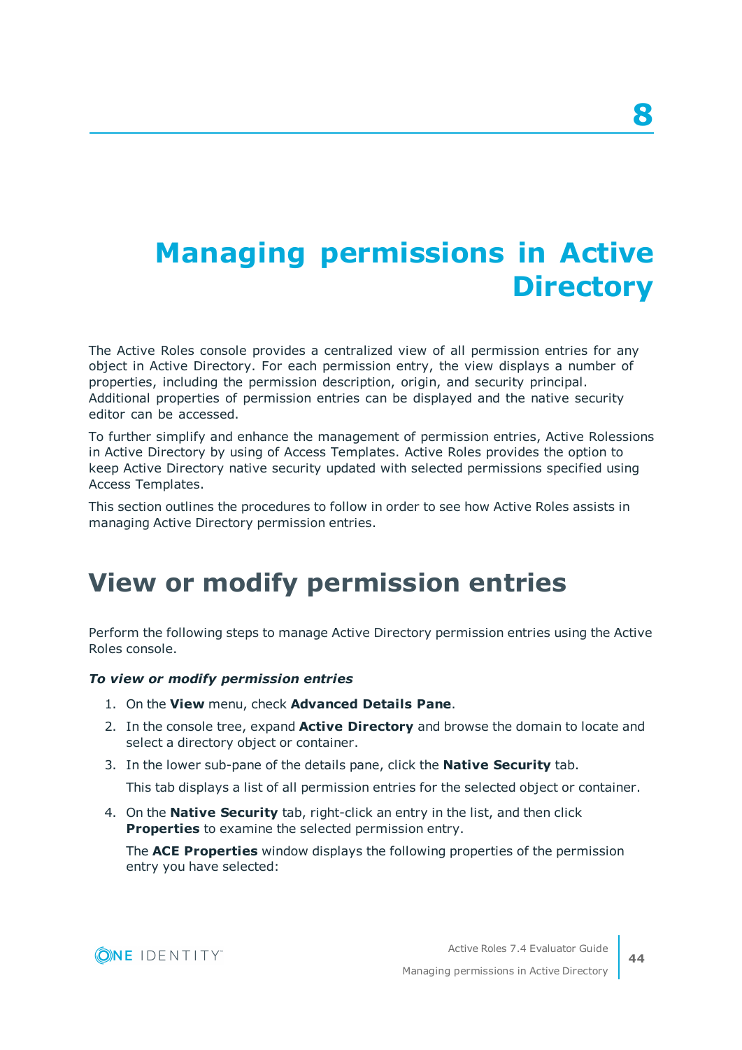# 8

# Managing permissions in Active Directory

The Active Roles console provides a centralized view of all permission entries for any object in Active Directory. For each permission entry, the view displays a number of properties, including the permission description, origin, and security principal. Additional properties of permission entries can be displayed and the native security editor can be accessed.

To further simplify and enhance the management of permission entries, Active Rolessions in Active Directory by using of Access Templates. Active Roles provides the option to keep Active Directory native security updated with selected permissions specified using Access Templates.

This section outlines the procedures to follow in order to see how Active Roles assists in managing Active Directory permission entries.

## View or modify permission entries

Perform the following steps to manage Active Directory permission entries using the Active Roles console.

***To view or modify permission entries***

1. On the **View** menu, check **Advanced Details Pane**.
2. In the console tree, expand **Active Directory** and browse the domain to locate and select a directory object or container.
3. In the lower sub-pane of the details pane, click the **Native Security** tab.

   This tab displays a list of all permission entries for the selected object or container.

4. On the **Native Security** tab, right-click an entry in the list, and then click **Properties** to examine the selected permission entry.

   The **ACE Properties** window displays the following properties of the permission entry you have selected: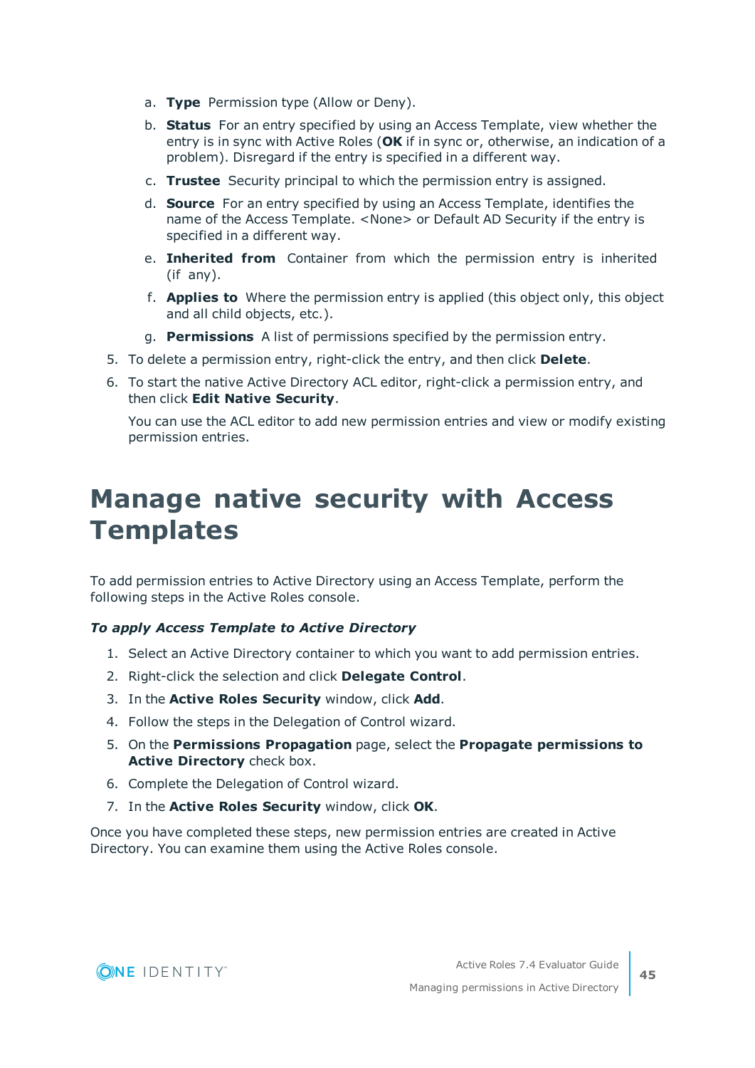a. **Type** Permission type (Allow or Deny).

b. **Status** For an entry specified by using an Access Template, view whether the entry is in sync with Active Roles (**OK** if in sync or, otherwise, an indication of a problem). Disregard if the entry is specified in a different way.

c. **Trustee** Security principal to which the permission entry is assigned.

d. **Source** For an entry specified by using an Access Template, identifies the name of the Access Template. <None> or Default AD Security if the entry is specified in a different way.

e. **Inherited from** Container from which the permission entry is inherited (if any).

f. **Applies to** Where the permission entry is applied (this object only, this object and all child objects, etc.).

g. **Permissions** A list of permissions specified by the permission entry.

5. To delete a permission entry, right-click the entry, and then click **Delete**.
6. To start the native Active Directory ACL editor, right-click a permission entry, and then click **Edit Native Security**.

   You can use the ACL editor to add new permission entries and view or modify existing permission entries.

# Manage native security with Access Templates

To add permission entries to Active Directory using an Access Template, perform the following steps in the Active Roles console.

***To apply Access Template to Active Directory***

1. Select an Active Directory container to which you want to add permission entries.
2. Right-click the selection and click **Delegate Control**.
3. In the **Active Roles Security** window, click **Add**.
4. Follow the steps in the Delegation of Control wizard.
5. On the **Permissions Propagation** page, select the **Propagate permissions to Active Directory** check box.
6. Complete the Delegation of Control wizard.
7. In the **Active Roles Security** window, click **OK**.

Once you have completed these steps, new permission entries are created in Active Directory. You can examine them using the Active Roles console.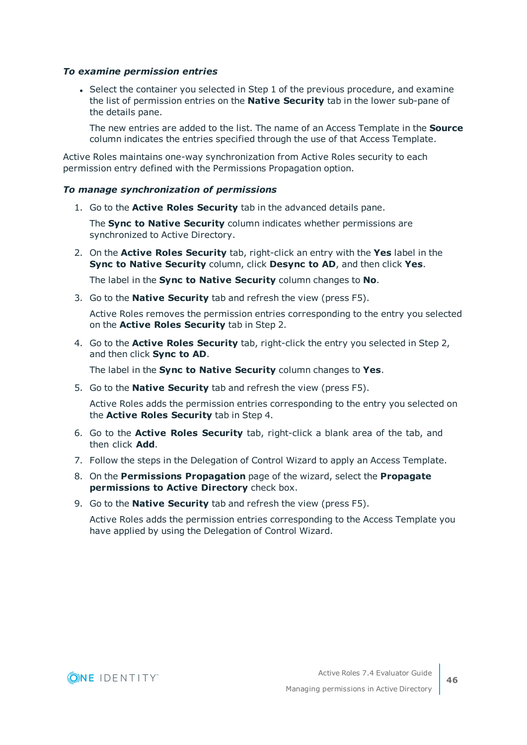*To examine permission entries*

- Select the container you selected in Step 1 of the previous procedure, and examine the list of permission entries on the **Native Security** tab in the lower sub-pane of the details pane.

  The new entries are added to the list. The name of an Access Template in the **Source** column indicates the entries specified through the use of that Access Template.

Active Roles maintains one-way synchronization from Active Roles security to each permission entry defined with the Permissions Propagation option.

*To manage synchronization of permissions*

1. Go to the **Active Roles Security** tab in the advanced details pane.

   The **Sync to Native Security** column indicates whether permissions are synchronized to Active Directory.

2. On the **Active Roles Security** tab, right-click an entry with the **Yes** label in the **Sync to Native Security** column, click **Desync to AD**, and then click **Yes**.

   The label in the **Sync to Native Security** column changes to **No**.

3. Go to the **Native Security** tab and refresh the view (press F5).

   Active Roles removes the permission entries corresponding to the entry you selected on the **Active Roles Security** tab in Step 2.

4. Go to the **Active Roles Security** tab, right-click the entry you selected in Step 2, and then click **Sync to AD**.

   The label in the **Sync to Native Security** column changes to **Yes**.

5. Go to the **Native Security** tab and refresh the view (press F5).

   Active Roles adds the permission entries corresponding to the entry you selected on the **Active Roles Security** tab in Step 4.

6. Go to the **Active Roles Security** tab, right-click a blank area of the tab, and then click **Add**.
7. Follow the steps in the Delegation of Control Wizard to apply an Access Template.
8. On the **Permissions Propagation** page of the wizard, select the **Propagate permissions to Active Directory** check box.
9. Go to the **Native Security** tab and refresh the view (press F5).

   Active Roles adds the permission entries corresponding to the Access Template you have applied by using the Delegation of Control Wizard.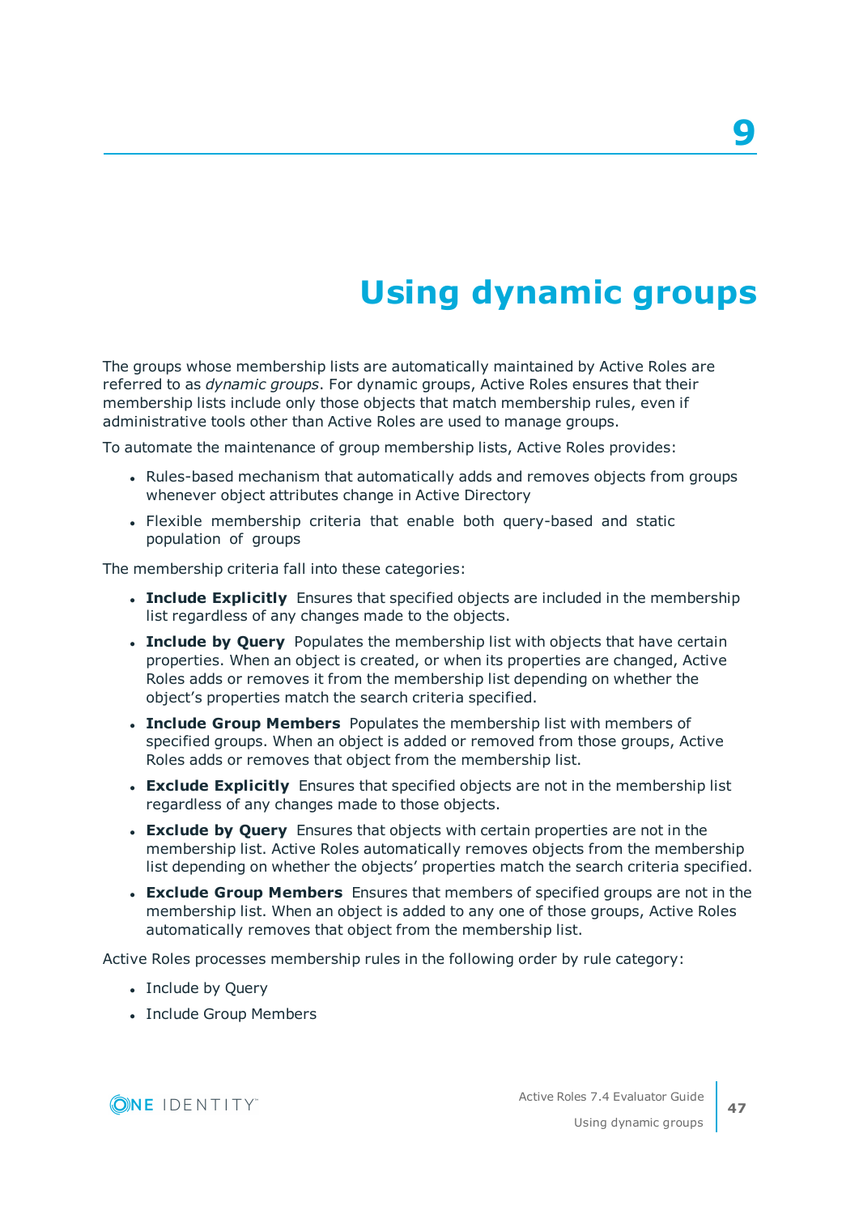# 9 Using dynamic groups

The groups whose membership lists are automatically maintained by Active Roles are referred to as *dynamic groups*. For dynamic groups, Active Roles ensures that their membership lists include only those objects that match membership rules, even if administrative tools other than Active Roles are used to manage groups.

To automate the maintenance of group membership lists, Active Roles provides:

- Rules-based mechanism that automatically adds and removes objects from groups whenever object attributes change in Active Directory
- Flexible membership criteria that enable both query-based and static population of groups

The membership criteria fall into these categories:

- **Include Explicitly** Ensures that specified objects are included in the membership list regardless of any changes made to the objects.
- **Include by Query** Populates the membership list with objects that have certain properties. When an object is created, or when its properties are changed, Active Roles adds or removes it from the membership list depending on whether the object's properties match the search criteria specified.
- **Include Group Members** Populates the membership list with members of specified groups. When an object is added or removed from those groups, Active Roles adds or removes that object from the membership list.
- **Exclude Explicitly** Ensures that specified objects are not in the membership list regardless of any changes made to those objects.
- **Exclude by Query** Ensures that objects with certain properties are not in the membership list. Active Roles automatically removes objects from the membership list depending on whether the objects' properties match the search criteria specified.
- **Exclude Group Members** Ensures that members of specified groups are not in the membership list. When an object is added to any one of those groups, Active Roles automatically removes that object from the membership list.

Active Roles processes membership rules in the following order by rule category:

- Include by Query
- Include Group Members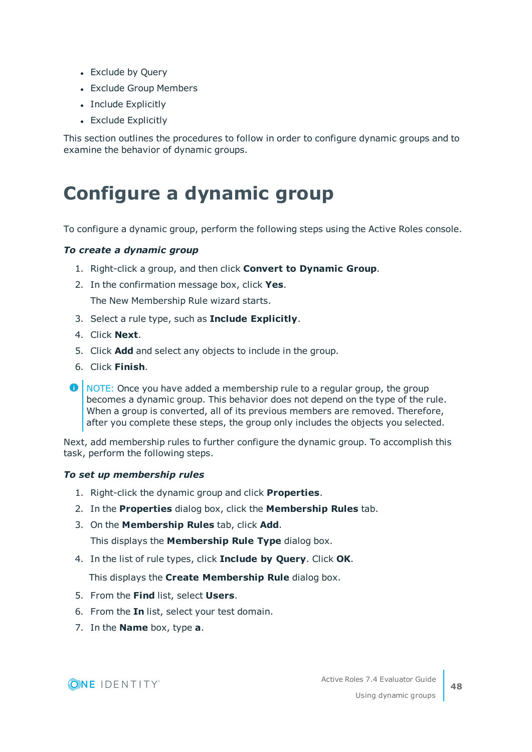- Exclude by Query
- Exclude Group Members
- Include Explicitly
- Exclude Explicitly

This section outlines the procedures to follow in order to configure dynamic groups and to examine the behavior of dynamic groups.

# Configure a dynamic group

To configure a dynamic group, perform the following steps using the Active Roles console.

***To create a dynamic group***

1. Right-click a group, and then click **Convert to Dynamic Group**.
2. In the confirmation message box, click **Yes**.

   The New Membership Rule wizard starts.
3. Select a rule type, such as **Include Explicitly**.
4. Click **Next**.
5. Click **Add** and select any objects to include in the group.
6. Click **Finish**.

NOTE: Once you have added a membership rule to a regular group, the group becomes a dynamic group. This behavior does not depend on the type of the rule. When a group is converted, all of its previous members are removed. Therefore, after you complete these steps, the group only includes the objects you selected.

Next, add membership rules to further configure the dynamic group. To accomplish this task, perform the following steps.

***To set up membership rules***

1. Right-click the dynamic group and click **Properties**.
2. In the **Properties** dialog box, click the **Membership Rules** tab.
3. On the **Membership Rules** tab, click **Add**.

   This displays the **Membership Rule Type** dialog box.
4. In the list of rule types, click **Include by Query**. Click **OK**.

   This displays the **Create Membership Rule** dialog box.
5. From the **Find** list, select **Users**.
6. From the **In** list, select your test domain.
7. In the **Name** box, type **a**.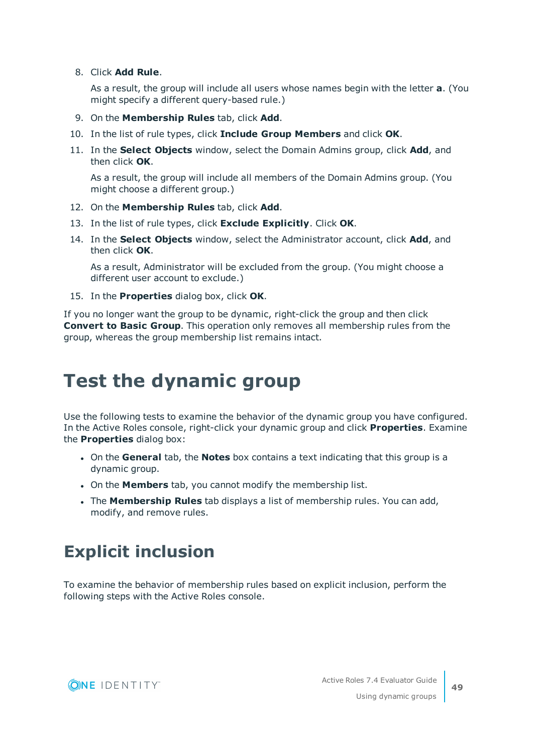8. Click **Add Rule**.

   As a result, the group will include all users whose names begin with the letter **a**. (You might specify a different query-based rule.)

9. On the **Membership Rules** tab, click **Add**.
10. In the list of rule types, click **Include Group Members** and click **OK**.
11. In the **Select Objects** window, select the Domain Admins group, click **Add**, and then click **OK**.

    As a result, the group will include all members of the Domain Admins group. (You might choose a different group.)

12. On the **Membership Rules** tab, click **Add**.
13. In the list of rule types, click **Exclude Explicitly**. Click **OK**.
14. In the **Select Objects** window, select the Administrator account, click **Add**, and then click **OK**.

    As a result, Administrator will be excluded from the group. (You might choose a different user account to exclude.)

15. In the **Properties** dialog box, click **OK**.

If you no longer want the group to be dynamic, right-click the group and then click **Convert to Basic Group**. This operation only removes all membership rules from the group, whereas the group membership list remains intact.

# Test the dynamic group

Use the following tests to examine the behavior of the dynamic group you have configured. In the Active Roles console, right-click your dynamic group and click **Properties**. Examine the **Properties** dialog box:

- On the **General** tab, the **Notes** box contains a text indicating that this group is a dynamic group.
- On the **Members** tab, you cannot modify the membership list.
- The **Membership Rules** tab displays a list of membership rules. You can add, modify, and remove rules.

# Explicit inclusion

To examine the behavior of membership rules based on explicit inclusion, perform the following steps with the Active Roles console.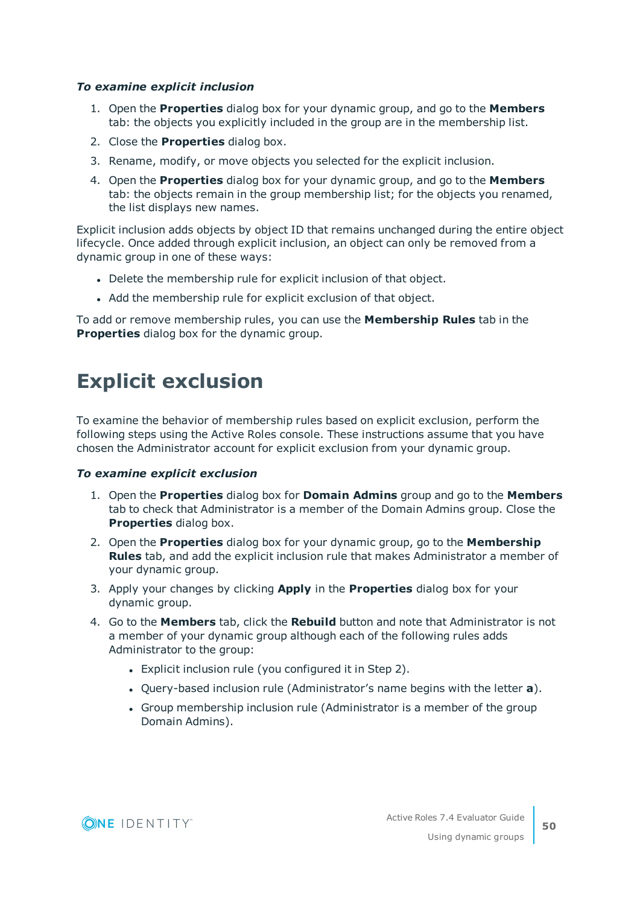***To examine explicit inclusion***

1. Open the **Properties** dialog box for your dynamic group, and go to the **Members** tab: the objects you explicitly included in the group are in the membership list.
2. Close the **Properties** dialog box.
3. Rename, modify, or move objects you selected for the explicit inclusion.
4. Open the **Properties** dialog box for your dynamic group, and go to the **Members** tab: the objects remain in the group membership list; for the objects you renamed, the list displays new names.

Explicit inclusion adds objects by object ID that remains unchanged during the entire object lifecycle. Once added through explicit inclusion, an object can only be removed from a dynamic group in one of these ways:

- Delete the membership rule for explicit inclusion of that object.
- Add the membership rule for explicit exclusion of that object.

To add or remove membership rules, you can use the **Membership Rules** tab in the **Properties** dialog box for the dynamic group.

# Explicit exclusion

To examine the behavior of membership rules based on explicit exclusion, perform the following steps using the Active Roles console. These instructions assume that you have chosen the Administrator account for explicit exclusion from your dynamic group.

***To examine explicit exclusion***

1. Open the **Properties** dialog box for **Domain Admins** group and go to the **Members** tab to check that Administrator is a member of the Domain Admins group. Close the **Properties** dialog box.
2. Open the **Properties** dialog box for your dynamic group, go to the **Membership Rules** tab, and add the explicit inclusion rule that makes Administrator a member of your dynamic group.
3. Apply your changes by clicking **Apply** in the **Properties** dialog box for your dynamic group.
4. Go to the **Members** tab, click the **Rebuild** button and note that Administrator is not a member of your dynamic group although each of the following rules adds Administrator to the group:
   - Explicit inclusion rule (you configured it in Step 2).
   - Query-based inclusion rule (Administrator's name begins with the letter **a**).
   - Group membership inclusion rule (Administrator is a member of the group Domain Admins).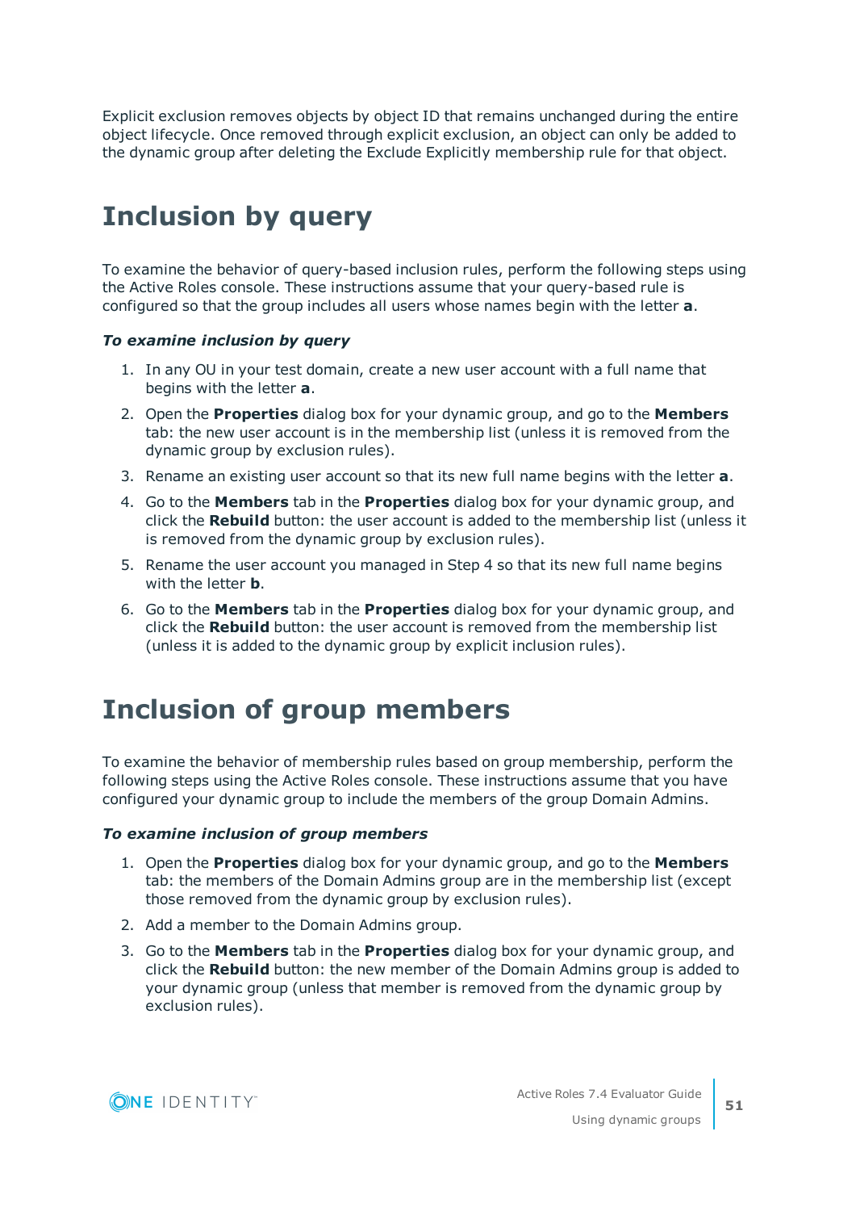Explicit exclusion removes objects by object ID that remains unchanged during the entire object lifecycle. Once removed through explicit exclusion, an object can only be added to the dynamic group after deleting the Exclude Explicitly membership rule for that object.

# Inclusion by query

To examine the behavior of query-based inclusion rules, perform the following steps using the Active Roles console. These instructions assume that your query-based rule is configured so that the group includes all users whose names begin with the letter **a**.

***To examine inclusion by query***

1. In any OU in your test domain, create a new user account with a full name that begins with the letter **a**.
2. Open the **Properties** dialog box for your dynamic group, and go to the **Members** tab: the new user account is in the membership list (unless it is removed from the dynamic group by exclusion rules).
3. Rename an existing user account so that its new full name begins with the letter **a**.
4. Go to the **Members** tab in the **Properties** dialog box for your dynamic group, and click the **Rebuild** button: the user account is added to the membership list (unless it is removed from the dynamic group by exclusion rules).
5. Rename the user account you managed in Step 4 so that its new full name begins with the letter **b**.
6. Go to the **Members** tab in the **Properties** dialog box for your dynamic group, and click the **Rebuild** button: the user account is removed from the membership list (unless it is added to the dynamic group by explicit inclusion rules).

# Inclusion of group members

To examine the behavior of membership rules based on group membership, perform the following steps using the Active Roles console. These instructions assume that you have configured your dynamic group to include the members of the group Domain Admins.

***To examine inclusion of group members***

1. Open the **Properties** dialog box for your dynamic group, and go to the **Members** tab: the members of the Domain Admins group are in the membership list (except those removed from the dynamic group by exclusion rules).
2. Add a member to the Domain Admins group.
3. Go to the **Members** tab in the **Properties** dialog box for your dynamic group, and click the **Rebuild** button: the new member of the Domain Admins group is added to your dynamic group (unless that member is removed from the dynamic group by exclusion rules).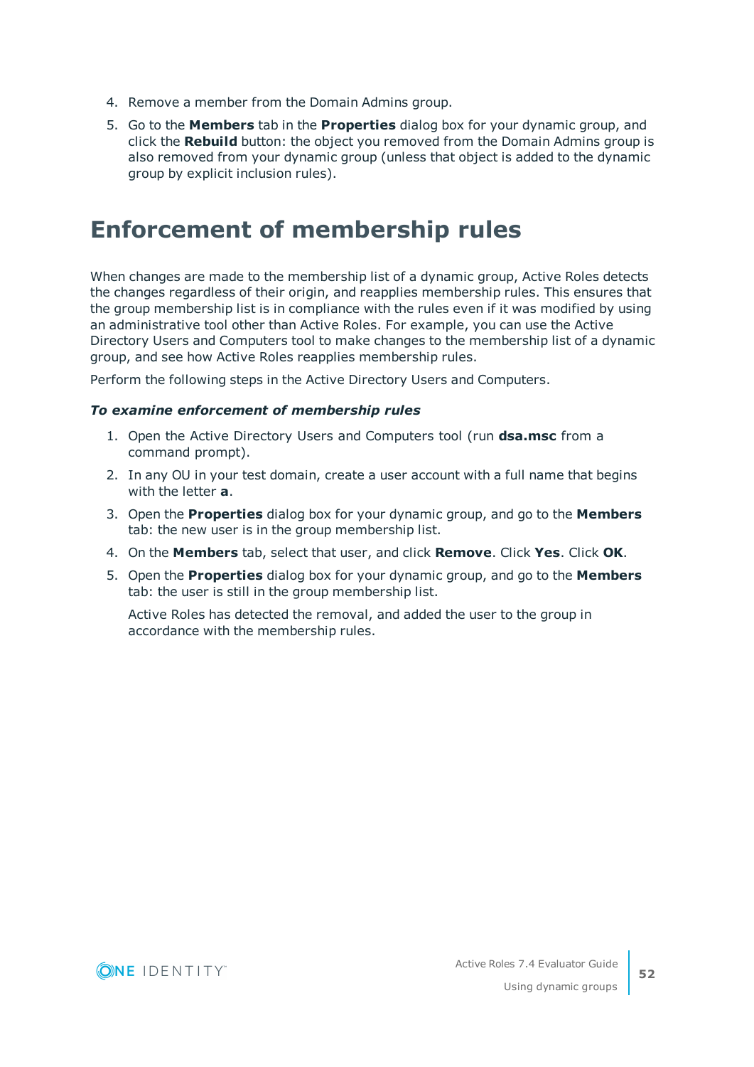4. Remove a member from the Domain Admins group.
5. Go to the **Members** tab in the **Properties** dialog box for your dynamic group, and click the **Rebuild** button: the object you removed from the Domain Admins group is also removed from your dynamic group (unless that object is added to the dynamic group by explicit inclusion rules).

# Enforcement of membership rules

When changes are made to the membership list of a dynamic group, Active Roles detects the changes regardless of their origin, and reapplies membership rules. This ensures that the group membership list is in compliance with the rules even if it was modified by using an administrative tool other than Active Roles. For example, you can use the Active Directory Users and Computers tool to make changes to the membership list of a dynamic group, and see how Active Roles reapplies membership rules.

Perform the following steps in the Active Directory Users and Computers.

***To examine enforcement of membership rules***

1. Open the Active Directory Users and Computers tool (run **dsa.msc** from a command prompt).
2. In any OU in your test domain, create a user account with a full name that begins with the letter **a**.
3. Open the **Properties** dialog box for your dynamic group, and go to the **Members** tab: the new user is in the group membership list.
4. On the **Members** tab, select that user, and click **Remove**. Click **Yes**. Click **OK**.
5. Open the **Properties** dialog box for your dynamic group, and go to the **Members** tab: the user is still in the group membership list.

   Active Roles has detected the removal, and added the user to the group in accordance with the membership rules.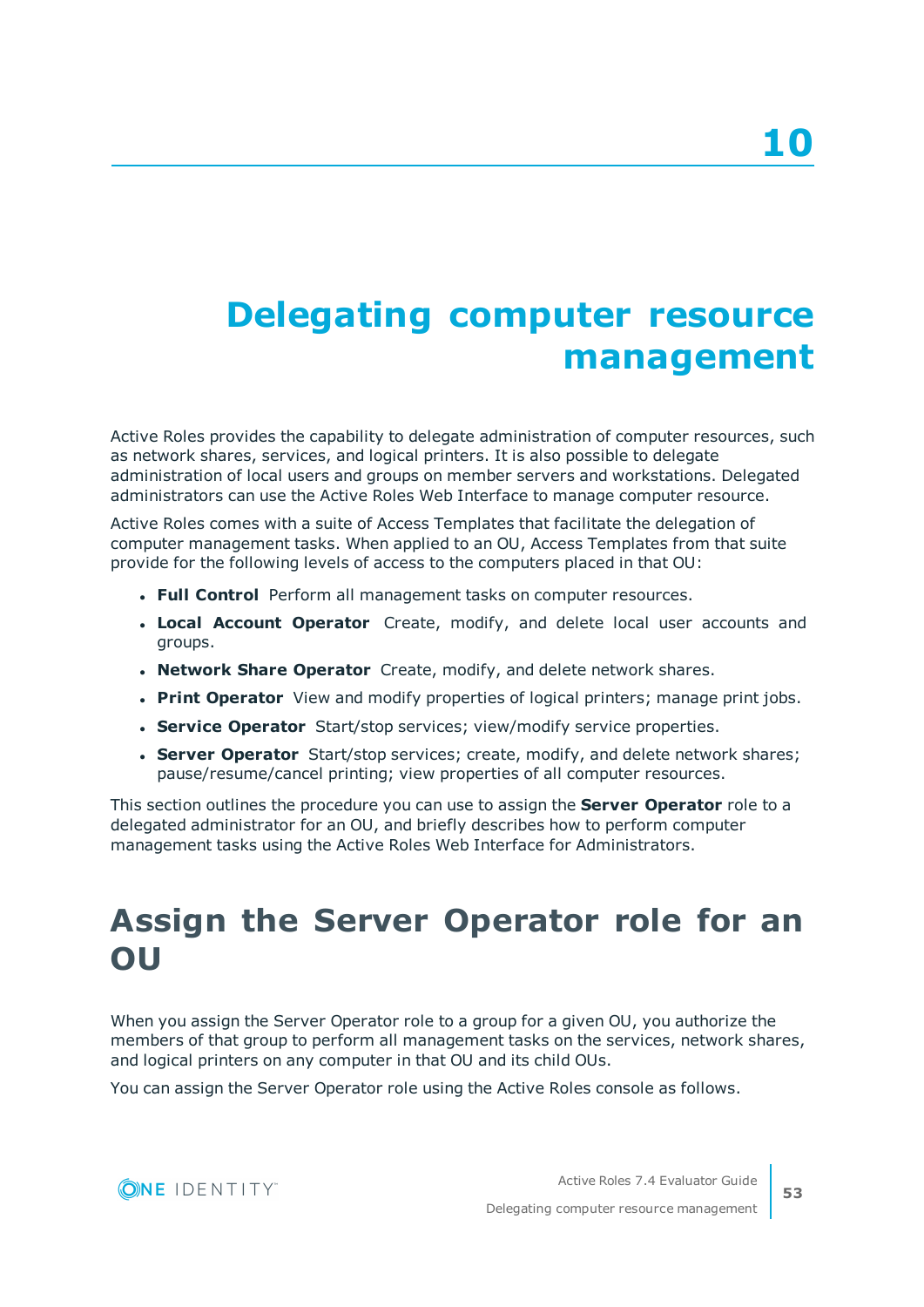# 10

# Delegating computer resource management

Active Roles provides the capability to delegate administration of computer resources, such as network shares, services, and logical printers. It is also possible to delegate administration of local users and groups on member servers and workstations. Delegated administrators can use the Active Roles Web Interface to manage computer resource.

Active Roles comes with a suite of Access Templates that facilitate the delegation of computer management tasks. When applied to an OU, Access Templates from that suite provide for the following levels of access to the computers placed in that OU:

- **Full Control** Perform all management tasks on computer resources.
- **Local Account Operator** Create, modify, and delete local user accounts and groups.
- **Network Share Operator** Create, modify, and delete network shares.
- **Print Operator** View and modify properties of logical printers; manage print jobs.
- **Service Operator** Start/stop services; view/modify service properties.
- **Server Operator** Start/stop services; create, modify, and delete network shares; pause/resume/cancel printing; view properties of all computer resources.

This section outlines the procedure you can use to assign the **Server Operator** role to a delegated administrator for an OU, and briefly describes how to perform computer management tasks using the Active Roles Web Interface for Administrators.

## Assign the Server Operator role for an OU

When you assign the Server Operator role to a group for a given OU, you authorize the members of that group to perform all management tasks on the services, network shares, and logical printers on any computer in that OU and its child OUs.

You can assign the Server Operator role using the Active Roles console as follows.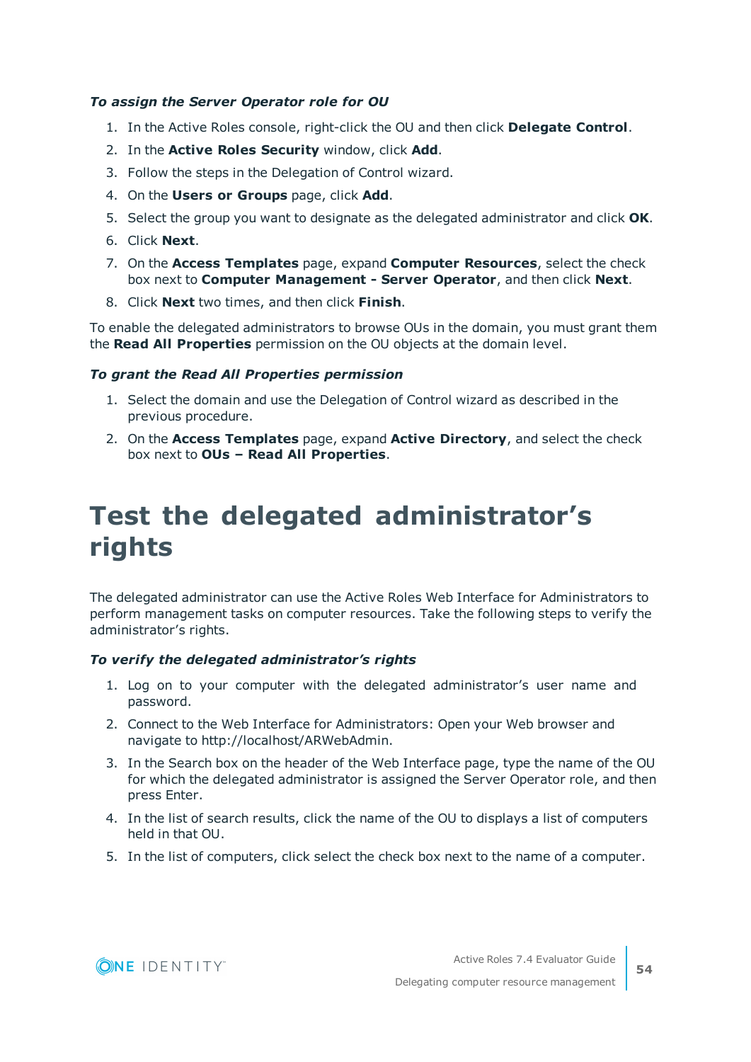***To assign the Server Operator role for OU***

1. In the Active Roles console, right-click the OU and then click **Delegate Control**.
2. In the **Active Roles Security** window, click **Add**.
3. Follow the steps in the Delegation of Control wizard.
4. On the **Users or Groups** page, click **Add**.
5. Select the group you want to designate as the delegated administrator and click **OK**.
6. Click **Next**.
7. On the **Access Templates** page, expand **Computer Resources**, select the check box next to **Computer Management - Server Operator**, and then click **Next**.
8. Click **Next** two times, and then click **Finish**.

To enable the delegated administrators to browse OUs in the domain, you must grant them the **Read All Properties** permission on the OU objects at the domain level.

***To grant the Read All Properties permission***

1. Select the domain and use the Delegation of Control wizard as described in the previous procedure.
2. On the **Access Templates** page, expand **Active Directory**, and select the check box next to **OUs – Read All Properties**.

# Test the delegated administrator's rights

The delegated administrator can use the Active Roles Web Interface for Administrators to perform management tasks on computer resources. Take the following steps to verify the administrator's rights.

***To verify the delegated administrator's rights***

1. Log on to your computer with the delegated administrator's user name and password.
2. Connect to the Web Interface for Administrators: Open your Web browser and navigate to http://localhost/ARWebAdmin.
3. In the Search box on the header of the Web Interface page, type the name of the OU for which the delegated administrator is assigned the Server Operator role, and then press Enter.
4. In the list of search results, click the name of the OU to displays a list of computers held in that OU.
5. In the list of computers, click select the check box next to the name of a computer.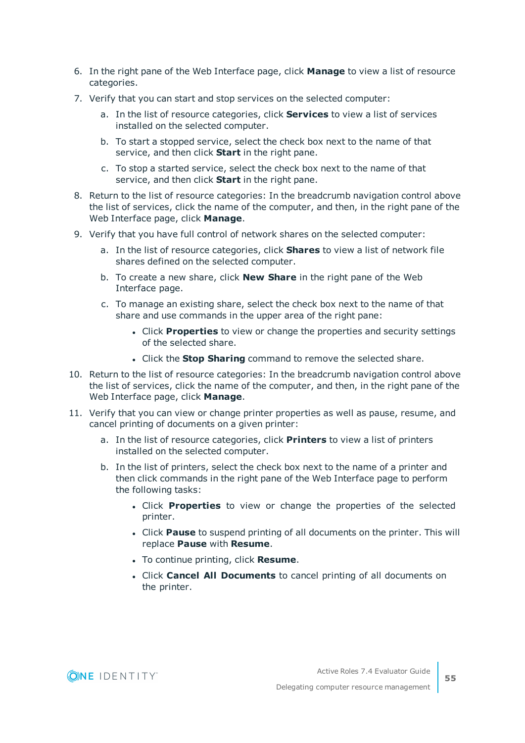6. In the right pane of the Web Interface page, click **Manage** to view a list of resource categories.
7. Verify that you can start and stop services on the selected computer:
   a. In the list of resource categories, click **Services** to view a list of services installed on the selected computer.
   b. To start a stopped service, select the check box next to the name of that service, and then click **Start** in the right pane.
   c. To stop a started service, select the check box next to the name of that service, and then click **Start** in the right pane.
8. Return to the list of resource categories: In the breadcrumb navigation control above the list of services, click the name of the computer, and then, in the right pane of the Web Interface page, click **Manage**.
9. Verify that you have full control of network shares on the selected computer:
   a. In the list of resource categories, click **Shares** to view a list of network file shares defined on the selected computer.
   b. To create a new share, click **New Share** in the right pane of the Web Interface page.
   c. To manage an existing share, select the check box next to the name of that share and use commands in the upper area of the right pane:
      - Click **Properties** to view or change the properties and security settings of the selected share.
      - Click the **Stop Sharing** command to remove the selected share.
10. Return to the list of resource categories: In the breadcrumb navigation control above the list of services, click the name of the computer, and then, in the right pane of the Web Interface page, click **Manage**.
11. Verify that you can view or change printer properties as well as pause, resume, and cancel printing of documents on a given printer:
    a. In the list of resource categories, click **Printers** to view a list of printers installed on the selected computer.
    b. In the list of printers, select the check box next to the name of a printer and then click commands in the right pane of the Web Interface page to perform the following tasks:
       - Click **Properties** to view or change the properties of the selected printer.
       - Click **Pause** to suspend printing of all documents on the printer. This will replace **Pause** with **Resume**.
       - To continue printing, click **Resume**.
       - Click **Cancel All Documents** to cancel printing of all documents on the printer.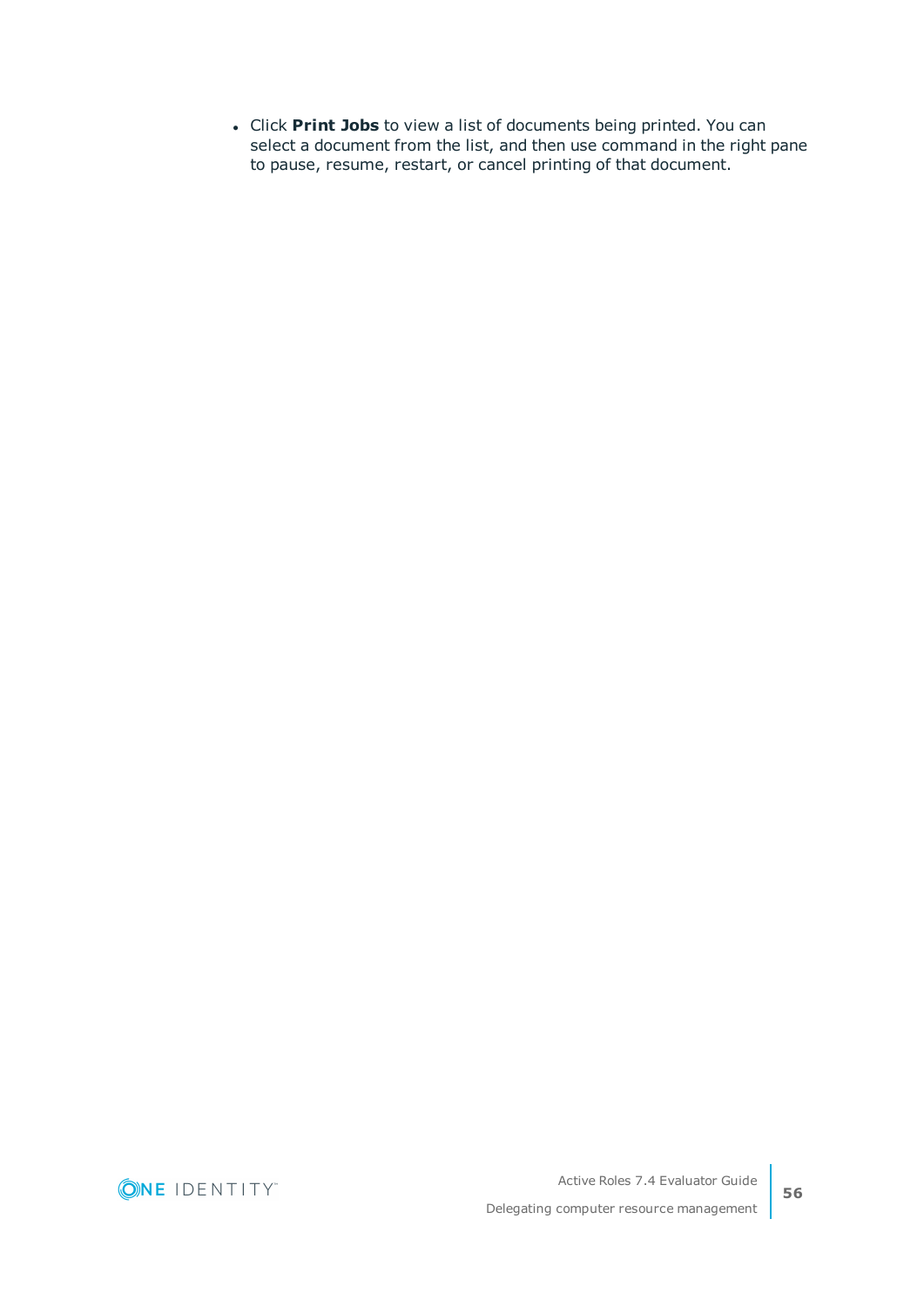- Click **Print Jobs** to view a list of documents being printed. You can select a document from the list, and then use command in the right pane to pause, resume, restart, or cancel printing of that document.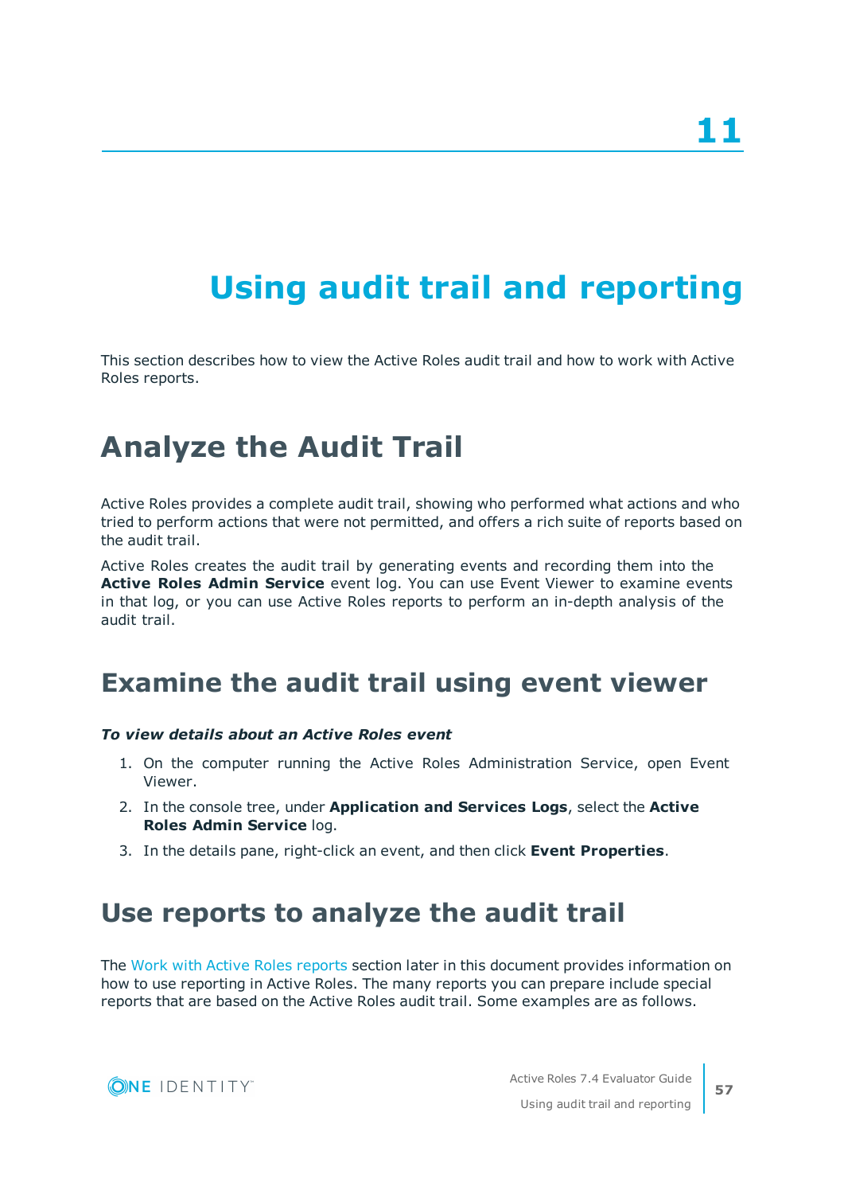# 11

# Using audit trail and reporting

This section describes how to view the Active Roles audit trail and how to work with Active Roles reports.

## Analyze the Audit Trail

Active Roles provides a complete audit trail, showing who performed what actions and who tried to perform actions that were not permitted, and offers a rich suite of reports based on the audit trail.

Active Roles creates the audit trail by generating events and recording them into the **Active Roles Admin Service** event log. You can use Event Viewer to examine events in that log, or you can use Active Roles reports to perform an in-depth analysis of the audit trail.

## Examine the audit trail using event viewer

***To view details about an Active Roles event***

1. On the computer running the Active Roles Administration Service, open Event Viewer.
2. In the console tree, under **Application and Services Logs**, select the **Active Roles Admin Service** log.
3. In the details pane, right-click an event, and then click **Event Properties**.

## Use reports to analyze the audit trail

The Work with Active Roles reports section later in this document provides information on how to use reporting in Active Roles. The many reports you can prepare include special reports that are based on the Active Roles audit trail. Some examples are as follows.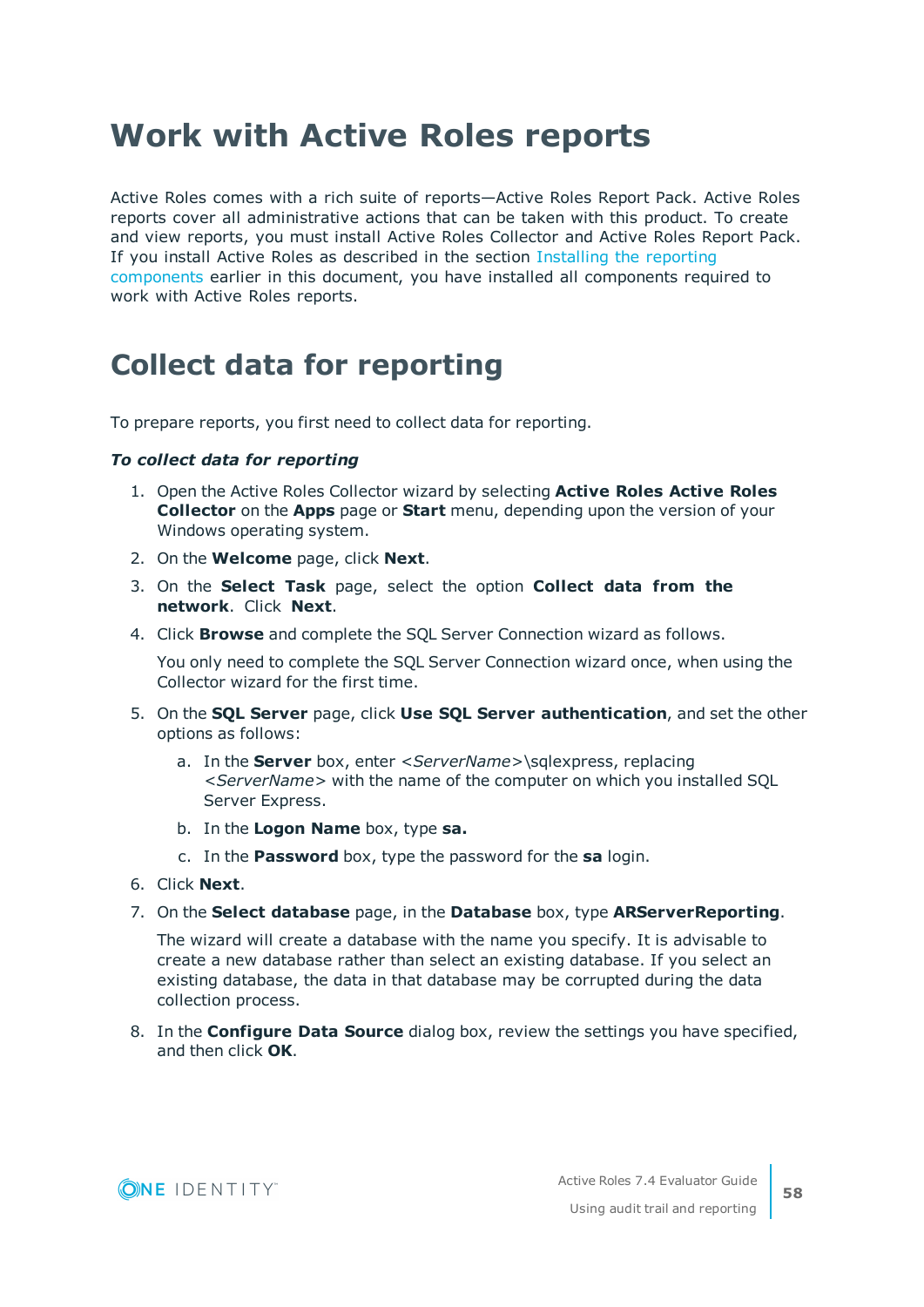# Work with Active Roles reports

Active Roles comes with a rich suite of reports—Active Roles Report Pack. Active Roles reports cover all administrative actions that can be taken with this product. To create and view reports, you must install Active Roles Collector and Active Roles Report Pack. If you install Active Roles as described in the section Installing the reporting components earlier in this document, you have installed all components required to work with Active Roles reports.

# Collect data for reporting

To prepare reports, you first need to collect data for reporting.

***To collect data for reporting***

1. Open the Active Roles Collector wizard by selecting **Active Roles Active Roles Collector** on the **Apps** page or **Start** menu, depending upon the version of your Windows operating system.
2. On the **Welcome** page, click **Next**.
3. On the **Select Task** page, select the option **Collect data from the network**. Click **Next**.
4. Click **Browse** and complete the SQL Server Connection wizard as follows.

   You only need to complete the SQL Server Connection wizard once, when using the Collector wizard for the first time.
5. On the **SQL Server** page, click **Use SQL Server authentication**, and set the other options as follows:
   a. In the **Server** box, enter <*ServerName*>\sqlexpress, replacing <*ServerName*> with the name of the computer on which you installed SQL Server Express.
   b. In the **Logon Name** box, type **sa.**
   c. In the **Password** box, type the password for the **sa** login.
6. Click **Next**.
7. On the **Select database** page, in the **Database** box, type **ARServerReporting**.

   The wizard will create a database with the name you specify. It is advisable to create a new database rather than select an existing database. If you select an existing database, the data in that database may be corrupted during the data collection process.
8. In the **Configure Data Source** dialog box, review the settings you have specified, and then click **OK**.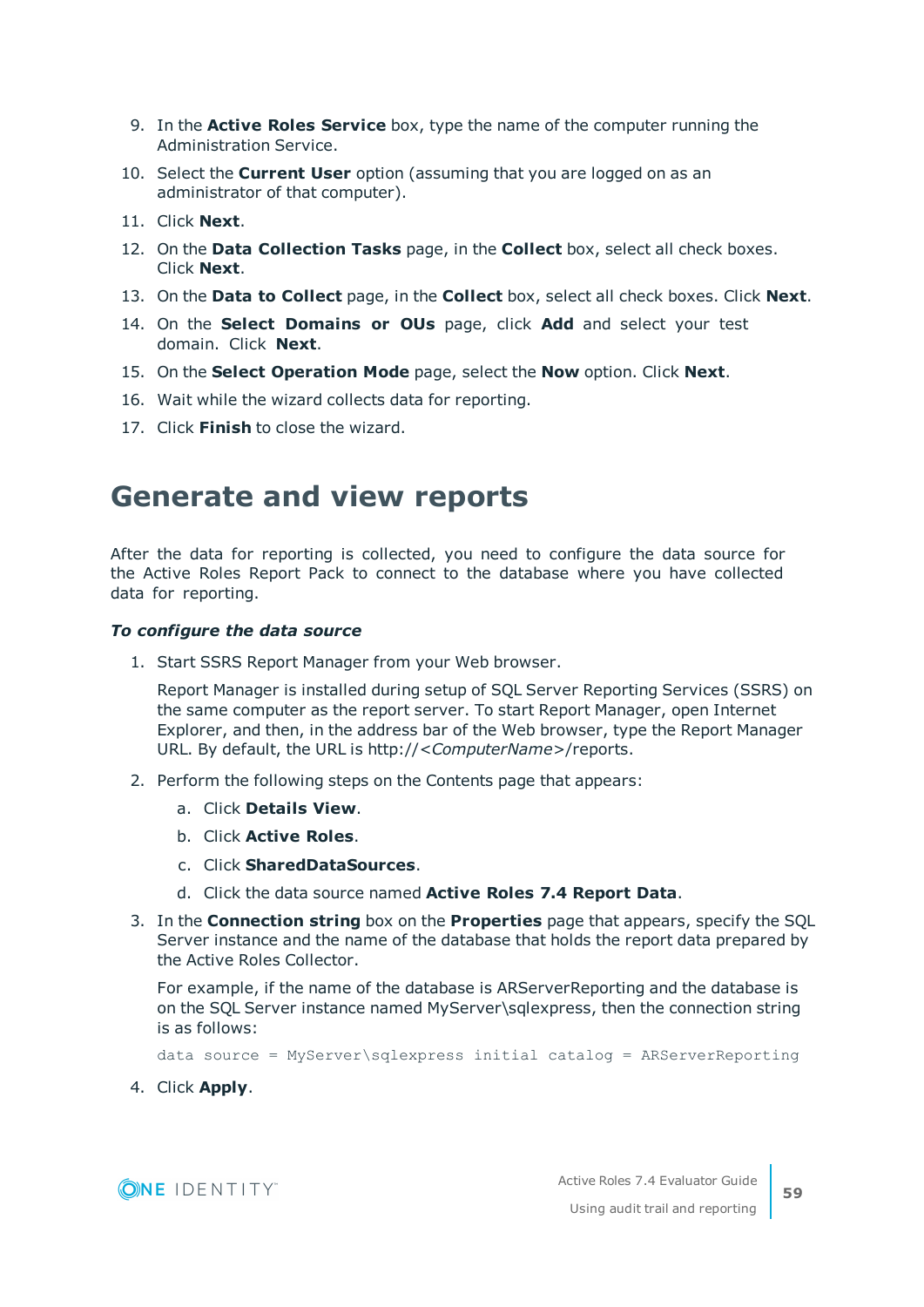9. In the **Active Roles Service** box, type the name of the computer running the Administration Service.
10. Select the **Current User** option (assuming that you are logged on as an administrator of that computer).
11. Click **Next**.
12. On the **Data Collection Tasks** page, in the **Collect** box, select all check boxes. Click **Next**.
13. On the **Data to Collect** page, in the **Collect** box, select all check boxes. Click **Next**.
14. On the **Select Domains or OUs** page, click **Add** and select your test domain. Click **Next**.
15. On the **Select Operation Mode** page, select the **Now** option. Click **Next**.
16. Wait while the wizard collects data for reporting.
17. Click **Finish** to close the wizard.

# Generate and view reports

After the data for reporting is collected, you need to configure the data source for the Active Roles Report Pack to connect to the database where you have collected data for reporting.

***To configure the data source***

1. Start SSRS Report Manager from your Web browser.

   Report Manager is installed during setup of SQL Server Reporting Services (SSRS) on the same computer as the report server. To start Report Manager, open Internet Explorer, and then, in the address bar of the Web browser, type the Report Manager URL. By default, the URL is http://<*ComputerName*>/reports.

2. Perform the following steps on the Contents page that appears:

   a. Click **Details View**.

   b. Click **Active Roles**.

   c. Click **SharedDataSources**.

   d. Click the data source named **Active Roles 7.4 Report Data**.

3. In the **Connection string** box on the **Properties** page that appears, specify the SQL Server instance and the name of the database that holds the report data prepared by the Active Roles Collector.

   For example, if the name of the database is ARServerReporting and the database is on the SQL Server instance named MyServer\sqlexpress, then the connection string is as follows:

   ```
   data source = MyServer\sqlexpress initial catalog = ARServerReporting
   ```

4. Click **Apply**.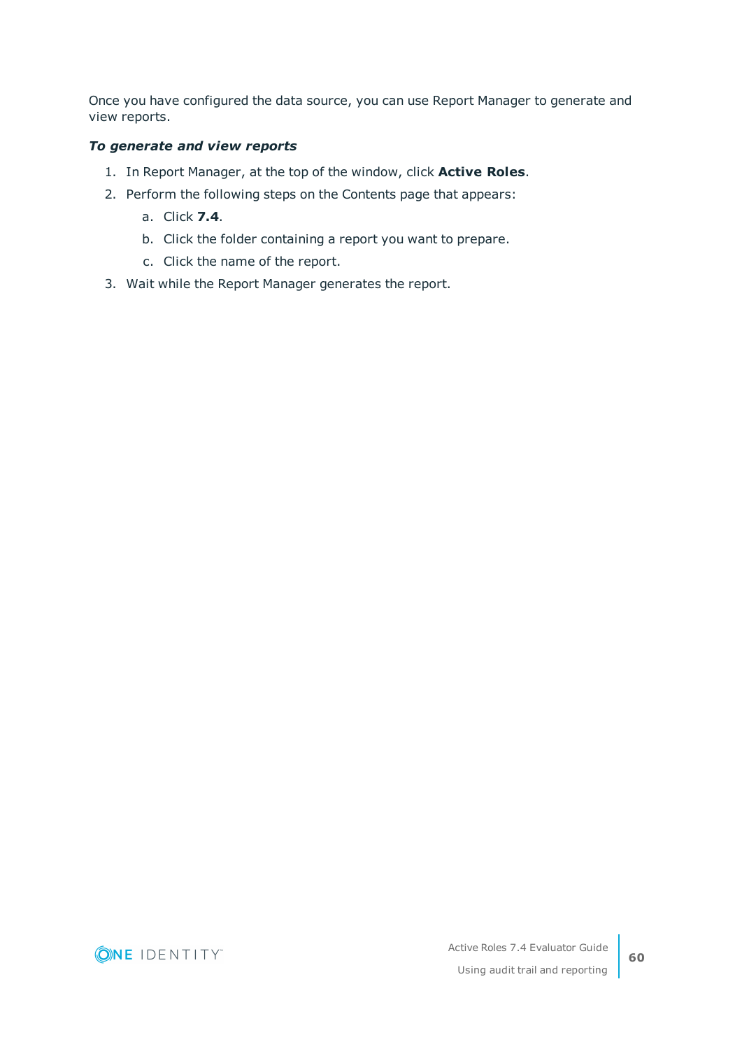Once you have configured the data source, you can use Report Manager to generate and view reports.

***To generate and view reports***

1. In Report Manager, at the top of the window, click **Active Roles**.
2. Perform the following steps on the Contents page that appears:
   a. Click **7.4**.
   b. Click the folder containing a report you want to prepare.
   c. Click the name of the report.
3. Wait while the Report Manager generates the report.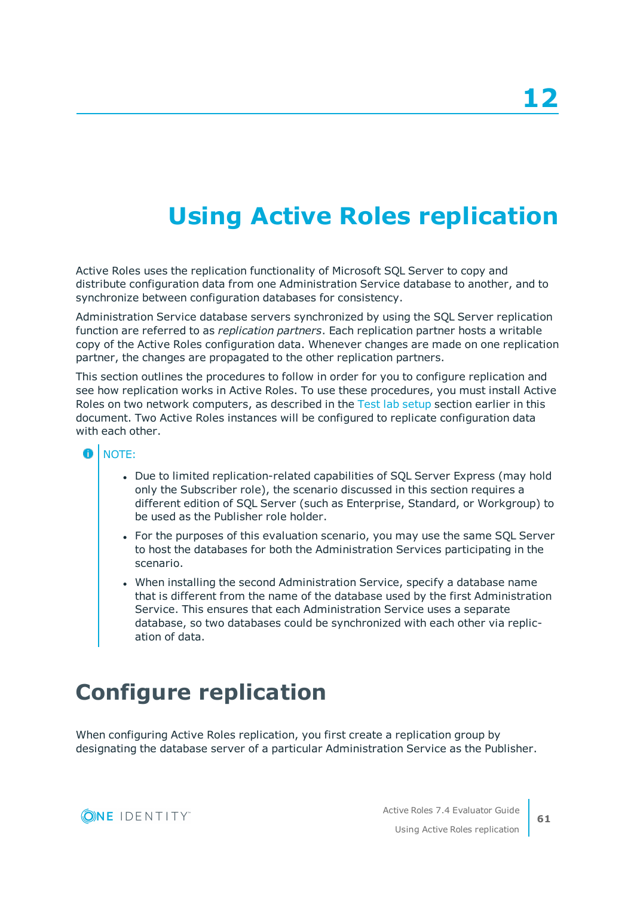# 12

# Using Active Roles replication

Active Roles uses the replication functionality of Microsoft SQL Server to copy and distribute configuration data from one Administration Service database to another, and to synchronize between configuration databases for consistency.

Administration Service database servers synchronized by using the SQL Server replication function are referred to as *replication partners*. Each replication partner hosts a writable copy of the Active Roles configuration data. Whenever changes are made on one replication partner, the changes are propagated to the other replication partners.

This section outlines the procedures to follow in order for you to configure replication and see how replication works in Active Roles. To use these procedures, you must install Active Roles on two network computers, as described in the Test lab setup section earlier in this document. Two Active Roles instances will be configured to replicate configuration data with each other.

NOTE:

- Due to limited replication-related capabilities of SQL Server Express (may hold only the Subscriber role), the scenario discussed in this section requires a different edition of SQL Server (such as Enterprise, Standard, or Workgroup) to be used as the Publisher role holder.
- For the purposes of this evaluation scenario, you may use the same SQL Server to host the databases for both the Administration Services participating in the scenario.
- When installing the second Administration Service, specify a database name that is different from the name of the database used by the first Administration Service. This ensures that each Administration Service uses a separate database, so two databases could be synchronized with each other via replication of data.

## Configure replication

When configuring Active Roles replication, you first create a replication group by designating the database server of a particular Administration Service as the Publisher.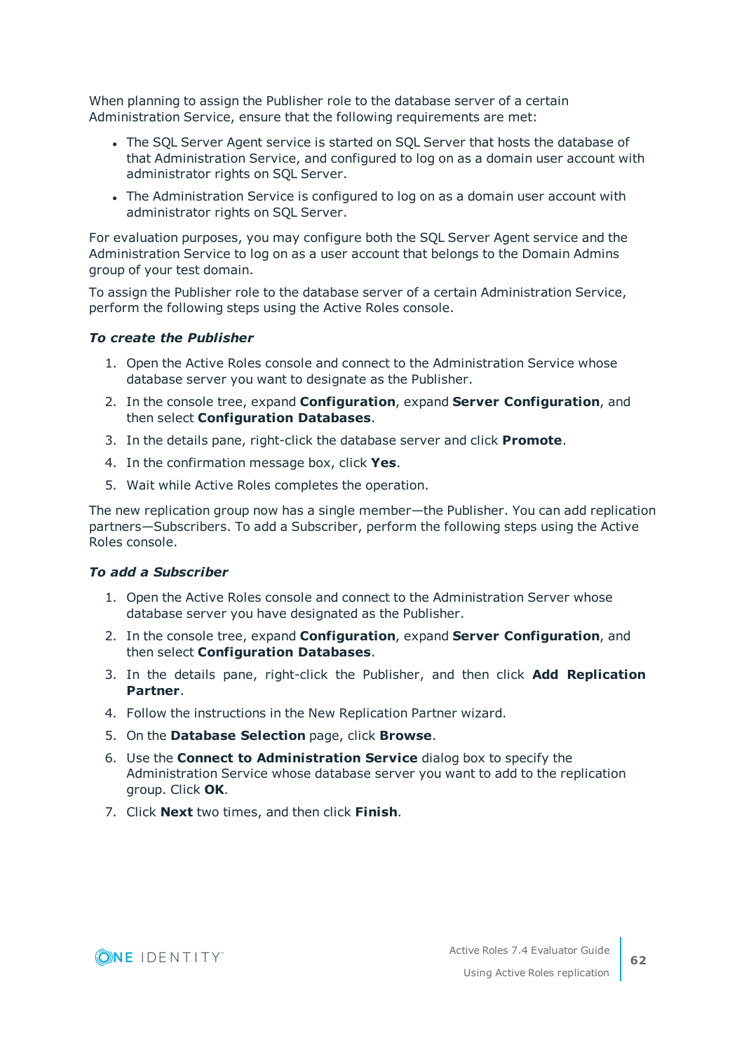When planning to assign the Publisher role to the database server of a certain Administration Service, ensure that the following requirements are met:

- The SQL Server Agent service is started on SQL Server that hosts the database of that Administration Service, and configured to log on as a domain user account with administrator rights on SQL Server.
- The Administration Service is configured to log on as a domain user account with administrator rights on SQL Server.

For evaluation purposes, you may configure both the SQL Server Agent service and the Administration Service to log on as a user account that belongs to the Domain Admins group of your test domain.

To assign the Publisher role to the database server of a certain Administration Service, perform the following steps using the Active Roles console.

***To create the Publisher***

1. Open the Active Roles console and connect to the Administration Service whose database server you want to designate as the Publisher.
2. In the console tree, expand **Configuration**, expand **Server Configuration**, and then select **Configuration Databases**.
3. In the details pane, right-click the database server and click **Promote**.
4. In the confirmation message box, click **Yes**.
5. Wait while Active Roles completes the operation.

The new replication group now has a single member—the Publisher. You can add replication partners—Subscribers. To add a Subscriber, perform the following steps using the Active Roles console.

***To add a Subscriber***

1. Open the Active Roles console and connect to the Administration Server whose database server you have designated as the Publisher.
2. In the console tree, expand **Configuration**, expand **Server Configuration**, and then select **Configuration Databases**.
3. In the details pane, right-click the Publisher, and then click **Add Replication Partner**.
4. Follow the instructions in the New Replication Partner wizard.
5. On the **Database Selection** page, click **Browse**.
6. Use the **Connect to Administration Service** dialog box to specify the Administration Service whose database server you want to add to the replication group. Click **OK**.
7. Click **Next** two times, and then click **Finish**.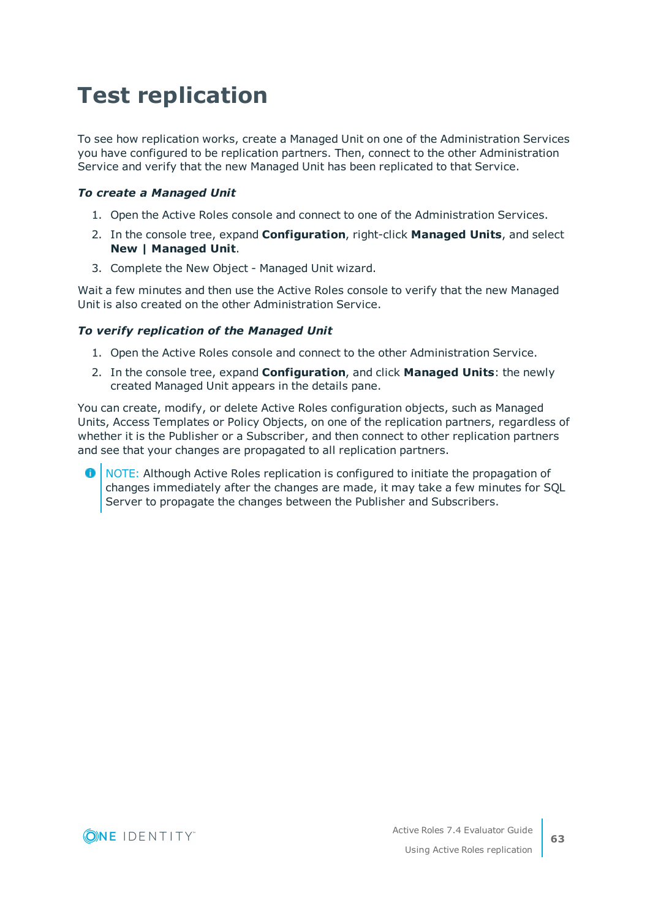# Test replication

To see how replication works, create a Managed Unit on one of the Administration Services you have configured to be replication partners. Then, connect to the other Administration Service and verify that the new Managed Unit has been replicated to that Service.

***To create a Managed Unit***

1. Open the Active Roles console and connect to one of the Administration Services.
2. In the console tree, expand **Configuration**, right-click **Managed Units**, and select **New | Managed Unit**.
3. Complete the New Object - Managed Unit wizard.

Wait a few minutes and then use the Active Roles console to verify that the new Managed Unit is also created on the other Administration Service.

***To verify replication of the Managed Unit***

1. Open the Active Roles console and connect to the other Administration Service.
2. In the console tree, expand **Configuration**, and click **Managed Units**: the newly created Managed Unit appears in the details pane.

You can create, modify, or delete Active Roles configuration objects, such as Managed Units, Access Templates or Policy Objects, on one of the replication partners, regardless of whether it is the Publisher or a Subscriber, and then connect to other replication partners and see that your changes are propagated to all replication partners.

> NOTE: Although Active Roles replication is configured to initiate the propagation of changes immediately after the changes are made, it may take a few minutes for SQL Server to propagate the changes between the Publisher and Subscribers.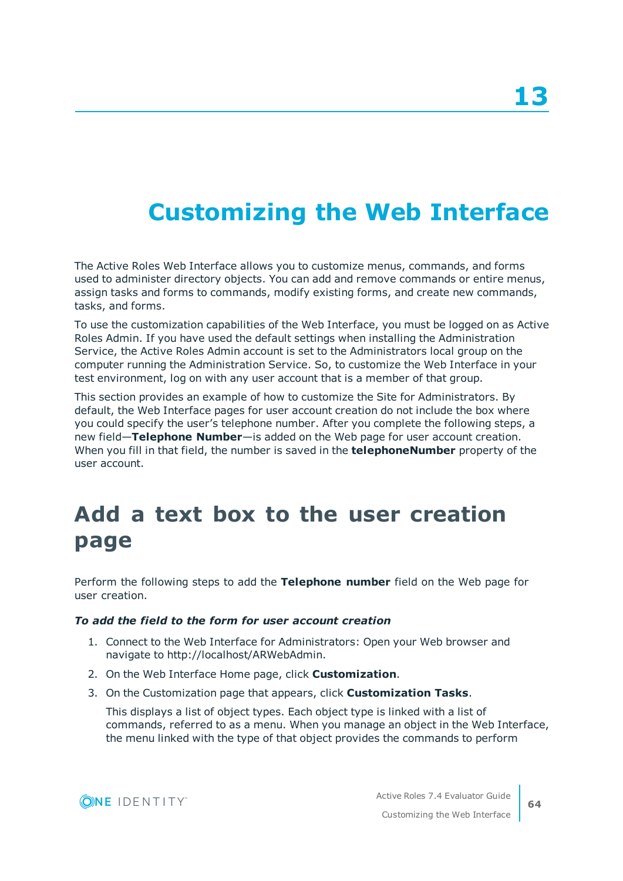# 13

# Customizing the Web Interface

The Active Roles Web Interface allows you to customize menus, commands, and forms used to administer directory objects. You can add and remove commands or entire menus, assign tasks and forms to commands, modify existing forms, and create new commands, tasks, and forms.

To use the customization capabilities of the Web Interface, you must be logged on as Active Roles Admin. If you have used the default settings when installing the Administration Service, the Active Roles Admin account is set to the Administrators local group on the computer running the Administration Service. So, to customize the Web Interface in your test environment, log on with any user account that is a member of that group.

This section provides an example of how to customize the Site for Administrators. By default, the Web Interface pages for user account creation do not include the box where you could specify the user's telephone number. After you complete the following steps, a new field—**Telephone Number**—is added on the Web page for user account creation. When you fill in that field, the number is saved in the **telephoneNumber** property of the user account.

## Add a text box to the user creation page

Perform the following steps to add the **Telephone number** field on the Web page for user creation.

***To add the field to the form for user account creation***

1. Connect to the Web Interface for Administrators: Open your Web browser and navigate to http://localhost/ARWebAdmin.
2. On the Web Interface Home page, click **Customization**.
3. On the Customization page that appears, click **Customization Tasks**.

   This displays a list of object types. Each object type is linked with a list of commands, referred to as a menu. When you manage an object in the Web Interface, the menu linked with the type of that object provides the commands to perform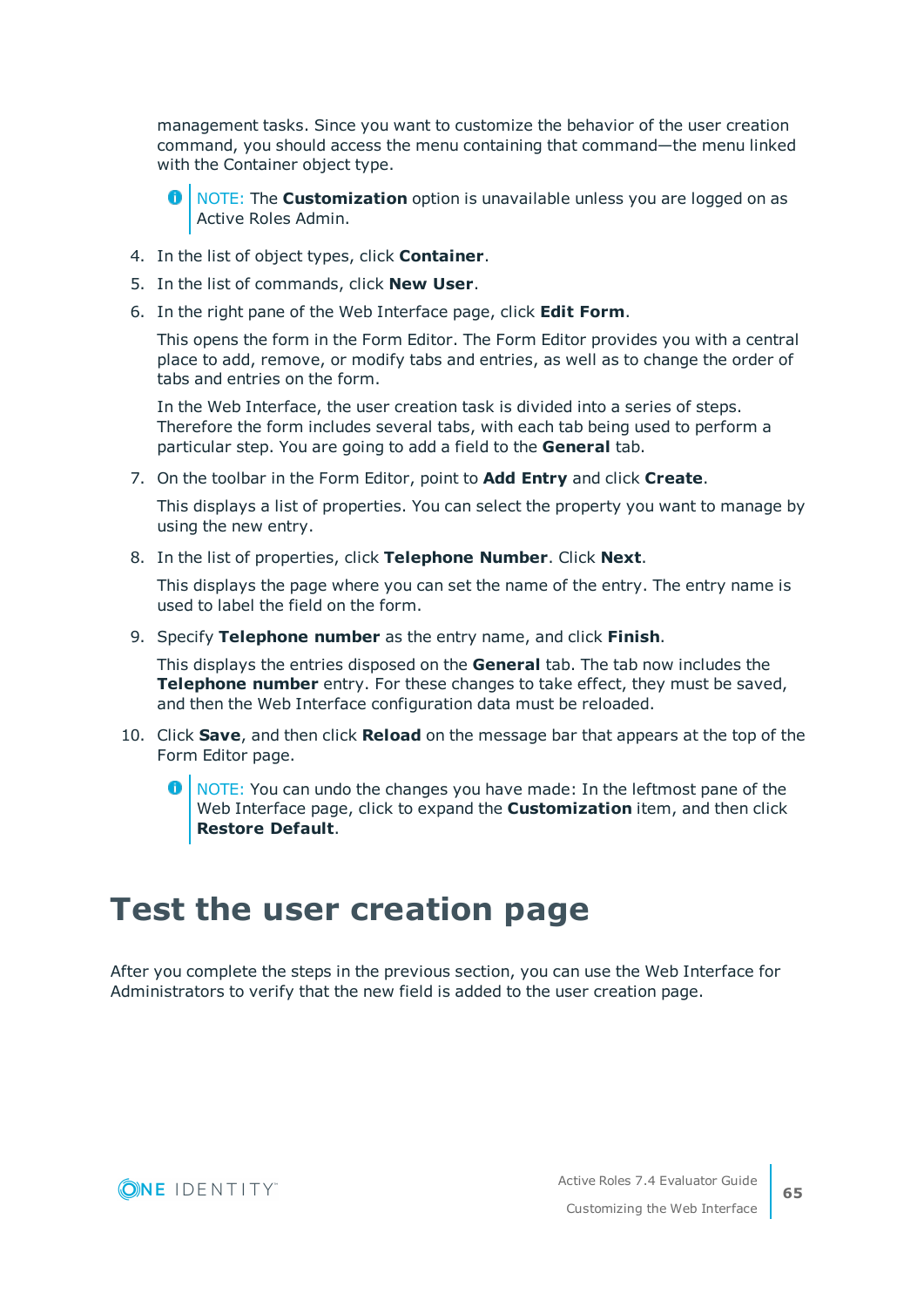management tasks. Since you want to customize the behavior of the user creation command, you should access the menu containing that command—the menu linked with the Container object type.

> NOTE: The **Customization** option is unavailable unless you are logged on as Active Roles Admin.

4. In the list of object types, click **Container**.
5. In the list of commands, click **New User**.
6. In the right pane of the Web Interface page, click **Edit Form**.

   This opens the form in the Form Editor. The Form Editor provides you with a central place to add, remove, or modify tabs and entries, as well as to change the order of tabs and entries on the form.

   In the Web Interface, the user creation task is divided into a series of steps. Therefore the form includes several tabs, with each tab being used to perform a particular step. You are going to add a field to the **General** tab.

7. On the toolbar in the Form Editor, point to **Add Entry** and click **Create**.

   This displays a list of properties. You can select the property you want to manage by using the new entry.

8. In the list of properties, click **Telephone Number**. Click **Next**.

   This displays the page where you can set the name of the entry. The entry name is used to label the field on the form.

9. Specify **Telephone number** as the entry name, and click **Finish**.

   This displays the entries disposed on the **General** tab. The tab now includes the **Telephone number** entry. For these changes to take effect, they must be saved, and then the Web Interface configuration data must be reloaded.

10. Click **Save**, and then click **Reload** on the message bar that appears at the top of the Form Editor page.

> NOTE: You can undo the changes you have made: In the leftmost pane of the Web Interface page, click to expand the **Customization** item, and then click **Restore Default**.

# Test the user creation page

After you complete the steps in the previous section, you can use the Web Interface for Administrators to verify that the new field is added to the user creation page.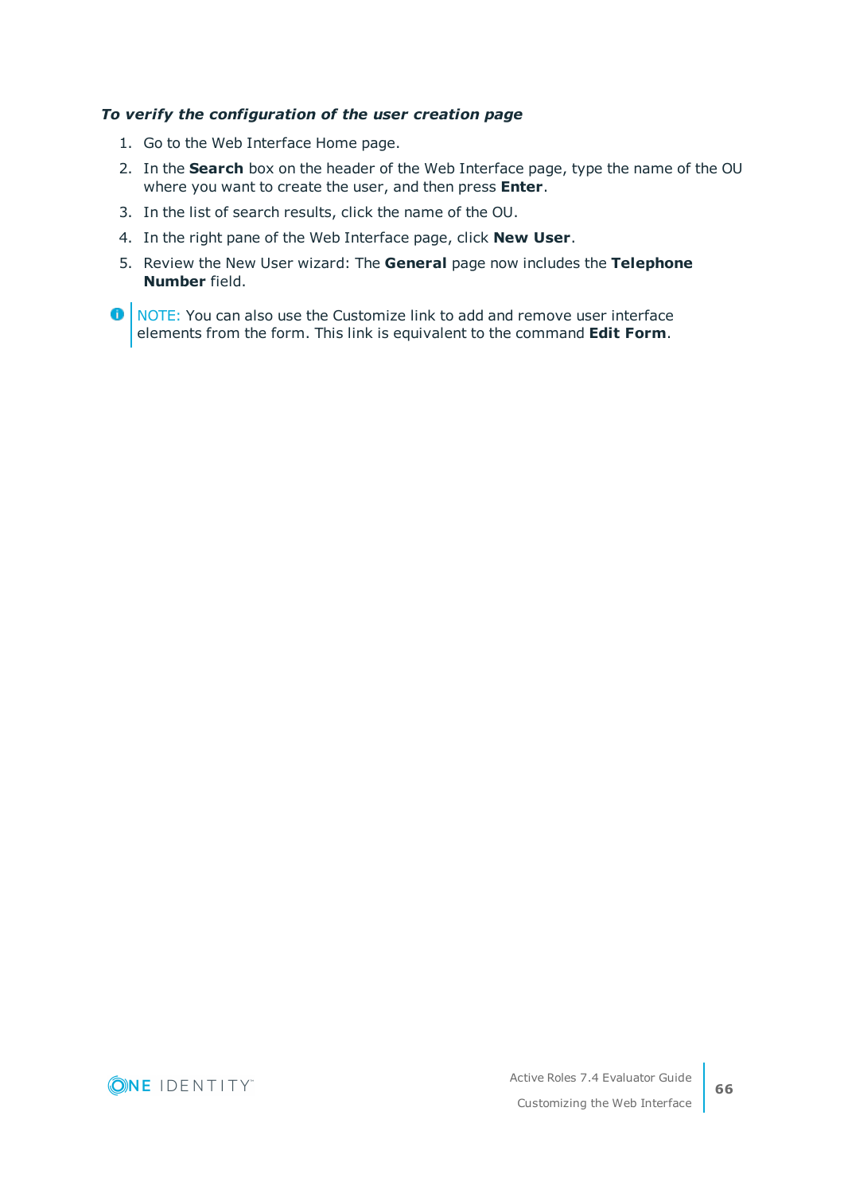***To verify the configuration of the user creation page***

1. Go to the Web Interface Home page.
2. In the **Search** box on the header of the Web Interface page, type the name of the OU where you want to create the user, and then press **Enter**.
3. In the list of search results, click the name of the OU.
4. In the right pane of the Web Interface page, click **New User**.
5. Review the New User wizard: The **General** page now includes the **Telephone Number** field.

NOTE: You can also use the Customize link to add and remove user interface elements from the form. This link is equivalent to the command **Edit Form**.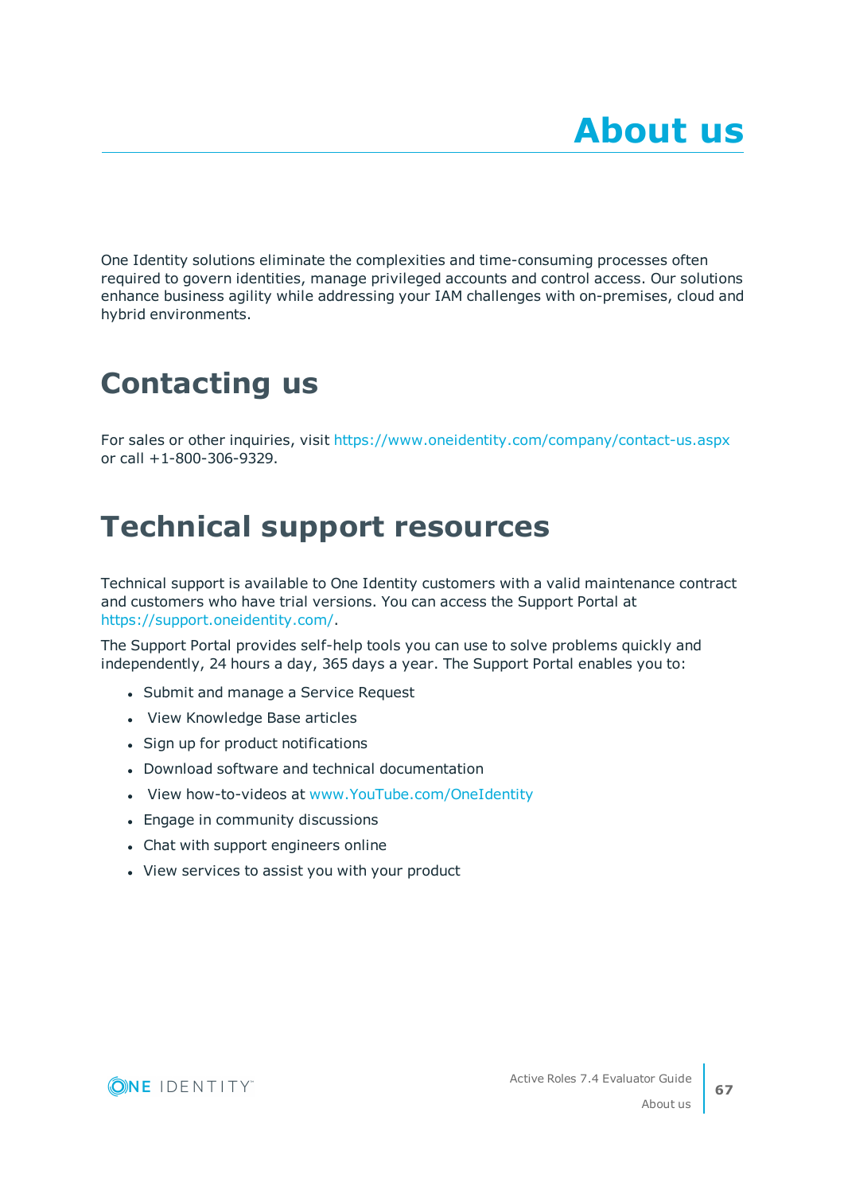# About us

One Identity solutions eliminate the complexities and time-consuming processes often required to govern identities, manage privileged accounts and control access. Our solutions enhance business agility while addressing your IAM challenges with on-premises, cloud and hybrid environments.

# Contacting us

For sales or other inquiries, visit https://www.oneidentity.com/company/contact-us.aspx or call +1-800-306-9329.

# Technical support resources

Technical support is available to One Identity customers with a valid maintenance contract and customers who have trial versions. You can access the Support Portal at https://support.oneidentity.com/.

The Support Portal provides self-help tools you can use to solve problems quickly and independently, 24 hours a day, 365 days a year. The Support Portal enables you to:

- Submit and manage a Service Request
- View Knowledge Base articles
- Sign up for product notifications
- Download software and technical documentation
- View how-to-videos at www.YouTube.com/OneIdentity
- Engage in community discussions
- Chat with support engineers online
- View services to assist you with your product